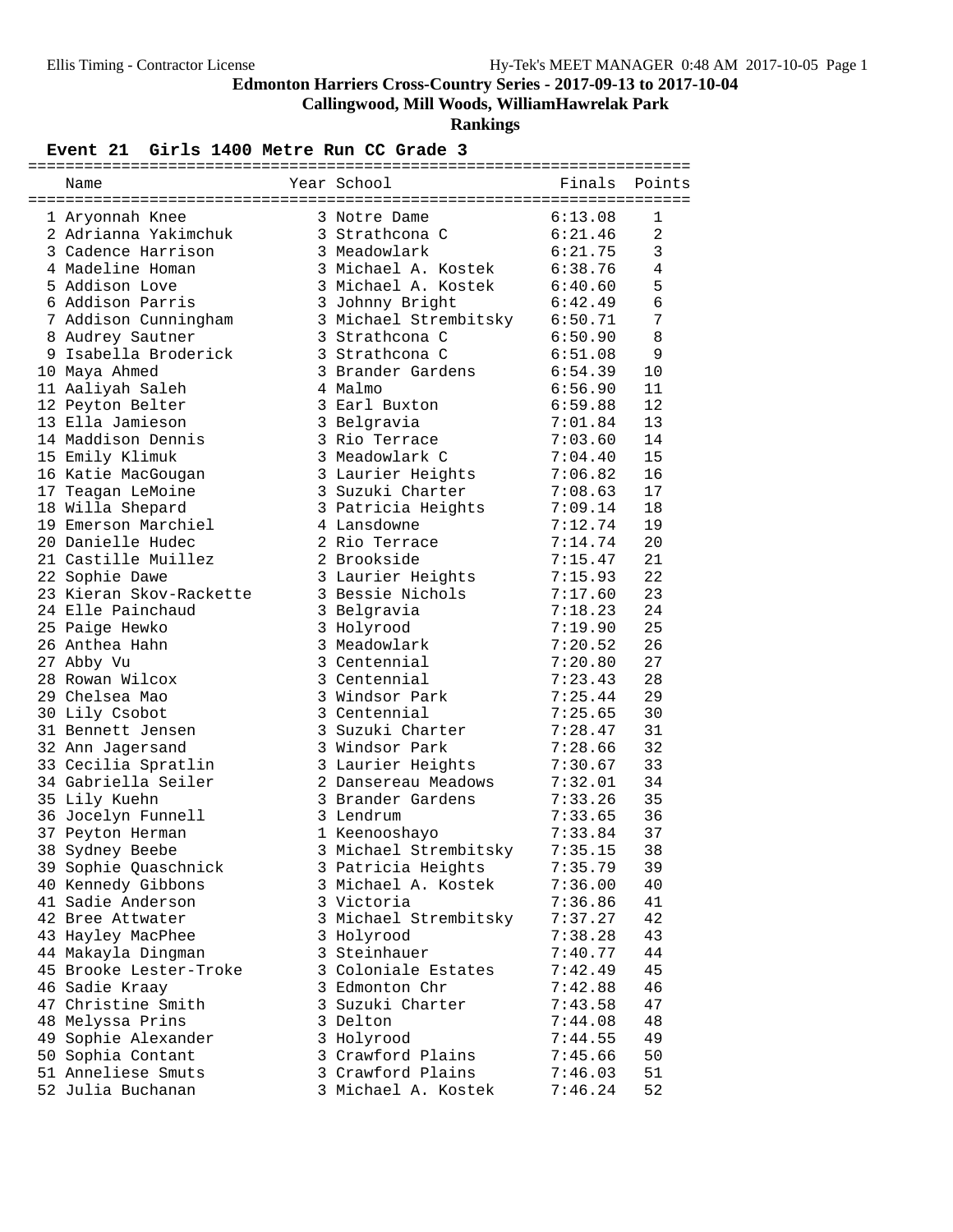# Edmonton Harriers Cross-Country Series - 2017-09-13 to 2017-10-04

## Callingwood, Mill Woods, WilliamHawrelak Park

### Rankings

**Event 21 Girls 1400 Metre Run CC Grade 3**

| | Name | Year | School | Finals | Points |
|---|---|---|---|---|---|
| 1 | Aryonnah Knee | 3 | Notre Dame | 6:13.08 | 1 |
| 2 | Adrianna Yakimchuk | 3 | Strathcona C | 6:21.46 | 2 |
| 3 | Cadence Harrison | 3 | Meadowlark | 6:21.75 | 3 |
| 4 | Madeline Homan | 3 | Michael A. Kostek | 6:38.76 | 4 |
| 5 | Addison Love | 3 | Michael A. Kostek | 6:40.60 | 5 |
| 6 | Addison Parris | 3 | Johnny Bright | 6:42.49 | 6 |
| 7 | Addison Cunningham | 3 | Michael Strembitsky | 6:50.71 | 7 |
| 8 | Audrey Sautner | 3 | Strathcona C | 6:50.90 | 8 |
| 9 | Isabella Broderick | 3 | Strathcona C | 6:51.08 | 9 |
| 10 | Maya Ahmed | 3 | Brander Gardens | 6:54.39 | 10 |
| 11 | Aaliyah Saleh | 4 | Malmo | 6:56.90 | 11 |
| 12 | Peyton Belter | 3 | Earl Buxton | 6:59.88 | 12 |
| 13 | Ella Jamieson | 3 | Belgravia | 7:01.84 | 13 |
| 14 | Maddison Dennis | 3 | Rio Terrace | 7:03.60 | 14 |
| 15 | Emily Klimuk | 3 | Meadowlark C | 7:04.40 | 15 |
| 16 | Katie MacGougan | 3 | Laurier Heights | 7:06.82 | 16 |
| 17 | Teagan LeMoine | 3 | Suzuki Charter | 7:08.63 | 17 |
| 18 | Willa Shepard | 3 | Patricia Heights | 7:09.14 | 18 |
| 19 | Emerson Marchiel | 4 | Lansdowne | 7:12.74 | 19 |
| 20 | Danielle Hudec | 2 | Rio Terrace | 7:14.74 | 20 |
| 21 | Castille Muillez | 2 | Brookside | 7:15.47 | 21 |
| 22 | Sophie Dawe | 3 | Laurier Heights | 7:15.93 | 22 |
| 23 | Kieran Skov-Rackette | 3 | Bessie Nichols | 7:17.60 | 23 |
| 24 | Elle Painchaud | 3 | Belgravia | 7:18.23 | 24 |
| 25 | Paige Hewko | 3 | Holyrood | 7:19.90 | 25 |
| 26 | Anthea Hahn | 3 | Meadowlark | 7:20.52 | 26 |
| 27 | Abby Vu | 3 | Centennial | 7:20.80 | 27 |
| 28 | Rowan Wilcox | 3 | Centennial | 7:23.43 | 28 |
| 29 | Chelsea Mao | 3 | Windsor Park | 7:25.44 | 29 |
| 30 | Lily Csobot | 3 | Centennial | 7:25.65 | 30 |
| 31 | Bennett Jensen | 3 | Suzuki Charter | 7:28.47 | 31 |
| 32 | Ann Jagersand | 3 | Windsor Park | 7:28.66 | 32 |
| 33 | Cecilia Spratlin | 3 | Laurier Heights | 7:30.67 | 33 |
| 34 | Gabriella Seiler | 2 | Dansereau Meadows | 7:32.01 | 34 |
| 35 | Lily Kuehn | 3 | Brander Gardens | 7:33.26 | 35 |
| 36 | Jocelyn Funnell | 3 | Lendrum | 7:33.65 | 36 |
| 37 | Peyton Herman | 1 | Keenooshayo | 7:33.84 | 37 |
| 38 | Sydney Beebe | 3 | Michael Strembitsky | 7:35.15 | 38 |
| 39 | Sophie Quaschnick | 3 | Patricia Heights | 7:35.79 | 39 |
| 40 | Kennedy Gibbons | 3 | Michael A. Kostek | 7:36.00 | 40 |
| 41 | Sadie Anderson | 3 | Victoria | 7:36.86 | 41 |
| 42 | Bree Attwater | 3 | Michael Strembitsky | 7:37.27 | 42 |
| 43 | Hayley MacPhee | 3 | Holyrood | 7:38.28 | 43 |
| 44 | Makayla Dingman | 3 | Steinhauer | 7:40.77 | 44 |
| 45 | Brooke Lester-Troke | 3 | Coloniale Estates | 7:42.49 | 45 |
| 46 | Sadie Kraay | 3 | Edmonton Chr | 7:42.88 | 46 |
| 47 | Christine Smith | 3 | Suzuki Charter | 7:43.58 | 47 |
| 48 | Melyssa Prins | 3 | Delton | 7:44.08 | 48 |
| 49 | Sophie Alexander | 3 | Holyrood | 7:44.55 | 49 |
| 50 | Sophia Contant | 3 | Crawford Plains | 7:45.66 | 50 |
| 51 | Anneliese Smuts | 3 | Crawford Plains | 7:46.03 | 51 |
| 52 | Julia Buchanan | 3 | Michael A. Kostek | 7:46.24 | 52 |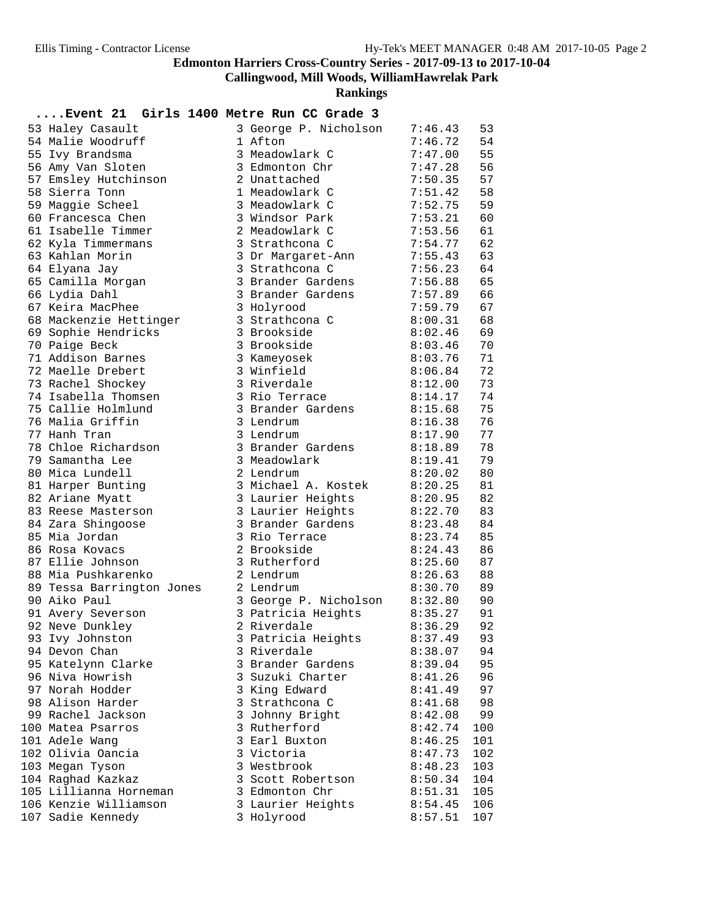# Edmonton Harriers Cross-Country Series - 2017-09-13 to 2017-10-04

## Callingwood, Mill Woods, WilliamHawrelak Park

### Rankings

**....Event 21 Girls 1400 Metre Run CC Grade 3**

| Place | Name | Grade | School | Time | Points |
|---|---|---|---|---|---|
| 53 | Haley Casault | 3 | George P. Nicholson | 7:46.43 | 53 |
| 54 | Malie Woodruff | 1 | Afton | 7:46.72 | 54 |
| 55 | Ivy Brandsma | 3 | Meadowlark C | 7:47.00 | 55 |
| 56 | Amy Van Sloten | 3 | Edmonton Chr | 7:47.28 | 56 |
| 57 | Emsley Hutchinson | 2 | Unattached | 7:50.35 | 57 |
| 58 | Sierra Tonn | 1 | Meadowlark C | 7:51.42 | 58 |
| 59 | Maggie Scheel | 3 | Meadowlark C | 7:52.75 | 59 |
| 60 | Francesca Chen | 3 | Windsor Park | 7:53.21 | 60 |
| 61 | Isabelle Timmer | 2 | Meadowlark C | 7:53.56 | 61 |
| 62 | Kyla Timmermans | 3 | Strathcona C | 7:54.77 | 62 |
| 63 | Kahlan Morin | 3 | Dr Margaret-Ann | 7:55.43 | 63 |
| 64 | Elyana Jay | 3 | Strathcona C | 7:56.23 | 64 |
| 65 | Camilla Morgan | 3 | Brander Gardens | 7:56.88 | 65 |
| 66 | Lydia Dahl | 3 | Brander Gardens | 7:57.89 | 66 |
| 67 | Keira MacPhee | 3 | Holyrood | 7:59.79 | 67 |
| 68 | Mackenzie Hettinger | 3 | Strathcona C | 8:00.31 | 68 |
| 69 | Sophie Hendricks | 3 | Brookside | 8:02.46 | 69 |
| 70 | Paige Beck | 3 | Brookside | 8:03.46 | 70 |
| 71 | Addison Barnes | 3 | Kameyosek | 8:03.76 | 71 |
| 72 | Maelle Drebert | 3 | Winfield | 8:06.84 | 72 |
| 73 | Rachel Shockey | 3 | Riverdale | 8:12.00 | 73 |
| 74 | Isabella Thomsen | 3 | Rio Terrace | 8:14.17 | 74 |
| 75 | Callie Holmlund | 3 | Brander Gardens | 8:15.68 | 75 |
| 76 | Malia Griffin | 3 | Lendrum | 8:16.38 | 76 |
| 77 | Hanh Tran | 3 | Lendrum | 8:17.90 | 77 |
| 78 | Chloe Richardson | 3 | Brander Gardens | 8:18.89 | 78 |
| 79 | Samantha Lee | 3 | Meadowlark | 8:19.41 | 79 |
| 80 | Mica Lundell | 2 | Lendrum | 8:20.02 | 80 |
| 81 | Harper Bunting | 3 | Michael A. Kostek | 8:20.25 | 81 |
| 82 | Ariane Myatt | 3 | Laurier Heights | 8:20.95 | 82 |
| 83 | Reese Masterson | 3 | Laurier Heights | 8:22.70 | 83 |
| 84 | Zara Shingoose | 3 | Brander Gardens | 8:23.48 | 84 |
| 85 | Mia Jordan | 3 | Rio Terrace | 8:23.74 | 85 |
| 86 | Rosa Kovacs | 2 | Brookside | 8:24.43 | 86 |
| 87 | Ellie Johnson | 3 | Rutherford | 8:25.60 | 87 |
| 88 | Mia Pushkarenko | 2 | Lendrum | 8:26.63 | 88 |
| 89 | Tessa Barrington Jones | 2 | Lendrum | 8:30.70 | 89 |
| 90 | Aiko Paul | 3 | George P. Nicholson | 8:32.80 | 90 |
| 91 | Avery Severson | 3 | Patricia Heights | 8:35.27 | 91 |
| 92 | Neve Dunkley | 2 | Riverdale | 8:36.29 | 92 |
| 93 | Ivy Johnston | 3 | Patricia Heights | 8:37.49 | 93 |
| 94 | Devon Chan | 3 | Riverdale | 8:38.07 | 94 |
| 95 | Katelynn Clarke | 3 | Brander Gardens | 8:39.04 | 95 |
| 96 | Niva Howrish | 3 | Suzuki Charter | 8:41.26 | 96 |
| 97 | Norah Hodder | 3 | King Edward | 8:41.49 | 97 |
| 98 | Alison Harder | 3 | Strathcona C | 8:41.68 | 98 |
| 99 | Rachel Jackson | 3 | Johnny Bright | 8:42.08 | 99 |
| 100 | Matea Psarros | 3 | Rutherford | 8:42.74 | 100 |
| 101 | Adele Wang | 3 | Earl Buxton | 8:46.25 | 101 |
| 102 | Olivia Oancia | 3 | Victoria | 8:47.73 | 102 |
| 103 | Megan Tyson | 3 | Westbrook | 8:48.23 | 103 |
| 104 | Raghad Kazkaz | 3 | Scott Robertson | 8:50.34 | 104 |
| 105 | Lillianna Horneman | 3 | Edmonton Chr | 8:51.31 | 105 |
| 106 | Kenzie Williamson | 3 | Laurier Heights | 8:54.45 | 106 |
| 107 | Sadie Kennedy | 3 | Holyrood | 8:57.51 | 107 |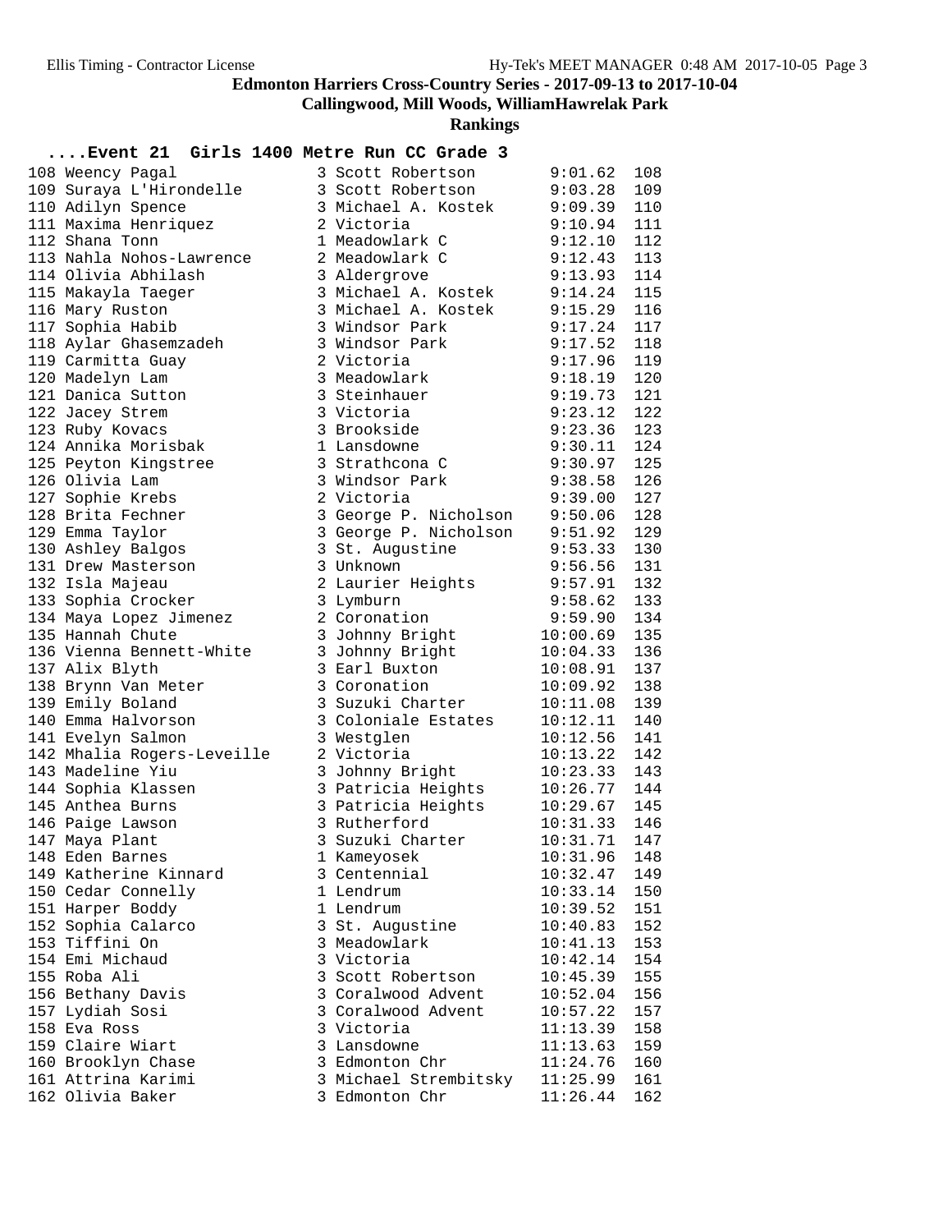# Edmonton Harriers Cross-Country Series - 2017-09-13 to 2017-10-04

## Callingwood, Mill Woods, WilliamHawrelak Park

### Rankings

#### ....Event 21 Girls 1400 Metre Run CC Grade 3

| Place | Name | Gr | School | Time | Points |
|---|---|---|---|---|---|
| 108 | Weency Pagal | 3 | Scott Robertson | 9:01.62 | 108 |
| 109 | Suraya L'Hirondelle | 3 | Scott Robertson | 9:03.28 | 109 |
| 110 | Adilyn Spence | 3 | Michael A. Kostek | 9:09.39 | 110 |
| 111 | Maxima Henriquez | 2 | Victoria | 9:10.94 | 111 |
| 112 | Shana Tonn | 1 | Meadowlark C | 9:12.10 | 112 |
| 113 | Nahla Nohos-Lawrence | 2 | Meadowlark C | 9:12.43 | 113 |
| 114 | Olivia Abhilash | 3 | Aldergrove | 9:13.93 | 114 |
| 115 | Makayla Taeger | 3 | Michael A. Kostek | 9:14.24 | 115 |
| 116 | Mary Ruston | 3 | Michael A. Kostek | 9:15.29 | 116 |
| 117 | Sophia Habib | 3 | Windsor Park | 9:17.24 | 117 |
| 118 | Aylar Ghasemzadeh | 3 | Windsor Park | 9:17.52 | 118 |
| 119 | Carmitta Guay | 2 | Victoria | 9:17.96 | 119 |
| 120 | Madelyn Lam | 3 | Meadowlark | 9:18.19 | 120 |
| 121 | Danica Sutton | 3 | Steinhauer | 9:19.73 | 121 |
| 122 | Jacey Strem | 3 | Victoria | 9:23.12 | 122 |
| 123 | Ruby Kovacs | 3 | Brookside | 9:23.36 | 123 |
| 124 | Annika Morisbak | 1 | Lansdowne | 9:30.11 | 124 |
| 125 | Peyton Kingstree | 3 | Strathcona C | 9:30.97 | 125 |
| 126 | Olivia Lam | 3 | Windsor Park | 9:38.58 | 126 |
| 127 | Sophie Krebs | 2 | Victoria | 9:39.00 | 127 |
| 128 | Brita Fechner | 3 | George P. Nicholson | 9:50.06 | 128 |
| 129 | Emma Taylor | 3 | George P. Nicholson | 9:51.92 | 129 |
| 130 | Ashley Balgos | 3 | St. Augustine | 9:53.33 | 130 |
| 131 | Drew Masterson | 3 | Unknown | 9:56.56 | 131 |
| 132 | Isla Majeau | 2 | Laurier Heights | 9:57.91 | 132 |
| 133 | Sophia Crocker | 3 | Lymburn | 9:58.62 | 133 |
| 134 | Maya Lopez Jimenez | 2 | Coronation | 9:59.90 | 134 |
| 135 | Hannah Chute | 3 | Johnny Bright | 10:00.69 | 135 |
| 136 | Vienna Bennett-White | 3 | Johnny Bright | 10:04.33 | 136 |
| 137 | Alix Blyth | 3 | Earl Buxton | 10:08.91 | 137 |
| 138 | Brynn Van Meter | 3 | Coronation | 10:09.92 | 138 |
| 139 | Emily Boland | 3 | Suzuki Charter | 10:11.08 | 139 |
| 140 | Emma Halvorson | 3 | Coloniale Estates | 10:12.11 | 140 |
| 141 | Evelyn Salmon | 3 | Westglen | 10:12.56 | 141 |
| 142 | Mhalia Rogers-Leveille | 2 | Victoria | 10:13.22 | 142 |
| 143 | Madeline Yiu | 3 | Johnny Bright | 10:23.33 | 143 |
| 144 | Sophia Klassen | 3 | Patricia Heights | 10:26.77 | 144 |
| 145 | Anthea Burns | 3 | Patricia Heights | 10:29.67 | 145 |
| 146 | Paige Lawson | 3 | Rutherford | 10:31.33 | 146 |
| 147 | Maya Plant | 3 | Suzuki Charter | 10:31.71 | 147 |
| 148 | Eden Barnes | 1 | Kameyosek | 10:31.96 | 148 |
| 149 | Katherine Kinnard | 3 | Centennial | 10:32.47 | 149 |
| 150 | Cedar Connelly | 1 | Lendrum | 10:33.14 | 150 |
| 151 | Harper Boddy | 1 | Lendrum | 10:39.52 | 151 |
| 152 | Sophia Calarco | 3 | St. Augustine | 10:40.83 | 152 |
| 153 | Tiffini On | 3 | Meadowlark | 10:41.13 | 153 |
| 154 | Emi Michaud | 3 | Victoria | 10:42.14 | 154 |
| 155 | Roba Ali | 3 | Scott Robertson | 10:45.39 | 155 |
| 156 | Bethany Davis | 3 | Coralwood Advent | 10:52.04 | 156 |
| 157 | Lydiah Sosi | 3 | Coralwood Advent | 10:57.22 | 157 |
| 158 | Eva Ross | 3 | Victoria | 11:13.39 | 158 |
| 159 | Claire Wiart | 3 | Lansdowne | 11:13.63 | 159 |
| 160 | Brooklyn Chase | 3 | Edmonton Chr | 11:24.76 | 160 |
| 161 | Attrina Karimi | 3 | Michael Strembitsky | 11:25.99 | 161 |
| 162 | Olivia Baker | 3 | Edmonton Chr | 11:26.44 | 162 |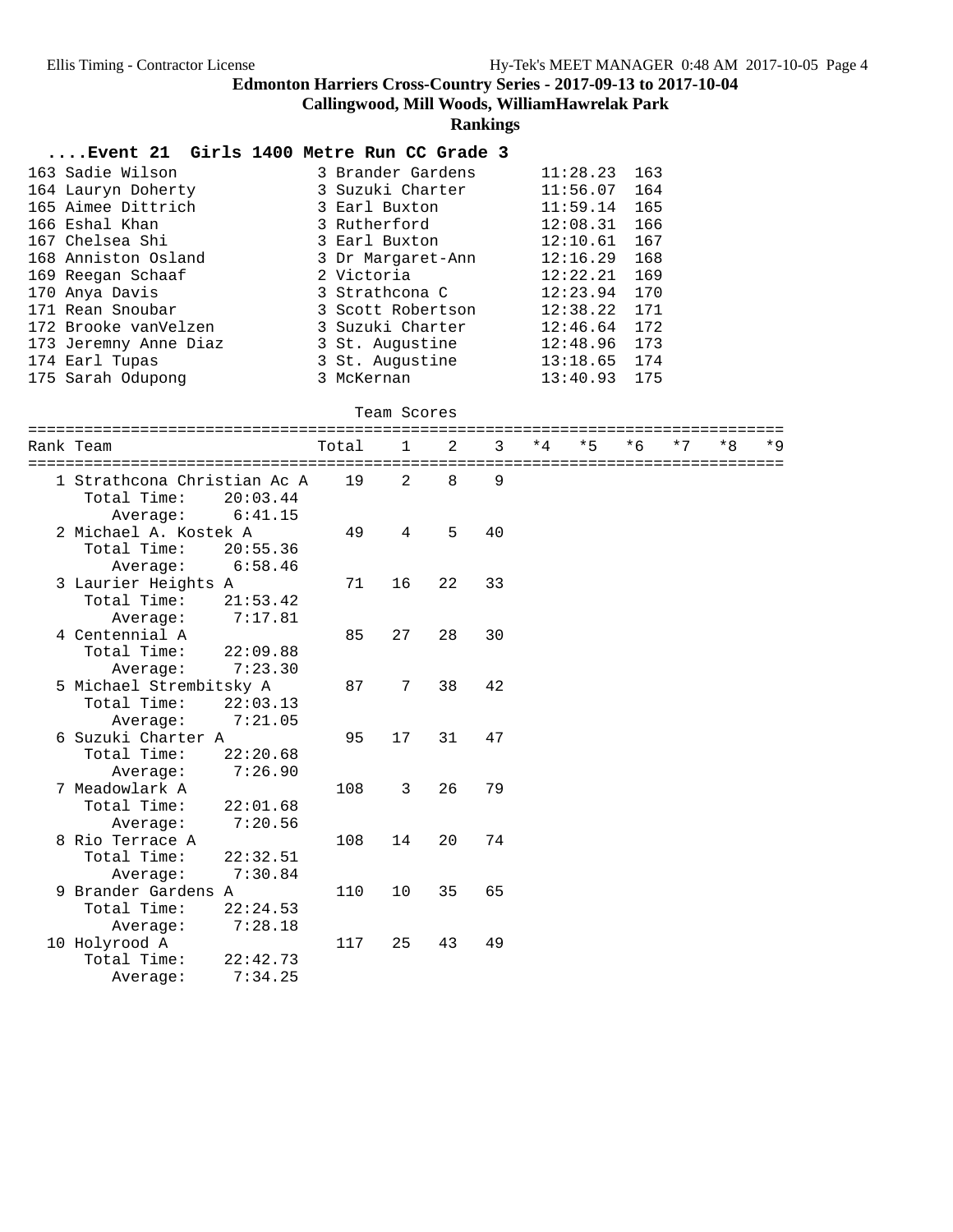## Edmonton Harriers Cross-Country Series - 2017-09-13 to 2017-10-04

### Callingwood, Mill Woods, WilliamHawrelak Park

### Rankings

#### ....Event 21 Girls 1400 Metre Run CC Grade 3

| Place | Name | Grade | School | Time | Points |
|---|---|---|---|---|---|
| 163 | Sadie Wilson | 3 | Brander Gardens | 11:28.23 | 163 |
| 164 | Lauryn Doherty | 3 | Suzuki Charter | 11:56.07 | 164 |
| 165 | Aimee Dittrich | 3 | Earl Buxton | 11:59.14 | 165 |
| 166 | Eshal Khan | 3 | Rutherford | 12:08.31 | 166 |
| 167 | Chelsea Shi | 3 | Earl Buxton | 12:10.61 | 167 |
| 168 | Anniston Osland | 3 | Dr Margaret-Ann | 12:16.29 | 168 |
| 169 | Reegan Schaaf | 2 | Victoria | 12:22.21 | 169 |
| 170 | Anya Davis | 3 | Strathcona C | 12:23.94 | 170 |
| 171 | Rean Snoubar | 3 | Scott Robertson | 12:38.22 | 171 |
| 172 | Brooke vanVelzen | 3 | Suzuki Charter | 12:46.64 | 172 |
| 173 | Jeremny Anne Diaz | 3 | St. Augustine | 12:48.96 | 173 |
| 174 | Earl Tupas | 3 | St. Augustine | 13:18.65 | 174 |
| 175 | Sarah Odupong | 3 | McKernan | 13:40.93 | 175 |

Team Scores

| Rank | Team | Total | 1 | 2 | 3 | *4 | *5 | *6 | *7 | *8 | *9 |
|---|---|---|---|---|---|---|---|---|---|---|---|
| 1 | Strathcona Christian Ac A | 19 | 2 | 8 | 9 | | | | | | |
| | Total Time: 20:03.44 | | | | | | | | | | |
| | Average: 6:41.15 | | | | | | | | | | |
| 2 | Michael A. Kostek A | 49 | 4 | 5 | 40 | | | | | | |
| | Total Time: 20:55.36 | | | | | | | | | | |
| | Average: 6:58.46 | | | | | | | | | | |
| 3 | Laurier Heights A | 71 | 16 | 22 | 33 | | | | | | |
| | Total Time: 21:53.42 | | | | | | | | | | |
| | Average: 7:17.81 | | | | | | | | | | |
| 4 | Centennial A | 85 | 27 | 28 | 30 | | | | | | |
| | Total Time: 22:09.88 | | | | | | | | | | |
| | Average: 7:23.30 | | | | | | | | | | |
| 5 | Michael Strembitsky A | 87 | 7 | 38 | 42 | | | | | | |
| | Total Time: 22:03.13 | | | | | | | | | | |
| | Average: 7:21.05 | | | | | | | | | | |
| 6 | Suzuki Charter A | 95 | 17 | 31 | 47 | | | | | | |
| | Total Time: 22:20.68 | | | | | | | | | | |
| | Average: 7:26.90 | | | | | | | | | | |
| 7 | Meadowlark A | 108 | 3 | 26 | 79 | | | | | | |
| | Total Time: 22:01.68 | | | | | | | | | | |
| | Average: 7:20.56 | | | | | | | | | | |
| 8 | Rio Terrace A | 108 | 14 | 20 | 74 | | | | | | |
| | Total Time: 22:32.51 | | | | | | | | | | |
| | Average: 7:30.84 | | | | | | | | | | |
| 9 | Brander Gardens A | 110 | 10 | 35 | 65 | | | | | | |
| | Total Time: 22:24.53 | | | | | | | | | | |
| | Average: 7:28.18 | | | | | | | | | | |
| 10 | Holyrood A | 117 | 25 | 43 | 49 | | | | | | |
| | Total Time: 22:42.73 | | | | | | | | | | |
| | Average: 7:34.25 | | | | | | | | | | |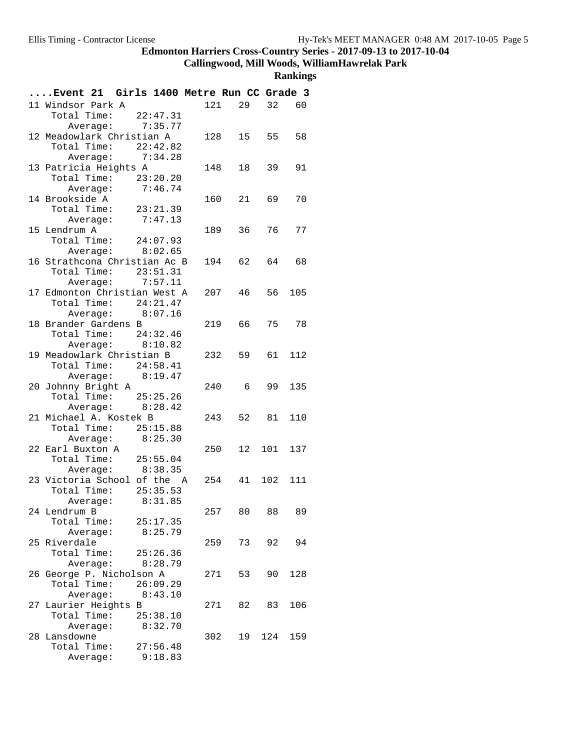# Edmonton Harriers Cross-Country Series - 2017-09-13 to 2017-10-04

## Callingwood, Mill Woods, WilliamHawrelak Park

### Rankings

**....Event 21 Girls 1400 Metre Run CC Grade 3**

| Rank | Team | Total Time | Average | Points | | | |
|---|---|---|---|---|---|---|---|
| 11 | Windsor Park A | 22:47.31 | 7:35.77 | 121 | 29 | 32 | 60 |
| 12 | Meadowlark Christian A | 22:42.82 | 7:34.28 | 128 | 15 | 55 | 58 |
| 13 | Patricia Heights A | 23:20.20 | 7:46.74 | 148 | 18 | 39 | 91 |
| 14 | Brookside A | 23:21.39 | 7:47.13 | 160 | 21 | 69 | 70 |
| 15 | Lendrum A | 24:07.93 | 8:02.65 | 189 | 36 | 76 | 77 |
| 16 | Strathcona Christian Ac B | 23:51.31 | 7:57.11 | 194 | 62 | 64 | 68 |
| 17 | Edmonton Christian West A | 24:21.47 | 8:07.16 | 207 | 46 | 56 | 105 |
| 18 | Brander Gardens B | 24:32.46 | 8:10.82 | 219 | 66 | 75 | 78 |
| 19 | Meadowlark Christian B | 24:58.41 | 8:19.47 | 232 | 59 | 61 | 112 |
| 20 | Johnny Bright A | 25:25.26 | 8:28.42 | 240 | 6 | 99 | 135 |
| 21 | Michael A. Kostek B | 25:15.88 | 8:25.30 | 243 | 52 | 81 | 110 |
| 22 | Earl Buxton A | 25:55.04 | 8:38.35 | 250 | 12 | 101 | 137 |
| 23 | Victoria School of the A | 25:35.53 | 8:31.85 | 254 | 41 | 102 | 111 |
| 24 | Lendrum B | 25:17.35 | 8:25.79 | 257 | 80 | 88 | 89 |
| 25 | Riverdale | 25:26.36 | 8:28.79 | 259 | 73 | 92 | 94 |
| 26 | George P. Nicholson A | 26:09.29 | 8:43.10 | 271 | 53 | 90 | 128 |
| 27 | Laurier Heights B | 25:38.10 | 8:32.70 | 271 | 82 | 83 | 106 |
| 28 | Lansdowne | 27:56.48 | 9:18.83 | 302 | 19 | 124 | 159 |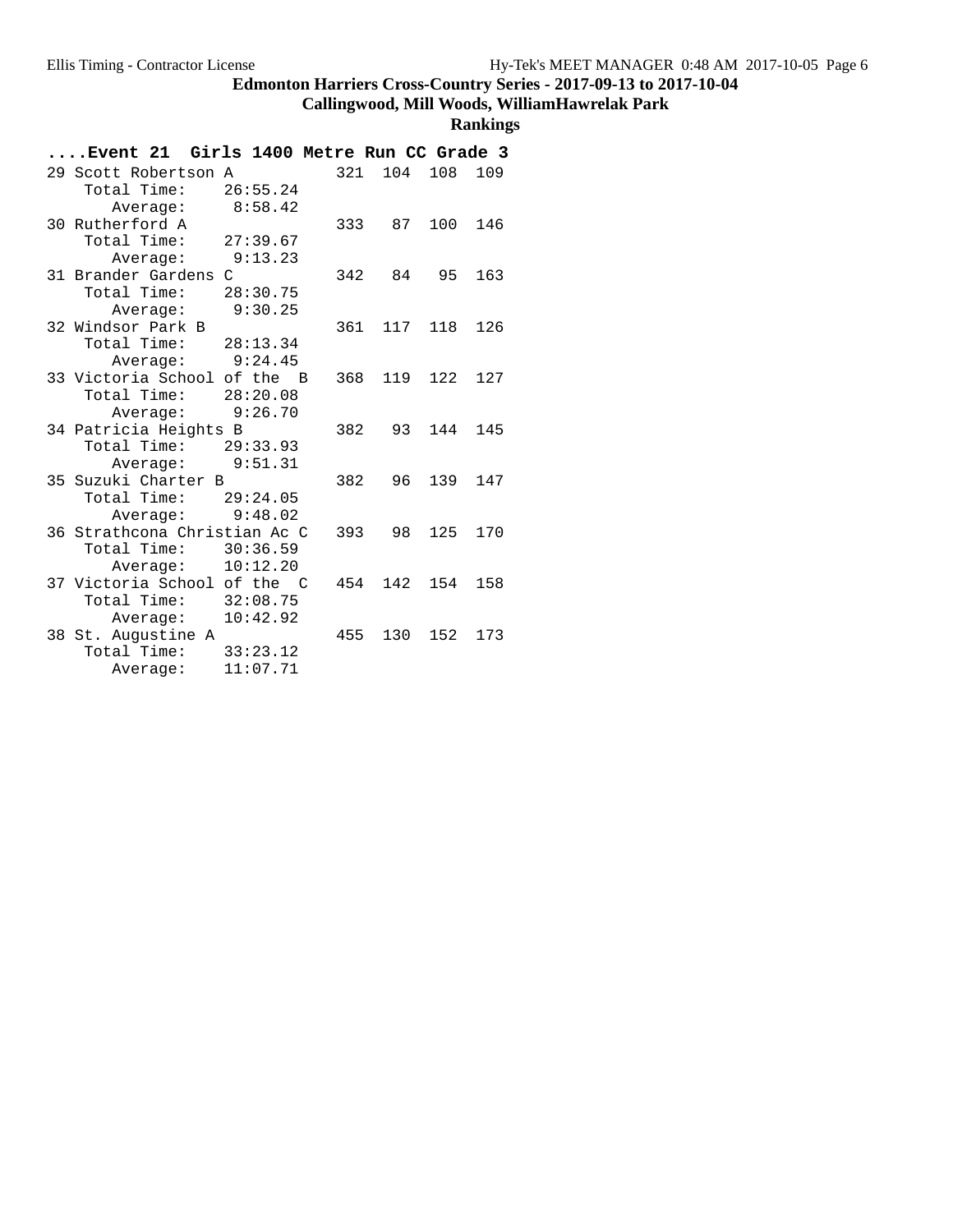# Edmonton Harriers Cross-Country Series - 2017-09-13 to 2017-10-04

## Callingwood, Mill Woods, WilliamHawrelak Park

### Rankings

**....Event 21 Girls 1400 Metre Run CC Grade 3**

```
29 Scott Robertson A           321  104  108  109
    Total Time:    26:55.24
       Average:     8:58.42
30 Rutherford A                333   87  100  146
    Total Time:    27:39.67
       Average:     9:13.23
31 Brander Gardens C           342   84   95  163
    Total Time:    28:30.75
       Average:     9:30.25
32 Windsor Park B              361  117  118  126
    Total Time:    28:13.34
       Average:     9:24.45
33 Victoria School of the  B   368  119  122  127
    Total Time:    28:20.08
       Average:     9:26.70
34 Patricia Heights B          382   93  144  145
    Total Time:    29:33.93
       Average:     9:51.31
35 Suzuki Charter B            382   96  139  147
    Total Time:    29:24.05
       Average:     9:48.02
36 Strathcona Christian Ac C   393   98  125  170
    Total Time:    30:36.59
       Average:    10:12.20
37 Victoria School of the  C   454  142  154  158
    Total Time:    32:08.75
       Average:    10:42.92
38 St. Augustine A             455  130  152  173
    Total Time:    33:23.12
       Average:    11:07.71
```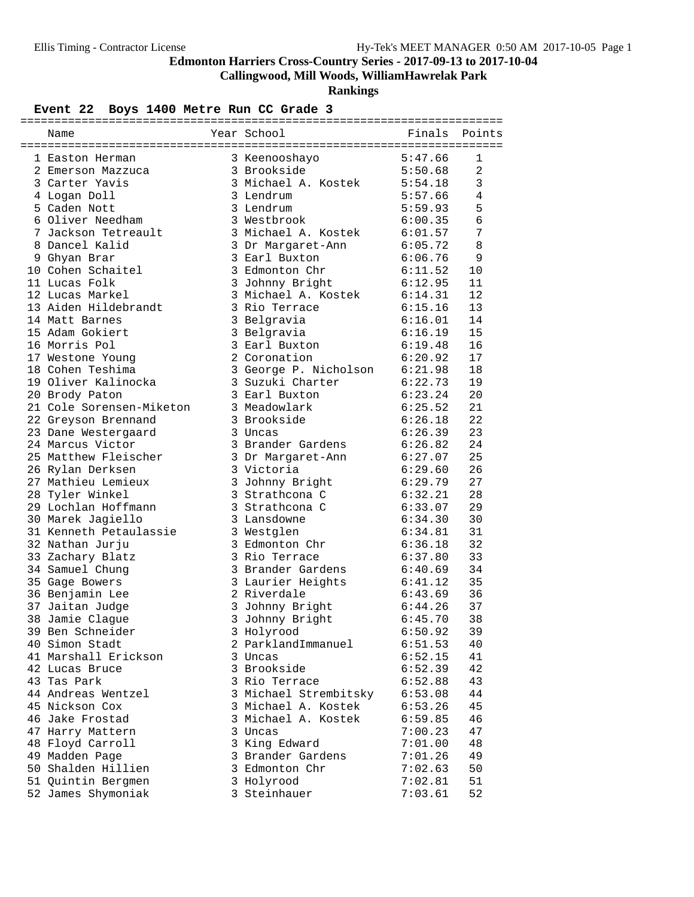# Edmonton Harriers Cross-Country Series - 2017-09-13 to 2017-10-04

## Callingwood, Mill Woods, WilliamHawrelak Park

### Rankings

**Event 22 Boys 1400 Metre Run CC Grade 3**

| | Name | Year | School | Finals | Points |
|---|---|---|---|---|---|
| 1 | Easton Herman | 3 | Keenooshayo | 5:47.66 | 1 |
| 2 | Emerson Mazzuca | 3 | Brookside | 5:50.68 | 2 |
| 3 | Carter Yavis | 3 | Michael A. Kostek | 5:54.18 | 3 |
| 4 | Logan Doll | 3 | Lendrum | 5:57.66 | 4 |
| 5 | Caden Nott | 3 | Lendrum | 5:59.93 | 5 |
| 6 | Oliver Needham | 3 | Westbrook | 6:00.35 | 6 |
| 7 | Jackson Tetreault | 3 | Michael A. Kostek | 6:01.57 | 7 |
| 8 | Dancel Kalid | 3 | Dr Margaret-Ann | 6:05.72 | 8 |
| 9 | Ghyan Brar | 3 | Earl Buxton | 6:06.76 | 9 |
| 10 | Cohen Schaitel | 3 | Edmonton Chr | 6:11.52 | 10 |
| 11 | Lucas Folk | 3 | Johnny Bright | 6:12.95 | 11 |
| 12 | Lucas Markel | 3 | Michael A. Kostek | 6:14.31 | 12 |
| 13 | Aiden Hildebrandt | 3 | Rio Terrace | 6:15.16 | 13 |
| 14 | Matt Barnes | 3 | Belgravia | 6:16.01 | 14 |
| 15 | Adam Gokiert | 3 | Belgravia | 6:16.19 | 15 |
| 16 | Morris Pol | 3 | Earl Buxton | 6:19.48 | 16 |
| 17 | Westone Young | 2 | Coronation | 6:20.92 | 17 |
| 18 | Cohen Teshima | 3 | George P. Nicholson | 6:21.98 | 18 |
| 19 | Oliver Kalinocka | 3 | Suzuki Charter | 6:22.73 | 19 |
| 20 | Brody Paton | 3 | Earl Buxton | 6:23.24 | 20 |
| 21 | Cole Sorensen-Miketon | 3 | Meadowlark | 6:25.52 | 21 |
| 22 | Greyson Brennand | 3 | Brookside | 6:26.18 | 22 |
| 23 | Dane Westergaard | 3 | Uncas | 6:26.39 | 23 |
| 24 | Marcus Victor | 3 | Brander Gardens | 6:26.82 | 24 |
| 25 | Matthew Fleischer | 3 | Dr Margaret-Ann | 6:27.07 | 25 |
| 26 | Rylan Derksen | 3 | Victoria | 6:29.60 | 26 |
| 27 | Mathieu Lemieux | 3 | Johnny Bright | 6:29.79 | 27 |
| 28 | Tyler Winkel | 3 | Strathcona C | 6:32.21 | 28 |
| 29 | Lochlan Hoffmann | 3 | Strathcona C | 6:33.07 | 29 |
| 30 | Marek Jagiello | 3 | Lansdowne | 6:34.30 | 30 |
| 31 | Kenneth Petaulassie | 3 | Westglen | 6:34.81 | 31 |
| 32 | Nathan Jurju | 3 | Edmonton Chr | 6:36.18 | 32 |
| 33 | Zachary Blatz | 3 | Rio Terrace | 6:37.80 | 33 |
| 34 | Samuel Chung | 3 | Brander Gardens | 6:40.69 | 34 |
| 35 | Gage Bowers | 3 | Laurier Heights | 6:41.12 | 35 |
| 36 | Benjamin Lee | 2 | Riverdale | 6:43.69 | 36 |
| 37 | Jaitan Judge | 3 | Johnny Bright | 6:44.26 | 37 |
| 38 | Jamie Clague | 3 | Johnny Bright | 6:45.70 | 38 |
| 39 | Ben Schneider | 3 | Holyrood | 6:50.92 | 39 |
| 40 | Simon Stadt | 2 | ParklandImmanuel | 6:51.53 | 40 |
| 41 | Marshall Erickson | 3 | Uncas | 6:52.15 | 41 |
| 42 | Lucas Bruce | 3 | Brookside | 6:52.39 | 42 |
| 43 | Tas Park | 3 | Rio Terrace | 6:52.88 | 43 |
| 44 | Andreas Wentzel | 3 | Michael Strembitsky | 6:53.08 | 44 |
| 45 | Nickson Cox | 3 | Michael A. Kostek | 6:53.26 | 45 |
| 46 | Jake Frostad | 3 | Michael A. Kostek | 6:59.85 | 46 |
| 47 | Harry Mattern | 3 | Uncas | 7:00.23 | 47 |
| 48 | Floyd Carroll | 3 | King Edward | 7:01.00 | 48 |
| 49 | Madden Page | 3 | Brander Gardens | 7:01.26 | 49 |
| 50 | Shalden Hillien | 3 | Edmonton Chr | 7:02.63 | 50 |
| 51 | Quintin Bergmen | 3 | Holyrood | 7:02.81 | 51 |
| 52 | James Shymoniak | 3 | Steinhauer | 7:03.61 | 52 |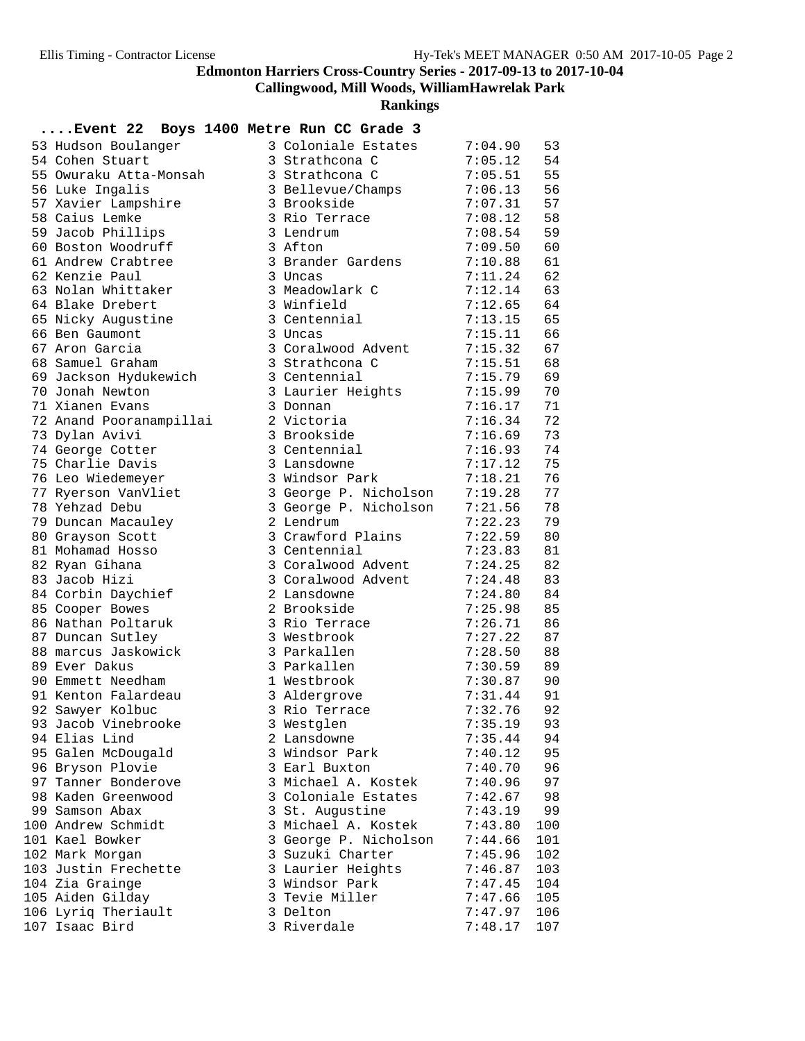## Edmonton Harriers Cross-Country Series - 2017-09-13 to 2017-10-04

### Callingwood, Mill Woods, WilliamHawrelak Park

### Rankings

**....Event 22 Boys 1400 Metre Run CC Grade 3**

| Place | Name | Grade | School | Time | Points |
|---|---|---|---|---|---|
| 53 | Hudson Boulanger | 3 | Coloniale Estates | 7:04.90 | 53 |
| 54 | Cohen Stuart | 3 | Strathcona C | 7:05.12 | 54 |
| 55 | Owuraku Atta-Monsah | 3 | Strathcona C | 7:05.51 | 55 |
| 56 | Luke Ingalis | 3 | Bellevue/Champs | 7:06.13 | 56 |
| 57 | Xavier Lampshire | 3 | Brookside | 7:07.31 | 57 |
| 58 | Caius Lemke | 3 | Rio Terrace | 7:08.12 | 58 |
| 59 | Jacob Phillips | 3 | Lendrum | 7:08.54 | 59 |
| 60 | Boston Woodruff | 3 | Afton | 7:09.50 | 60 |
| 61 | Andrew Crabtree | 3 | Brander Gardens | 7:10.88 | 61 |
| 62 | Kenzie Paul | 3 | Uncas | 7:11.24 | 62 |
| 63 | Nolan Whittaker | 3 | Meadowlark C | 7:12.14 | 63 |
| 64 | Blake Drebert | 3 | Winfield | 7:12.65 | 64 |
| 65 | Nicky Augustine | 3 | Centennial | 7:13.15 | 65 |
| 66 | Ben Gaumont | 3 | Uncas | 7:15.11 | 66 |
| 67 | Aron Garcia | 3 | Coralwood Advent | 7:15.32 | 67 |
| 68 | Samuel Graham | 3 | Strathcona C | 7:15.51 | 68 |
| 69 | Jackson Hydukewich | 3 | Centennial | 7:15.79 | 69 |
| 70 | Jonah Newton | 3 | Laurier Heights | 7:15.99 | 70 |
| 71 | Xianen Evans | 3 | Donnan | 7:16.17 | 71 |
| 72 | Anand Pooranampillai | 2 | Victoria | 7:16.34 | 72 |
| 73 | Dylan Avivi | 3 | Brookside | 7:16.69 | 73 |
| 74 | George Cotter | 3 | Centennial | 7:16.93 | 74 |
| 75 | Charlie Davis | 3 | Lansdowne | 7:17.12 | 75 |
| 76 | Leo Wiedemeyer | 3 | Windsor Park | 7:18.21 | 76 |
| 77 | Ryerson VanVliet | 3 | George P. Nicholson | 7:19.28 | 77 |
| 78 | Yehzad Debu | 3 | George P. Nicholson | 7:21.56 | 78 |
| 79 | Duncan Macauley | 2 | Lendrum | 7:22.23 | 79 |
| 80 | Grayson Scott | 3 | Crawford Plains | 7:22.59 | 80 |
| 81 | Mohamad Hosso | 3 | Centennial | 7:23.83 | 81 |
| 82 | Ryan Gihana | 3 | Coralwood Advent | 7:24.25 | 82 |
| 83 | Jacob Hizi | 3 | Coralwood Advent | 7:24.48 | 83 |
| 84 | Corbin Daychief | 2 | Lansdowne | 7:24.80 | 84 |
| 85 | Cooper Bowes | 2 | Brookside | 7:25.98 | 85 |
| 86 | Nathan Poltaruk | 3 | Rio Terrace | 7:26.71 | 86 |
| 87 | Duncan Sutley | 3 | Westbrook | 7:27.22 | 87 |
| 88 | marcus Jaskowick | 3 | Parkallen | 7:28.50 | 88 |
| 89 | Ever Dakus | 3 | Parkallen | 7:30.59 | 89 |
| 90 | Emmett Needham | 1 | Westbrook | 7:30.87 | 90 |
| 91 | Kenton Falardeau | 3 | Aldergrove | 7:31.44 | 91 |
| 92 | Sawyer Kolbuc | 3 | Rio Terrace | 7:32.76 | 92 |
| 93 | Jacob Vinebrooke | 3 | Westglen | 7:35.19 | 93 |
| 94 | Elias Lind | 2 | Lansdowne | 7:35.44 | 94 |
| 95 | Galen McDougald | 3 | Windsor Park | 7:40.12 | 95 |
| 96 | Bryson Plovie | 3 | Earl Buxton | 7:40.70 | 96 |
| 97 | Tanner Bonderove | 3 | Michael A. Kostek | 7:40.96 | 97 |
| 98 | Kaden Greenwood | 3 | Coloniale Estates | 7:42.67 | 98 |
| 99 | Samson Abax | 3 | St. Augustine | 7:43.19 | 99 |
| 100 | Andrew Schmidt | 3 | Michael A. Kostek | 7:43.80 | 100 |
| 101 | Kael Bowker | 3 | George P. Nicholson | 7:44.66 | 101 |
| 102 | Mark Morgan | 3 | Suzuki Charter | 7:45.96 | 102 |
| 103 | Justin Frechette | 3 | Laurier Heights | 7:46.87 | 103 |
| 104 | Zia Grainge | 3 | Windsor Park | 7:47.45 | 104 |
| 105 | Aiden Gilday | 3 | Tevie Miller | 7:47.66 | 105 |
| 106 | Lyriq Theriault | 3 | Delton | 7:47.97 | 106 |
| 107 | Isaac Bird | 3 | Riverdale | 7:48.17 | 107 |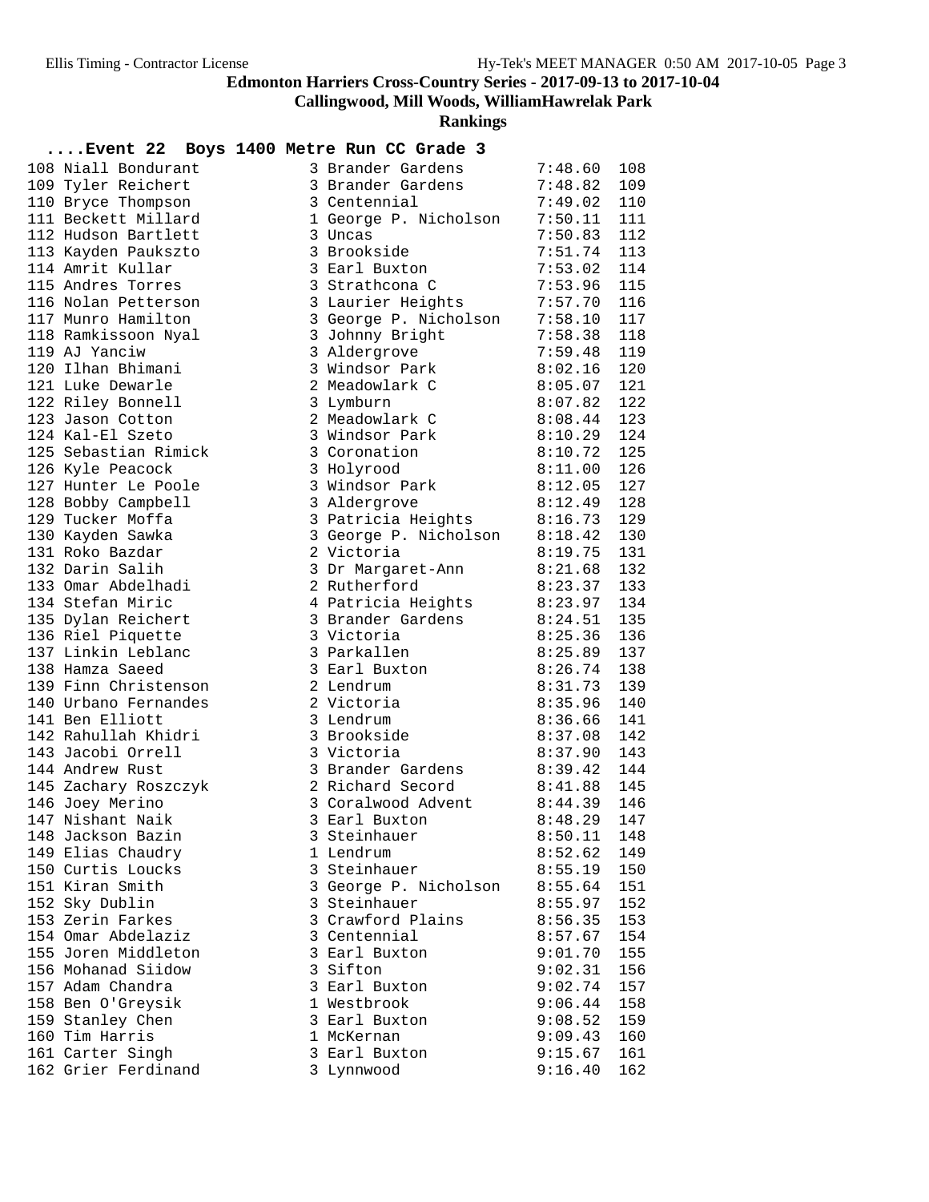**Edmonton Harriers Cross-Country Series - 2017-09-13 to 2017-10-04**

**Callingwood, Mill Woods, WilliamHawrelak Park**

**Rankings**

## ....Event 22 Boys 1400 Metre Run CC Grade 3

| Place | Name | Gr | School | Time | Pts |
|---|---|---|---|---|---|
| 108 | Niall Bondurant | 3 | Brander Gardens | 7:48.60 | 108 |
| 109 | Tyler Reichert | 3 | Brander Gardens | 7:48.82 | 109 |
| 110 | Bryce Thompson | 3 | Centennial | 7:49.02 | 110 |
| 111 | Beckett Millard | 1 | George P. Nicholson | 7:50.11 | 111 |
| 112 | Hudson Bartlett | 3 | Uncas | 7:50.83 | 112 |
| 113 | Kayden Paukszto | 3 | Brookside | 7:51.74 | 113 |
| 114 | Amrit Kullar | 3 | Earl Buxton | 7:53.02 | 114 |
| 115 | Andres Torres | 3 | Strathcona C | 7:53.96 | 115 |
| 116 | Nolan Petterson | 3 | Laurier Heights | 7:57.70 | 116 |
| 117 | Munro Hamilton | 3 | George P. Nicholson | 7:58.10 | 117 |
| 118 | Ramkissoon Nyal | 3 | Johnny Bright | 7:58.38 | 118 |
| 119 | AJ Yanciw | 3 | Aldergrove | 7:59.48 | 119 |
| 120 | Ilhan Bhimani | 3 | Windsor Park | 8:02.16 | 120 |
| 121 | Luke Dewarle | 2 | Meadowlark C | 8:05.07 | 121 |
| 122 | Riley Bonnell | 3 | Lymburn | 8:07.82 | 122 |
| 123 | Jason Cotton | 2 | Meadowlark C | 8:08.44 | 123 |
| 124 | Kal-El Szeto | 3 | Windsor Park | 8:10.29 | 124 |
| 125 | Sebastian Rimick | 3 | Coronation | 8:10.72 | 125 |
| 126 | Kyle Peacock | 3 | Holyrood | 8:11.00 | 126 |
| 127 | Hunter Le Poole | 3 | Windsor Park | 8:12.05 | 127 |
| 128 | Bobby Campbell | 3 | Aldergrove | 8:12.49 | 128 |
| 129 | Tucker Moffa | 3 | Patricia Heights | 8:16.73 | 129 |
| 130 | Kayden Sawka | 3 | George P. Nicholson | 8:18.42 | 130 |
| 131 | Roko Bazdar | 2 | Victoria | 8:19.75 | 131 |
| 132 | Darin Salih | 3 | Dr Margaret-Ann | 8:21.68 | 132 |
| 133 | Omar Abdelhadi | 2 | Rutherford | 8:23.37 | 133 |
| 134 | Stefan Miric | 4 | Patricia Heights | 8:23.97 | 134 |
| 135 | Dylan Reichert | 3 | Brander Gardens | 8:24.51 | 135 |
| 136 | Riel Piquette | 3 | Victoria | 8:25.36 | 136 |
| 137 | Linkin Leblanc | 3 | Parkallen | 8:25.89 | 137 |
| 138 | Hamza Saeed | 3 | Earl Buxton | 8:26.74 | 138 |
| 139 | Finn Christenson | 2 | Lendrum | 8:31.73 | 139 |
| 140 | Urbano Fernandes | 2 | Victoria | 8:35.96 | 140 |
| 141 | Ben Elliott | 3 | Lendrum | 8:36.66 | 141 |
| 142 | Rahullah Khidri | 3 | Brookside | 8:37.08 | 142 |
| 143 | Jacobi Orrell | 3 | Victoria | 8:37.90 | 143 |
| 144 | Andrew Rust | 3 | Brander Gardens | 8:39.42 | 144 |
| 145 | Zachary Roszczyk | 2 | Richard Secord | 8:41.88 | 145 |
| 146 | Joey Merino | 3 | Coralwood Advent | 8:44.39 | 146 |
| 147 | Nishant Naik | 3 | Earl Buxton | 8:48.29 | 147 |
| 148 | Jackson Bazin | 3 | Steinhauer | 8:50.11 | 148 |
| 149 | Elias Chaudry | 1 | Lendrum | 8:52.62 | 149 |
| 150 | Curtis Loucks | 3 | Steinhauer | 8:55.19 | 150 |
| 151 | Kiran Smith | 3 | George P. Nicholson | 8:55.64 | 151 |
| 152 | Sky Dublin | 3 | Steinhauer | 8:55.97 | 152 |
| 153 | Zerin Farkes | 3 | Crawford Plains | 8:56.35 | 153 |
| 154 | Omar Abdelaziz | 3 | Centennial | 8:57.67 | 154 |
| 155 | Joren Middleton | 3 | Earl Buxton | 9:01.70 | 155 |
| 156 | Mohanad Siidow | 3 | Sifton | 9:02.31 | 156 |
| 157 | Adam Chandra | 3 | Earl Buxton | 9:02.74 | 157 |
| 158 | Ben O'Greysik | 1 | Westbrook | 9:06.44 | 158 |
| 159 | Stanley Chen | 3 | Earl Buxton | 9:08.52 | 159 |
| 160 | Tim Harris | 1 | McKernan | 9:09.43 | 160 |
| 161 | Carter Singh | 3 | Earl Buxton | 9:15.67 | 161 |
| 162 | Grier Ferdinand | 3 | Lynnwood | 9:16.40 | 162 |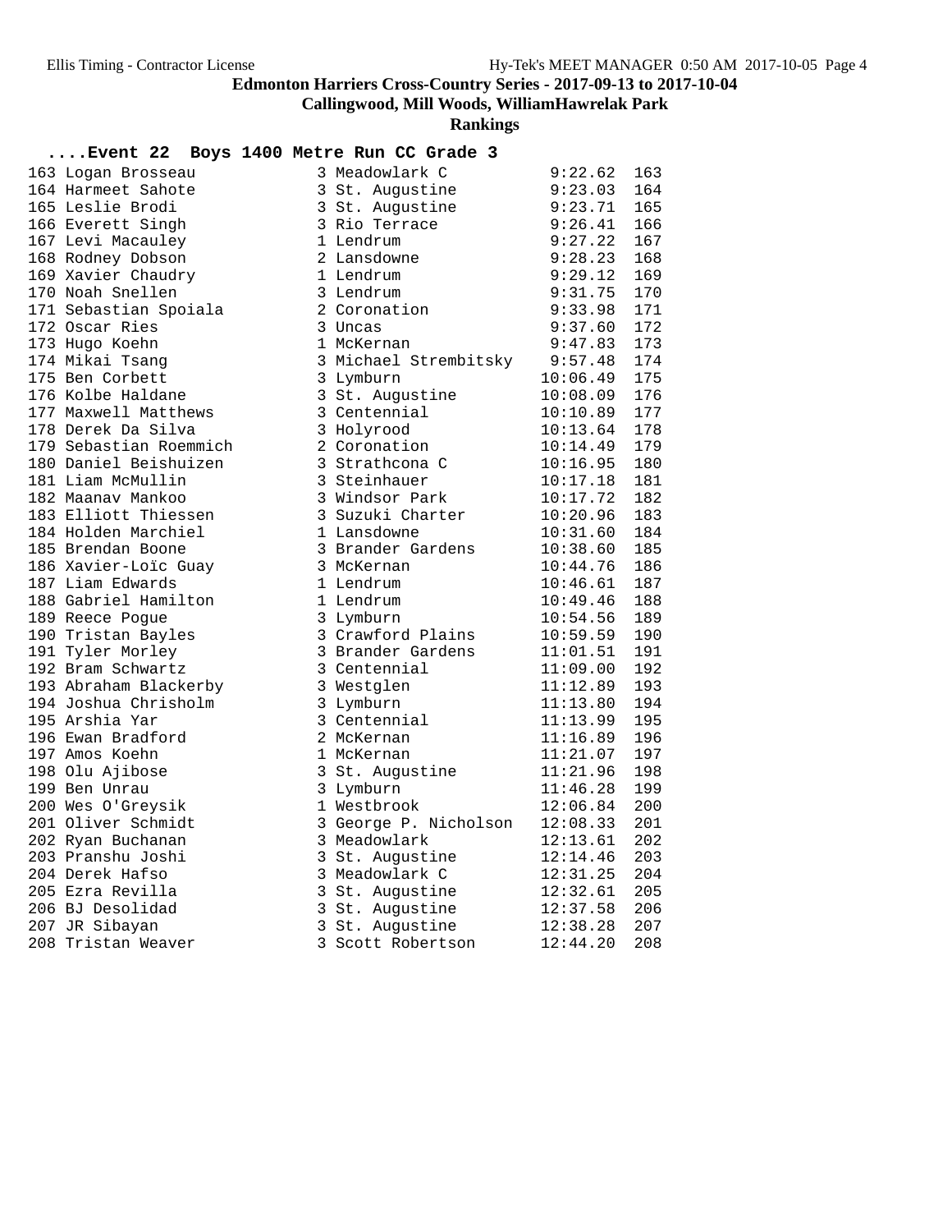# Edmonton Harriers Cross-Country Series - 2017-09-13 to 2017-10-04

## Callingwood, Mill Woods, WilliamHawrelak Park

### Rankings

**....Event 22 Boys 1400 Metre Run CC Grade 3**

| Place | Name | Gr | School | Time | Points |
|---|---|---|---|---|---|
| 163 | Logan Brosseau | 3 | Meadowlark C | 9:22.62 | 163 |
| 164 | Harmeet Sahote | 3 | St. Augustine | 9:23.03 | 164 |
| 165 | Leslie Brodi | 3 | St. Augustine | 9:23.71 | 165 |
| 166 | Everett Singh | 3 | Rio Terrace | 9:26.41 | 166 |
| 167 | Levi Macauley | 1 | Lendrum | 9:27.22 | 167 |
| 168 | Rodney Dobson | 2 | Lansdowne | 9:28.23 | 168 |
| 169 | Xavier Chaudry | 1 | Lendrum | 9:29.12 | 169 |
| 170 | Noah Snellen | 3 | Lendrum | 9:31.75 | 170 |
| 171 | Sebastian Spoiala | 2 | Coronation | 9:33.98 | 171 |
| 172 | Oscar Ries | 3 | Uncas | 9:37.60 | 172 |
| 173 | Hugo Koehn | 1 | McKernan | 9:47.83 | 173 |
| 174 | Mikai Tsang | 3 | Michael Strembitsky | 9:57.48 | 174 |
| 175 | Ben Corbett | 3 | Lymburn | 10:06.49 | 175 |
| 176 | Kolbe Haldane | 3 | St. Augustine | 10:08.09 | 176 |
| 177 | Maxwell Matthews | 3 | Centennial | 10:10.89 | 177 |
| 178 | Derek Da Silva | 3 | Holyrood | 10:13.64 | 178 |
| 179 | Sebastian Roemmich | 2 | Coronation | 10:14.49 | 179 |
| 180 | Daniel Beishuizen | 3 | Strathcona C | 10:16.95 | 180 |
| 181 | Liam McMullin | 3 | Steinhauer | 10:17.18 | 181 |
| 182 | Maanav Mankoo | 3 | Windsor Park | 10:17.72 | 182 |
| 183 | Elliott Thiessen | 3 | Suzuki Charter | 10:20.96 | 183 |
| 184 | Holden Marchiel | 1 | Lansdowne | 10:31.60 | 184 |
| 185 | Brendan Boone | 3 | Brander Gardens | 10:38.60 | 185 |
| 186 | Xavier-Loïc Guay | 3 | McKernan | 10:44.76 | 186 |
| 187 | Liam Edwards | 1 | Lendrum | 10:46.61 | 187 |
| 188 | Gabriel Hamilton | 1 | Lendrum | 10:49.46 | 188 |
| 189 | Reece Pogue | 3 | Lymburn | 10:54.56 | 189 |
| 190 | Tristan Bayles | 3 | Crawford Plains | 10:59.59 | 190 |
| 191 | Tyler Morley | 3 | Brander Gardens | 11:01.51 | 191 |
| 192 | Bram Schwartz | 3 | Centennial | 11:09.00 | 192 |
| 193 | Abraham Blackerby | 3 | Westglen | 11:12.89 | 193 |
| 194 | Joshua Chrisholm | 3 | Lymburn | 11:13.80 | 194 |
| 195 | Arshia Yar | 3 | Centennial | 11:13.99 | 195 |
| 196 | Ewan Bradford | 2 | McKernan | 11:16.89 | 196 |
| 197 | Amos Koehn | 1 | McKernan | 11:21.07 | 197 |
| 198 | Olu Ajibose | 3 | St. Augustine | 11:21.96 | 198 |
| 199 | Ben Unrau | 3 | Lymburn | 11:46.28 | 199 |
| 200 | Wes O'Greysik | 1 | Westbrook | 12:06.84 | 200 |
| 201 | Oliver Schmidt | 3 | George P. Nicholson | 12:08.33 | 201 |
| 202 | Ryan Buchanan | 3 | Meadowlark | 12:13.61 | 202 |
| 203 | Pranshu Joshi | 3 | St. Augustine | 12:14.46 | 203 |
| 204 | Derek Hafso | 3 | Meadowlark C | 12:31.25 | 204 |
| 205 | Ezra Revilla | 3 | St. Augustine | 12:32.61 | 205 |
| 206 | BJ Desolidad | 3 | St. Augustine | 12:37.58 | 206 |
| 207 | JR Sibayan | 3 | St. Augustine | 12:38.28 | 207 |
| 208 | Tristan Weaver | 3 | Scott Robertson | 12:44.20 | 208 |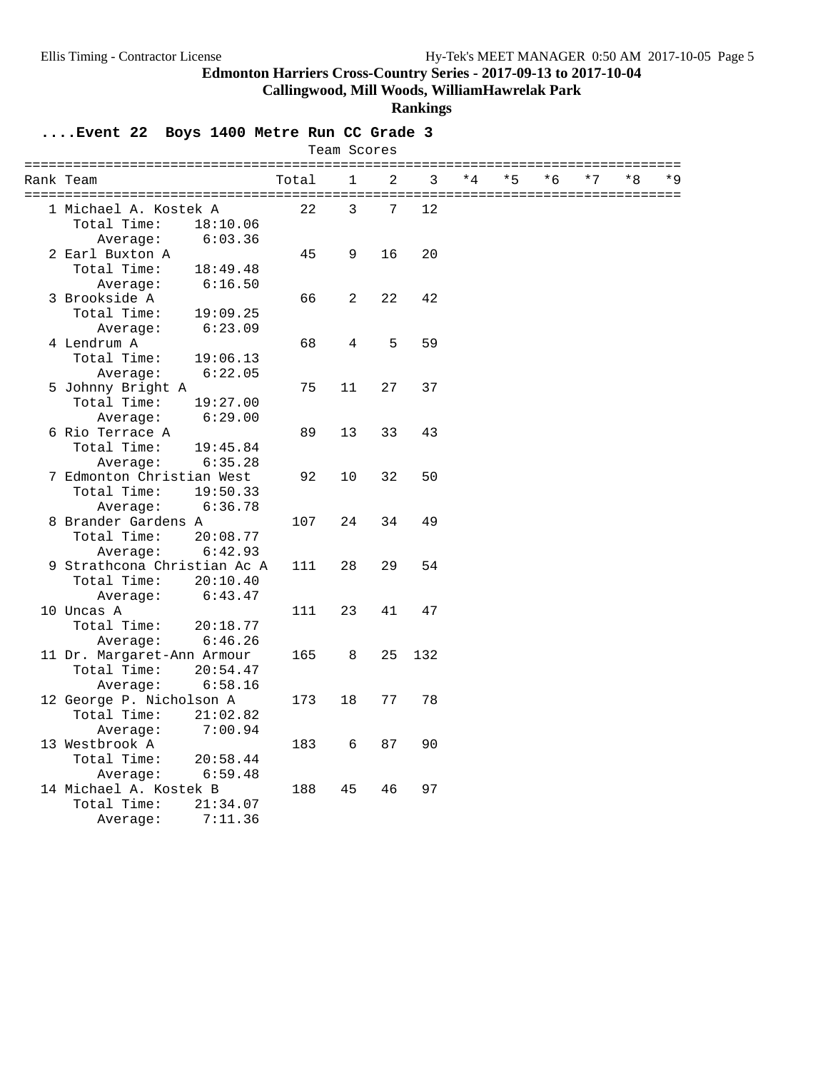# Edmonton Harriers Cross-Country Series - 2017-09-13 to 2017-10-04

## Callingwood, Mill Woods, WilliamHawrelak Park

### Rankings

**....Event 22 Boys 1400 Metre Run CC Grade 3**

Team Scores

| Rank | Team | Total | 1 | 2 | 3 | *4 | *5 | *6 | *7 | *8 | *9 |
|---|---|---|---|---|---|---|---|---|---|---|---|
| 1 | Michael A. Kostek A | 22 | 3 | 7 | 12 | | | | | | |
| | Total Time: 18:10.06 | | | | | | | | | | |
| | Average: 6:03.36 | | | | | | | | | | |
| 2 | Earl Buxton A | 45 | 9 | 16 | 20 | | | | | | |
| | Total Time: 18:49.48 | | | | | | | | | | |
| | Average: 6:16.50 | | | | | | | | | | |
| 3 | Brookside A | 66 | 2 | 22 | 42 | | | | | | |
| | Total Time: 19:09.25 | | | | | | | | | | |
| | Average: 6:23.09 | | | | | | | | | | |
| 4 | Lendrum A | 68 | 4 | 5 | 59 | | | | | | |
| | Total Time: 19:06.13 | | | | | | | | | | |
| | Average: 6:22.05 | | | | | | | | | | |
| 5 | Johnny Bright A | 75 | 11 | 27 | 37 | | | | | | |
| | Total Time: 19:27.00 | | | | | | | | | | |
| | Average: 6:29.00 | | | | | | | | | | |
| 6 | Rio Terrace A | 89 | 13 | 33 | 43 | | | | | | |
| | Total Time: 19:45.84 | | | | | | | | | | |
| | Average: 6:35.28 | | | | | | | | | | |
| 7 | Edmonton Christian West | 92 | 10 | 32 | 50 | | | | | | |
| | Total Time: 19:50.33 | | | | | | | | | | |
| | Average: 6:36.78 | | | | | | | | | | |
| 8 | Brander Gardens A | 107 | 24 | 34 | 49 | | | | | | |
| | Total Time: 20:08.77 | | | | | | | | | | |
| | Average: 6:42.93 | | | | | | | | | | |
| 9 | Strathcona Christian Ac A | 111 | 28 | 29 | 54 | | | | | | |
| | Total Time: 20:10.40 | | | | | | | | | | |
| | Average: 6:43.47 | | | | | | | | | | |
| 10 | Uncas A | 111 | 23 | 41 | 47 | | | | | | |
| | Total Time: 20:18.77 | | | | | | | | | | |
| | Average: 6:46.26 | | | | | | | | | | |
| 11 | Dr. Margaret-Ann Armour | 165 | 8 | 25 | 132 | | | | | | |
| | Total Time: 20:54.47 | | | | | | | | | | |
| | Average: 6:58.16 | | | | | | | | | | |
| 12 | George P. Nicholson A | 173 | 18 | 77 | 78 | | | | | | |
| | Total Time: 21:02.82 | | | | | | | | | | |
| | Average: 7:00.94 | | | | | | | | | | |
| 13 | Westbrook A | 183 | 6 | 87 | 90 | | | | | | |
| | Total Time: 20:58.44 | | | | | | | | | | |
| | Average: 6:59.48 | | | | | | | | | | |
| 14 | Michael A. Kostek B | 188 | 45 | 46 | 97 | | | | | | |
| | Total Time: 21:34.07 | | | | | | | | | | |
| | Average: 7:11.36 | | | | | | | | | | |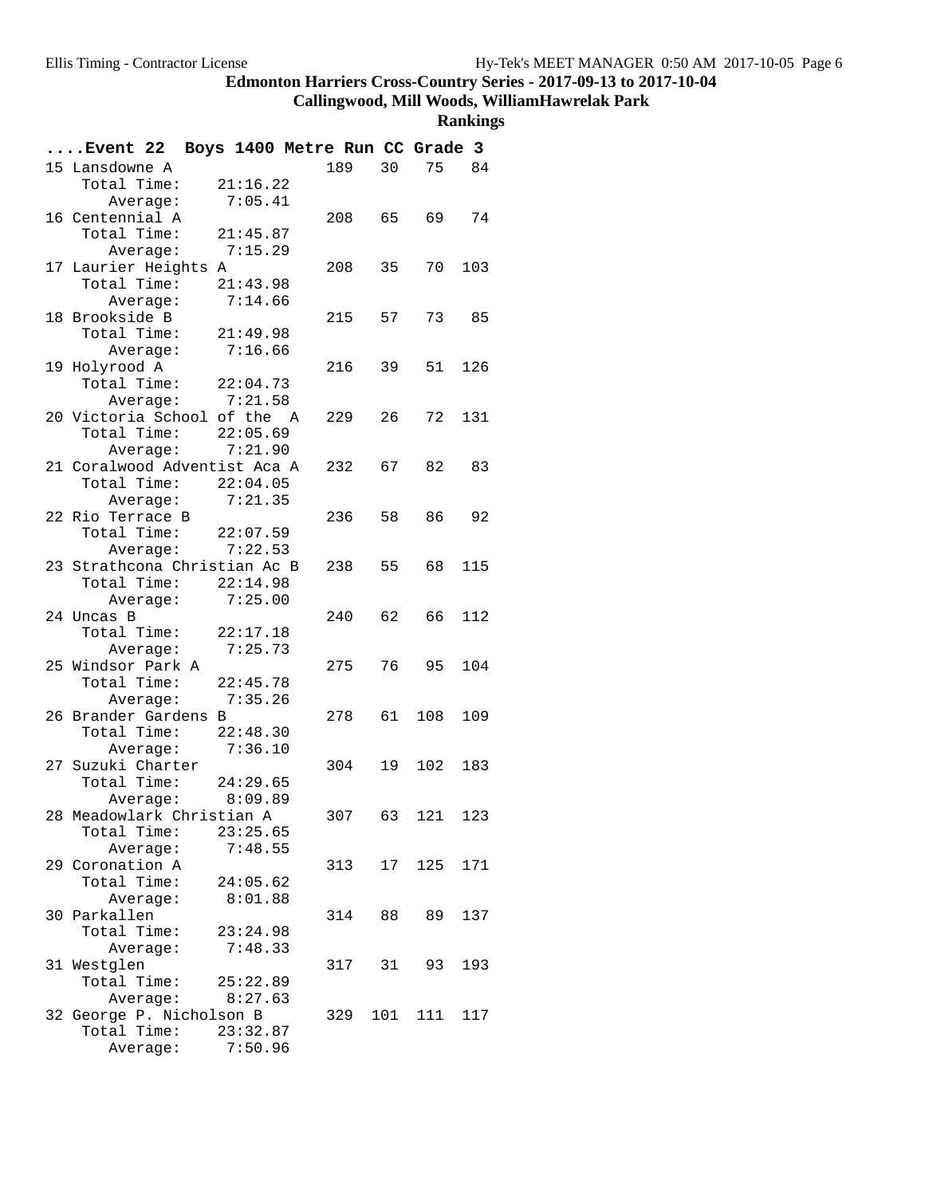Edmonton Harriers Cross-Country Series - 2017-09-13 to 2017-10-04

Callingwood, Mill Woods, WilliamHawrelak Park

**Rankings**

**....Event 22 Boys 1400 Metre Run CC Grade 3**

```
15 Lansdowne A                  189   30   75   84
    Total Time:    21:16.22
       Average:     7:05.41
16 Centennial A                 208   65   69   74
    Total Time:    21:45.87
       Average:     7:15.29
17 Laurier Heights A            208   35   70  103
    Total Time:    21:43.98
       Average:     7:14.66
18 Brookside B                  215   57   73   85
    Total Time:    21:49.98
       Average:     7:16.66
19 Holyrood A                   216   39   51  126
    Total Time:    22:04.73
       Average:     7:21.58
20 Victoria School of the  A    229   26   72  131
    Total Time:    22:05.69
       Average:     7:21.90
21 Coralwood Adventist Aca A    232   67   82   83
    Total Time:    22:04.05
       Average:     7:21.35
22 Rio Terrace B                236   58   86   92
    Total Time:    22:07.59
       Average:     7:22.53
23 Strathcona Christian Ac B    238   55   68  115
    Total Time:    22:14.98
       Average:     7:25.00
24 Uncas B                      240   62   66  112
    Total Time:    22:17.18
       Average:     7:25.73
25 Windsor Park A               275   76   95  104
    Total Time:    22:45.78
       Average:     7:35.26
26 Brander Gardens B            278   61  108  109
    Total Time:    22:48.30
       Average:     7:36.10
27 Suzuki Charter               304   19  102  183
    Total Time:    24:29.65
       Average:     8:09.89
28 Meadowlark Christian A       307   63  121  123
    Total Time:    23:25.65
       Average:     7:48.55
29 Coronation A                 313   17  125  171
    Total Time:    24:05.62
       Average:     8:01.88
30 Parkallen                    314   88   89  137
    Total Time:    23:24.98
       Average:     7:48.33
31 Westglen                     317   31   93  193
    Total Time:    25:22.89
       Average:     8:27.63
32 George P. Nicholson B        329  101  111  117
    Total Time:    23:32.87
       Average:     7:50.96
```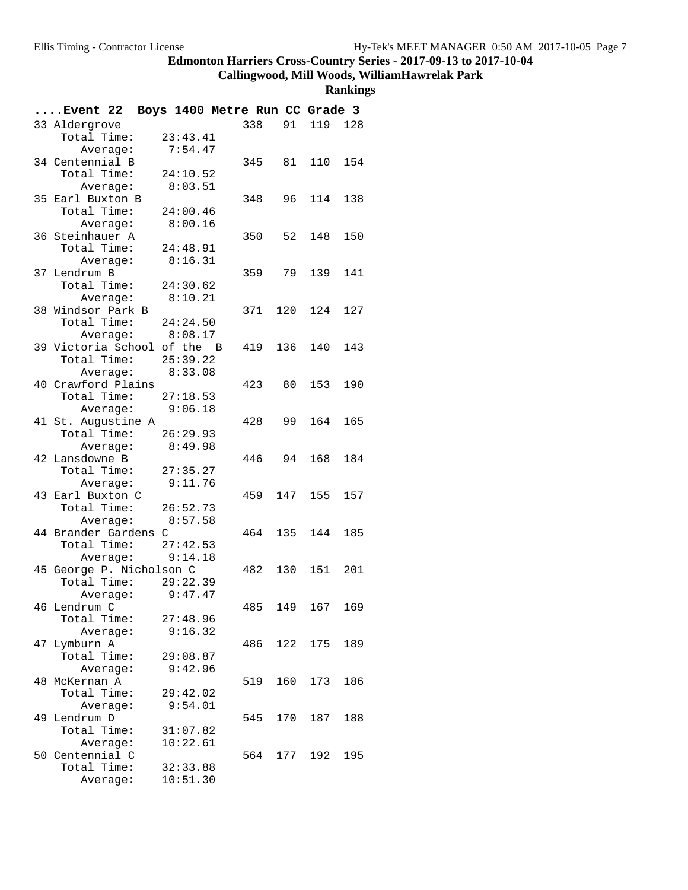**Edmonton Harriers Cross-Country Series - 2017-09-13 to 2017-10-04**

**Callingwood, Mill Woods, WilliamHawrelak Park**

**Rankings**

**....Event 22 Boys 1400 Metre Run CC Grade 3**

| Rank | Team | Total Time | Average | Points | | | |
|---|---|---|---|---|---|---|---|
| 33 | Aldergrove | 23:43.41 | 7:54.47 | 338 | 91 | 119 | 128 |
| 34 | Centennial B | 24:10.52 | 8:03.51 | 345 | 81 | 110 | 154 |
| 35 | Earl Buxton B | 24:00.46 | 8:00.16 | 348 | 96 | 114 | 138 |
| 36 | Steinhauer A | 24:48.91 | 8:16.31 | 350 | 52 | 148 | 150 |
| 37 | Lendrum B | 24:30.62 | 8:10.21 | 359 | 79 | 139 | 141 |
| 38 | Windsor Park B | 24:24.50 | 8:08.17 | 371 | 120 | 124 | 127 |
| 39 | Victoria School of the B | 25:39.22 | 8:33.08 | 419 | 136 | 140 | 143 |
| 40 | Crawford Plains | 27:18.53 | 9:06.18 | 423 | 80 | 153 | 190 |
| 41 | St. Augustine A | 26:29.93 | 8:49.98 | 428 | 99 | 164 | 165 |
| 42 | Lansdowne B | 27:35.27 | 9:11.76 | 446 | 94 | 168 | 184 |
| 43 | Earl Buxton C | 26:52.73 | 8:57.58 | 459 | 147 | 155 | 157 |
| 44 | Brander Gardens C | 27:42.53 | 9:14.18 | 464 | 135 | 144 | 185 |
| 45 | George P. Nicholson C | 29:22.39 | 9:47.47 | 482 | 130 | 151 | 201 |
| 46 | Lendrum C | 27:48.96 | 9:16.32 | 485 | 149 | 167 | 169 |
| 47 | Lymburn A | 29:08.87 | 9:42.96 | 486 | 122 | 175 | 189 |
| 48 | McKernan A | 29:42.02 | 9:54.01 | 519 | 160 | 173 | 186 |
| 49 | Lendrum D | 31:07.82 | 10:22.61 | 545 | 170 | 187 | 188 |
| 50 | Centennial C | 32:33.88 | 10:51.30 | 564 | 177 | 192 | 195 |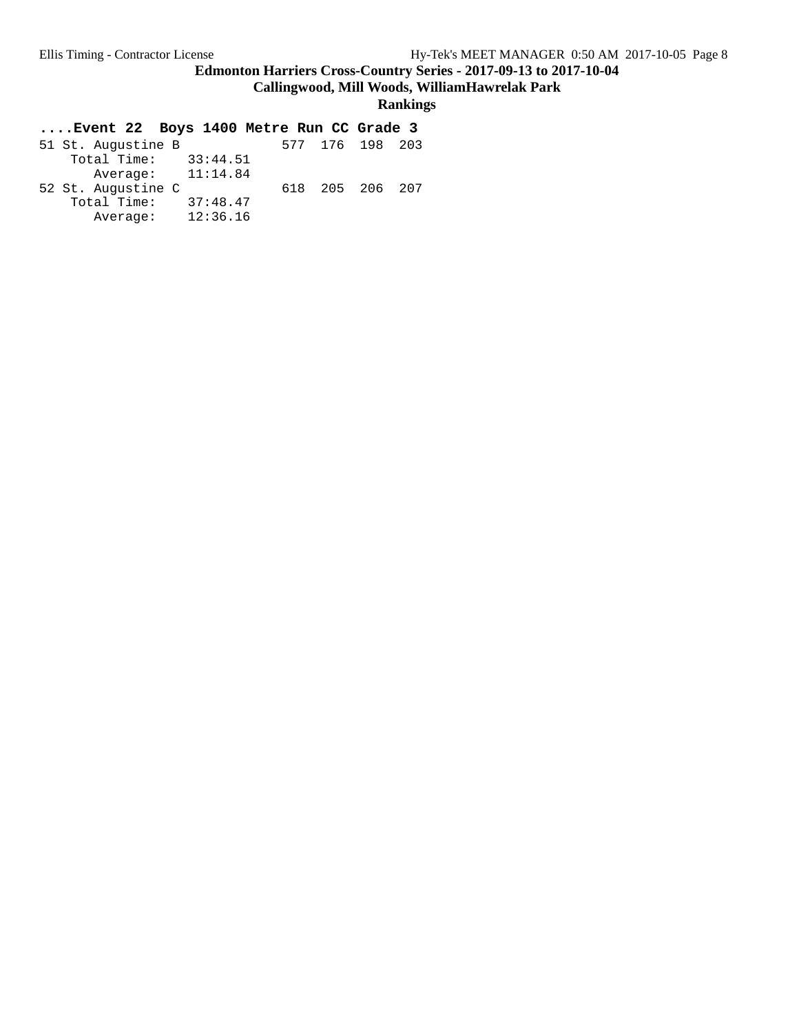**....Event 22 Boys 1400 Metre Run CC Grade 3**

```
51 St. Augustine B            577  176  198  203
    Total Time:    33:44.51
       Average:    11:14.84
52 St. Augustine C            618  205  206  207
    Total Time:    37:48.47
       Average:    12:36.16
```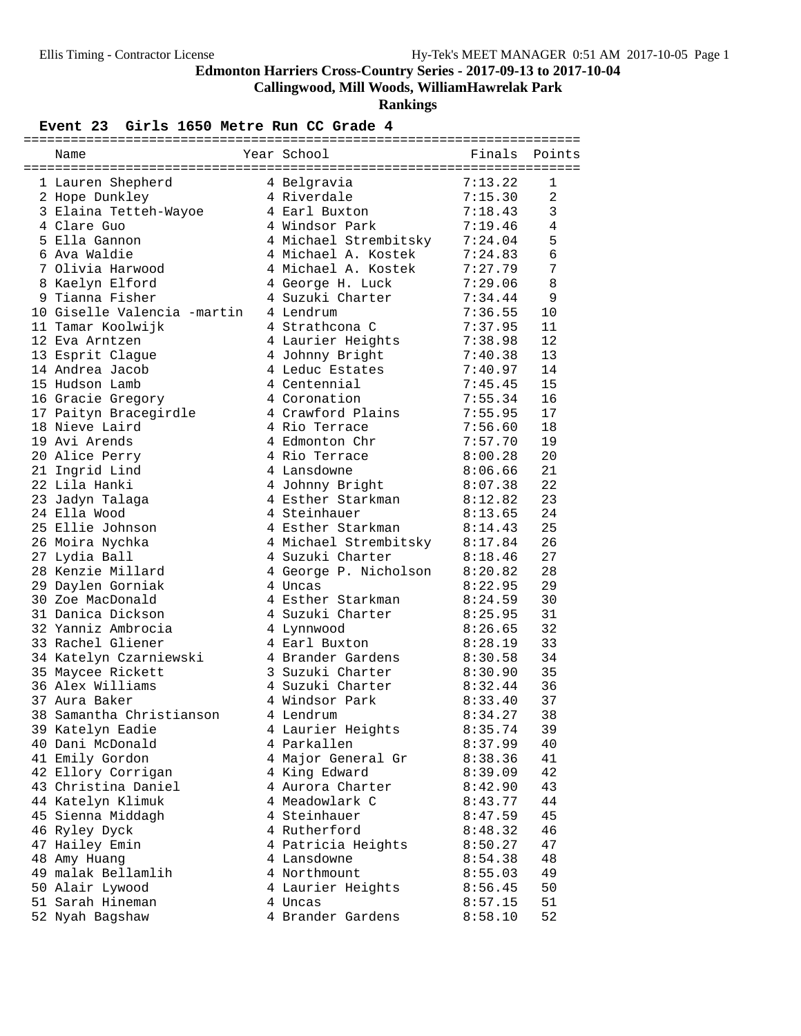**Edmonton Harriers Cross-Country Series - 2017-09-13 to 2017-10-04**

**Callingwood, Mill Woods, WilliamHawrelak Park**

**Rankings**

### Event 23 Girls 1650 Metre Run CC Grade 4

| | Name | Year | School | Finals | Points |
|---|---|---|---|---|---|
| 1 | Lauren Shepherd | 4 | Belgravia | 7:13.22 | 1 |
| 2 | Hope Dunkley | 4 | Riverdale | 7:15.30 | 2 |
| 3 | Elaina Tetteh-Wayoe | 4 | Earl Buxton | 7:18.43 | 3 |
| 4 | Clare Guo | 4 | Windsor Park | 7:19.46 | 4 |
| 5 | Ella Gannon | 4 | Michael Strembitsky | 7:24.04 | 5 |
| 6 | Ava Waldie | 4 | Michael A. Kostek | 7:24.83 | 6 |
| 7 | Olivia Harwood | 4 | Michael A. Kostek | 7:27.79 | 7 |
| 8 | Kaelyn Elford | 4 | George H. Luck | 7:29.06 | 8 |
| 9 | Tianna Fisher | 4 | Suzuki Charter | 7:34.44 | 9 |
| 10 | Giselle Valencia -martin | 4 | Lendrum | 7:36.55 | 10 |
| 11 | Tamar Koolwijk | 4 | Strathcona C | 7:37.95 | 11 |
| 12 | Eva Arntzen | 4 | Laurier Heights | 7:38.98 | 12 |
| 13 | Esprit Clague | 4 | Johnny Bright | 7:40.38 | 13 |
| 14 | Andrea Jacob | 4 | Leduc Estates | 7:40.97 | 14 |
| 15 | Hudson Lamb | 4 | Centennial | 7:45.45 | 15 |
| 16 | Gracie Gregory | 4 | Coronation | 7:55.34 | 16 |
| 17 | Paityn Bracegirdle | 4 | Crawford Plains | 7:55.95 | 17 |
| 18 | Nieve Laird | 4 | Rio Terrace | 7:56.60 | 18 |
| 19 | Avi Arends | 4 | Edmonton Chr | 7:57.70 | 19 |
| 20 | Alice Perry | 4 | Rio Terrace | 8:00.28 | 20 |
| 21 | Ingrid Lind | 4 | Lansdowne | 8:06.66 | 21 |
| 22 | Lila Hanki | 4 | Johnny Bright | 8:07.38 | 22 |
| 23 | Jadyn Talaga | 4 | Esther Starkman | 8:12.82 | 23 |
| 24 | Ella Wood | 4 | Steinhauer | 8:13.65 | 24 |
| 25 | Ellie Johnson | 4 | Esther Starkman | 8:14.43 | 25 |
| 26 | Moira Nychka | 4 | Michael Strembitsky | 8:17.84 | 26 |
| 27 | Lydia Ball | 4 | Suzuki Charter | 8:18.46 | 27 |
| 28 | Kenzie Millard | 4 | George P. Nicholson | 8:20.82 | 28 |
| 29 | Daylen Gorniak | 4 | Uncas | 8:22.95 | 29 |
| 30 | Zoe MacDonald | 4 | Esther Starkman | 8:24.59 | 30 |
| 31 | Danica Dickson | 4 | Suzuki Charter | 8:25.95 | 31 |
| 32 | Yanniz Ambrocia | 4 | Lynnwood | 8:26.65 | 32 |
| 33 | Rachel Gliener | 4 | Earl Buxton | 8:28.19 | 33 |
| 34 | Katelyn Czarniewski | 4 | Brander Gardens | 8:30.58 | 34 |
| 35 | Maycee Rickett | 3 | Suzuki Charter | 8:30.90 | 35 |
| 36 | Alex Williams | 4 | Suzuki Charter | 8:32.44 | 36 |
| 37 | Aura Baker | 4 | Windsor Park | 8:33.40 | 37 |
| 38 | Samantha Christianson | 4 | Lendrum | 8:34.27 | 38 |
| 39 | Katelyn Eadie | 4 | Laurier Heights | 8:35.74 | 39 |
| 40 | Dani McDonald | 4 | Parkallen | 8:37.99 | 40 |
| 41 | Emily Gordon | 4 | Major General Gr | 8:38.36 | 41 |
| 42 | Ellory Corrigan | 4 | King Edward | 8:39.09 | 42 |
| 43 | Christina Daniel | 4 | Aurora Charter | 8:42.90 | 43 |
| 44 | Katelyn Klimuk | 4 | Meadowlark C | 8:43.77 | 44 |
| 45 | Sienna Middagh | 4 | Steinhauer | 8:47.59 | 45 |
| 46 | Ryley Dyck | 4 | Rutherford | 8:48.32 | 46 |
| 47 | Hailey Emin | 4 | Patricia Heights | 8:50.27 | 47 |
| 48 | Amy Huang | 4 | Lansdowne | 8:54.38 | 48 |
| 49 | malak Bellamlih | 4 | Northmount | 8:55.03 | 49 |
| 50 | Alair Lywood | 4 | Laurier Heights | 8:56.45 | 50 |
| 51 | Sarah Hineman | 4 | Uncas | 8:57.15 | 51 |
| 52 | Nyah Bagshaw | 4 | Brander Gardens | 8:58.10 | 52 |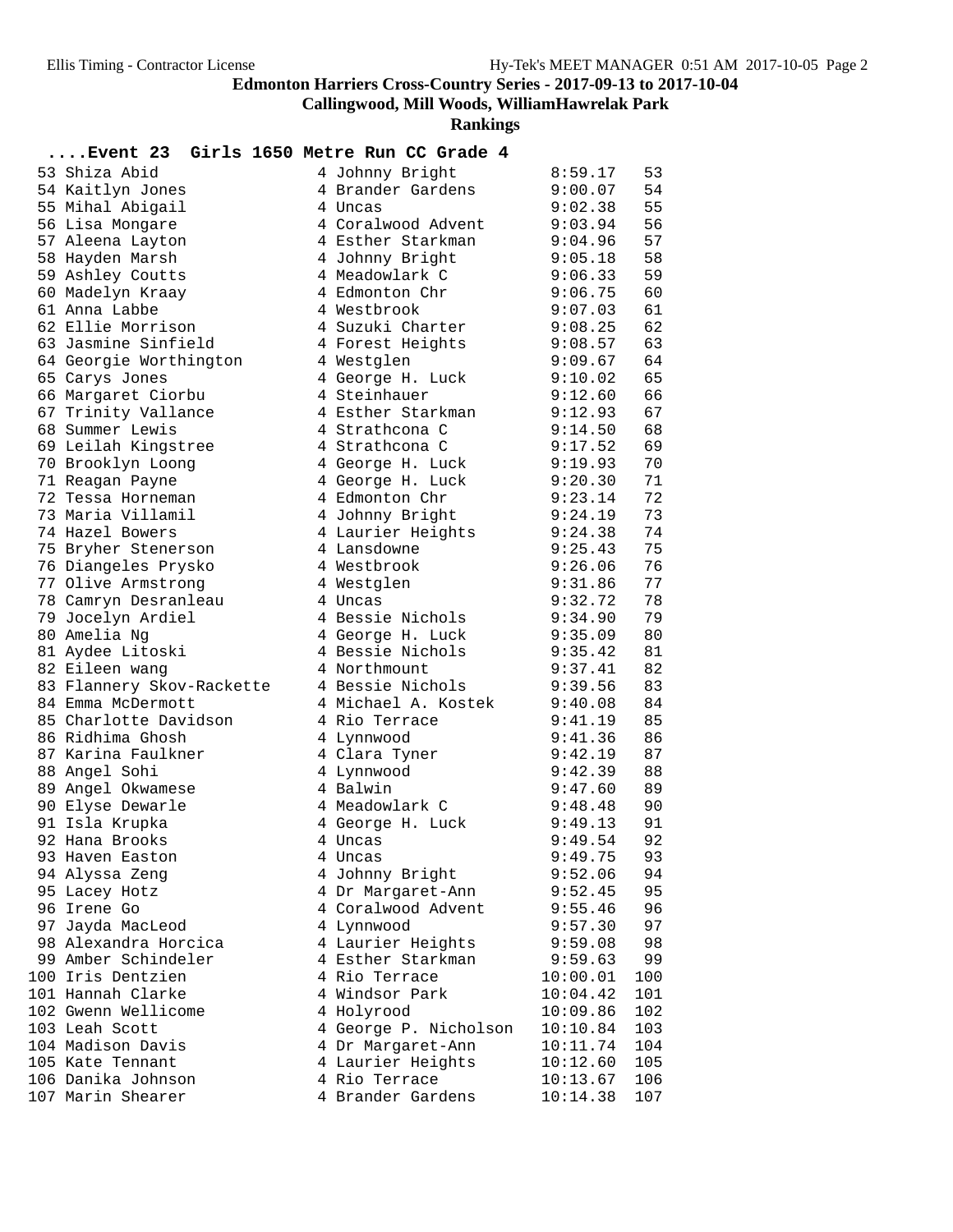**Edmonton Harriers Cross-Country Series - 2017-09-13 to 2017-10-04**

**Callingwood, Mill Woods, WilliamHawrelak Park**

**Rankings**

## ....Event 23 Girls 1650 Metre Run CC Grade 4

| Place | Name | Grade | School | Time | Points |
|---|---|---|---|---|---|
| 53 | Shiza Abid | 4 | Johnny Bright | 8:59.17 | 53 |
| 54 | Kaitlyn Jones | 4 | Brander Gardens | 9:00.07 | 54 |
| 55 | Mihal Abigail | 4 | Uncas | 9:02.38 | 55 |
| 56 | Lisa Mongare | 4 | Coralwood Advent | 9:03.94 | 56 |
| 57 | Aleena Layton | 4 | Esther Starkman | 9:04.96 | 57 |
| 58 | Hayden Marsh | 4 | Johnny Bright | 9:05.18 | 58 |
| 59 | Ashley Coutts | 4 | Meadowlark C | 9:06.33 | 59 |
| 60 | Madelyn Kraay | 4 | Edmonton Chr | 9:06.75 | 60 |
| 61 | Anna Labbe | 4 | Westbrook | 9:07.03 | 61 |
| 62 | Ellie Morrison | 4 | Suzuki Charter | 9:08.25 | 62 |
| 63 | Jasmine Sinfield | 4 | Forest Heights | 9:08.57 | 63 |
| 64 | Georgie Worthington | 4 | Westglen | 9:09.67 | 64 |
| 65 | Carys Jones | 4 | George H. Luck | 9:10.02 | 65 |
| 66 | Margaret Ciorbu | 4 | Steinhauer | 9:12.60 | 66 |
| 67 | Trinity Vallance | 4 | Esther Starkman | 9:12.93 | 67 |
| 68 | Summer Lewis | 4 | Strathcona C | 9:14.50 | 68 |
| 69 | Leilah Kingstree | 4 | Strathcona C | 9:17.52 | 69 |
| 70 | Brooklyn Loong | 4 | George H. Luck | 9:19.93 | 70 |
| 71 | Reagan Payne | 4 | George H. Luck | 9:20.30 | 71 |
| 72 | Tessa Horneman | 4 | Edmonton Chr | 9:23.14 | 72 |
| 73 | Maria Villamil | 4 | Johnny Bright | 9:24.19 | 73 |
| 74 | Hazel Bowers | 4 | Laurier Heights | 9:24.38 | 74 |
| 75 | Bryher Stenerson | 4 | Lansdowne | 9:25.43 | 75 |
| 76 | Diangeles Prysko | 4 | Westbrook | 9:26.06 | 76 |
| 77 | Olive Armstrong | 4 | Westglen | 9:31.86 | 77 |
| 78 | Camryn Desranleau | 4 | Uncas | 9:32.72 | 78 |
| 79 | Jocelyn Ardiel | 4 | Bessie Nichols | 9:34.90 | 79 |
| 80 | Amelia Ng | 4 | George H. Luck | 9:35.09 | 80 |
| 81 | Aydee Litoski | 4 | Bessie Nichols | 9:35.42 | 81 |
| 82 | Eileen wang | 4 | Northmount | 9:37.41 | 82 |
| 83 | Flannery Skov-Rackette | 4 | Bessie Nichols | 9:39.56 | 83 |
| 84 | Emma McDermott | 4 | Michael A. Kostek | 9:40.08 | 84 |
| 85 | Charlotte Davidson | 4 | Rio Terrace | 9:41.19 | 85 |
| 86 | Ridhima Ghosh | 4 | Lynnwood | 9:41.36 | 86 |
| 87 | Karina Faulkner | 4 | Clara Tyner | 9:42.19 | 87 |
| 88 | Angel Sohi | 4 | Lynnwood | 9:42.39 | 88 |
| 89 | Angel Okwamese | 4 | Balwin | 9:47.60 | 89 |
| 90 | Elyse Dewarle | 4 | Meadowlark C | 9:48.48 | 90 |
| 91 | Isla Krupka | 4 | George H. Luck | 9:49.13 | 91 |
| 92 | Hana Brooks | 4 | Uncas | 9:49.54 | 92 |
| 93 | Haven Easton | 4 | Uncas | 9:49.75 | 93 |
| 94 | Alyssa Zeng | 4 | Johnny Bright | 9:52.06 | 94 |
| 95 | Lacey Hotz | 4 | Dr Margaret-Ann | 9:52.45 | 95 |
| 96 | Irene Go | 4 | Coralwood Advent | 9:55.46 | 96 |
| 97 | Jayda MacLeod | 4 | Lynnwood | 9:57.30 | 97 |
| 98 | Alexandra Horcica | 4 | Laurier Heights | 9:59.08 | 98 |
| 99 | Amber Schindeler | 4 | Esther Starkman | 9:59.63 | 99 |
| 100 | Iris Dentzien | 4 | Rio Terrace | 10:00.01 | 100 |
| 101 | Hannah Clarke | 4 | Windsor Park | 10:04.42 | 101 |
| 102 | Gwenn Wellicome | 4 | Holyrood | 10:09.86 | 102 |
| 103 | Leah Scott | 4 | George P. Nicholson | 10:10.84 | 103 |
| 104 | Madison Davis | 4 | Dr Margaret-Ann | 10:11.74 | 104 |
| 105 | Kate Tennant | 4 | Laurier Heights | 10:12.60 | 105 |
| 106 | Danika Johnson | 4 | Rio Terrace | 10:13.67 | 106 |
| 107 | Marin Shearer | 4 | Brander Gardens | 10:14.38 | 107 |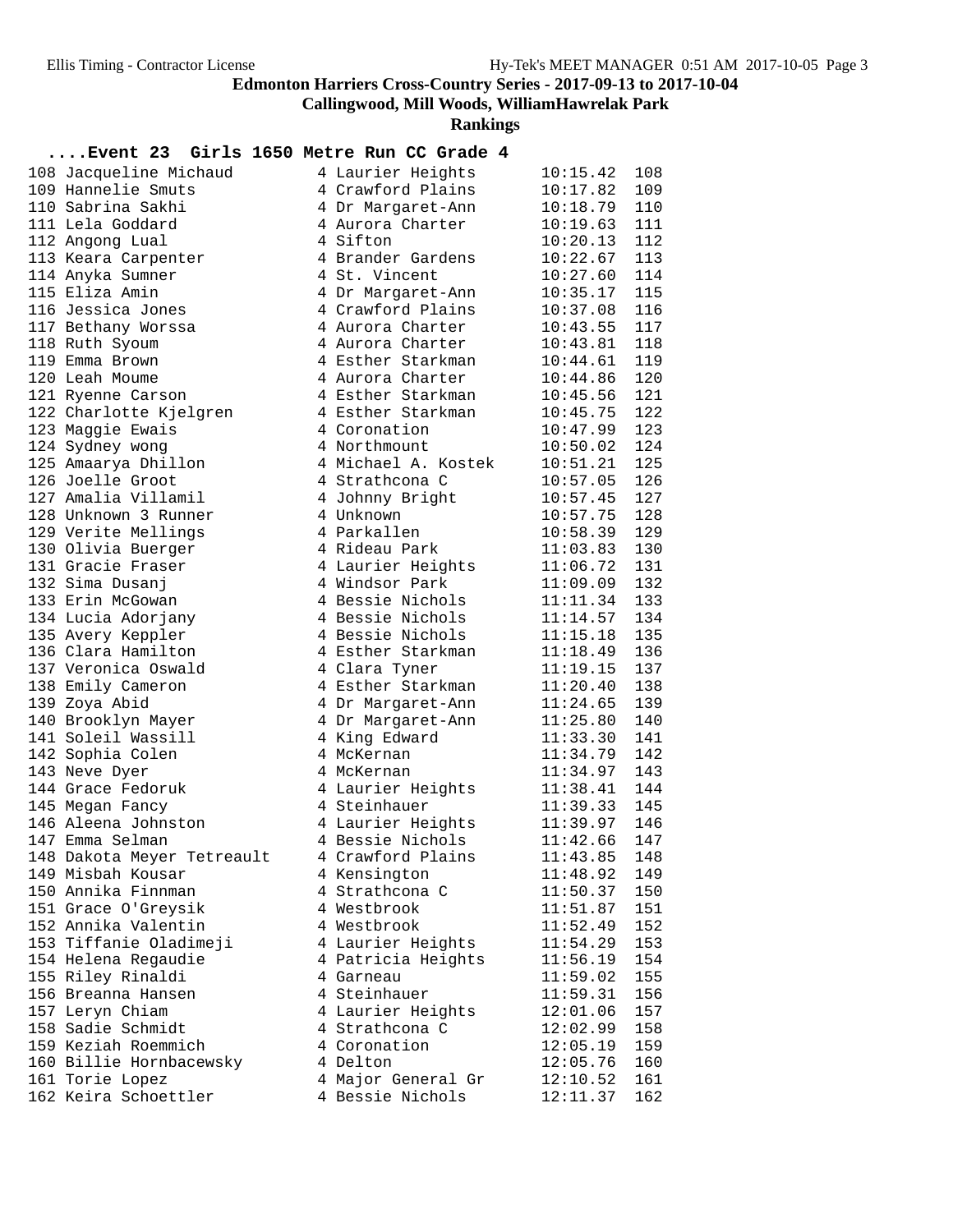**Edmonton Harriers Cross-Country Series - 2017-09-13 to 2017-10-04**

**Callingwood, Mill Woods, WilliamHawrelak Park**

**Rankings**

## ....Event 23 Girls 1650 Metre Run CC Grade 4

| Place | Name | Grade | School | Time | Points |
|---|---|---|---|---|---|
| 108 | Jacqueline Michaud | 4 | Laurier Heights | 10:15.42 | 108 |
| 109 | Hannelie Smuts | 4 | Crawford Plains | 10:17.82 | 109 |
| 110 | Sabrina Sakhi | 4 | Dr Margaret-Ann | 10:18.79 | 110 |
| 111 | Lela Goddard | 4 | Aurora Charter | 10:19.63 | 111 |
| 112 | Angong Lual | 4 | Sifton | 10:20.13 | 112 |
| 113 | Keara Carpenter | 4 | Brander Gardens | 10:22.67 | 113 |
| 114 | Anyka Sumner | 4 | St. Vincent | 10:27.60 | 114 |
| 115 | Eliza Amin | 4 | Dr Margaret-Ann | 10:35.17 | 115 |
| 116 | Jessica Jones | 4 | Crawford Plains | 10:37.08 | 116 |
| 117 | Bethany Worssa | 4 | Aurora Charter | 10:43.55 | 117 |
| 118 | Ruth Syoum | 4 | Aurora Charter | 10:43.81 | 118 |
| 119 | Emma Brown | 4 | Esther Starkman | 10:44.61 | 119 |
| 120 | Leah Moume | 4 | Aurora Charter | 10:44.86 | 120 |
| 121 | Ryenne Carson | 4 | Esther Starkman | 10:45.56 | 121 |
| 122 | Charlotte Kjelgren | 4 | Esther Starkman | 10:45.75 | 122 |
| 123 | Maggie Ewais | 4 | Coronation | 10:47.99 | 123 |
| 124 | Sydney wong | 4 | Northmount | 10:50.02 | 124 |
| 125 | Amaarya Dhillon | 4 | Michael A. Kostek | 10:51.21 | 125 |
| 126 | Joelle Groot | 4 | Strathcona C | 10:57.05 | 126 |
| 127 | Amalia Villamil | 4 | Johnny Bright | 10:57.45 | 127 |
| 128 | Unknown 3 Runner | 4 | Unknown | 10:57.75 | 128 |
| 129 | Verite Mellings | 4 | Parkallen | 10:58.39 | 129 |
| 130 | Olivia Buerger | 4 | Rideau Park | 11:03.83 | 130 |
| 131 | Gracie Fraser | 4 | Laurier Heights | 11:06.72 | 131 |
| 132 | Sima Dusanj | 4 | Windsor Park | 11:09.09 | 132 |
| 133 | Erin McGowan | 4 | Bessie Nichols | 11:11.34 | 133 |
| 134 | Lucia Adorjany | 4 | Bessie Nichols | 11:14.57 | 134 |
| 135 | Avery Keppler | 4 | Bessie Nichols | 11:15.18 | 135 |
| 136 | Clara Hamilton | 4 | Esther Starkman | 11:18.49 | 136 |
| 137 | Veronica Oswald | 4 | Clara Tyner | 11:19.15 | 137 |
| 138 | Emily Cameron | 4 | Esther Starkman | 11:20.40 | 138 |
| 139 | Zoya Abid | 4 | Dr Margaret-Ann | 11:24.65 | 139 |
| 140 | Brooklyn Mayer | 4 | Dr Margaret-Ann | 11:25.80 | 140 |
| 141 | Soleil Wassill | 4 | King Edward | 11:33.30 | 141 |
| 142 | Sophia Colen | 4 | McKernan | 11:34.79 | 142 |
| 143 | Neve Dyer | 4 | McKernan | 11:34.97 | 143 |
| 144 | Grace Fedoruk | 4 | Laurier Heights | 11:38.41 | 144 |
| 145 | Megan Fancy | 4 | Steinhauer | 11:39.33 | 145 |
| 146 | Aleena Johnston | 4 | Laurier Heights | 11:39.97 | 146 |
| 147 | Emma Selman | 4 | Bessie Nichols | 11:42.66 | 147 |
| 148 | Dakota Meyer Tetreault | 4 | Crawford Plains | 11:43.85 | 148 |
| 149 | Misbah Kousar | 4 | Kensington | 11:48.92 | 149 |
| 150 | Annika Finnman | 4 | Strathcona C | 11:50.37 | 150 |
| 151 | Grace O'Greysik | 4 | Westbrook | 11:51.87 | 151 |
| 152 | Annika Valentin | 4 | Westbrook | 11:52.49 | 152 |
| 153 | Tiffanie Oladimeji | 4 | Laurier Heights | 11:54.29 | 153 |
| 154 | Helena Regaudie | 4 | Patricia Heights | 11:56.19 | 154 |
| 155 | Riley Rinaldi | 4 | Garneau | 11:59.02 | 155 |
| 156 | Breanna Hansen | 4 | Steinhauer | 11:59.31 | 156 |
| 157 | Leryn Chiam | 4 | Laurier Heights | 12:01.06 | 157 |
| 158 | Sadie Schmidt | 4 | Strathcona C | 12:02.99 | 158 |
| 159 | Keziah Roemmich | 4 | Coronation | 12:05.19 | 159 |
| 160 | Billie Hornbacewsky | 4 | Delton | 12:05.76 | 160 |
| 161 | Torie Lopez | 4 | Major General Gr | 12:10.52 | 161 |
| 162 | Keira Schoettler | 4 | Bessie Nichols | 12:11.37 | 162 |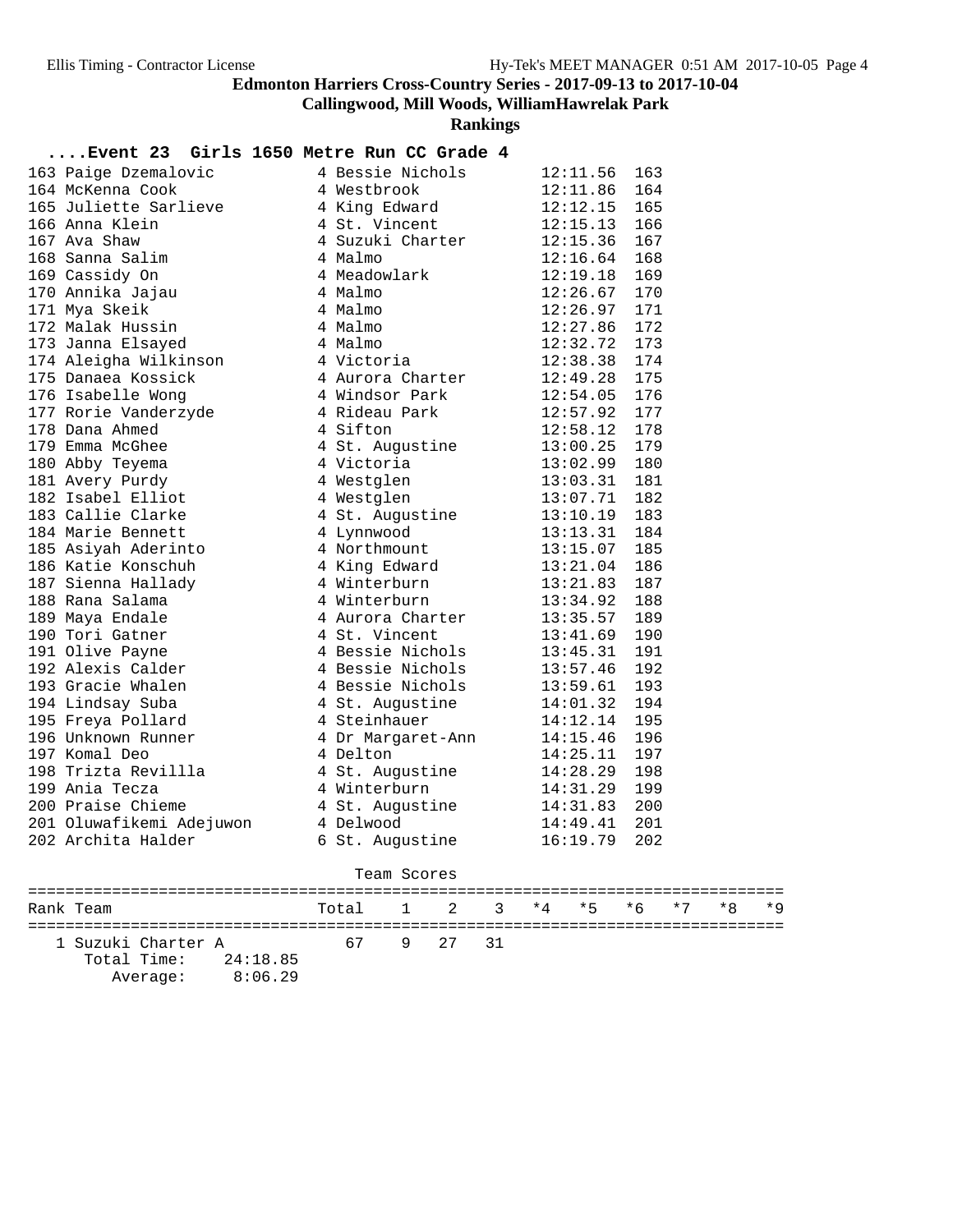**Edmonton Harriers Cross-Country Series - 2017-09-13 to 2017-10-04**

**Callingwood, Mill Woods, WilliamHawrelak Park**

**Rankings**

## ....Event 23 Girls 1650 Metre Run CC Grade 4

| Place | Name | Grade | School | Time | Points |
|---|---|---|---|---|---|
| 163 | Paige Dzemalovic | 4 | Bessie Nichols | 12:11.56 | 163 |
| 164 | McKenna Cook | 4 | Westbrook | 12:11.86 | 164 |
| 165 | Juliette Sarlieve | 4 | King Edward | 12:12.15 | 165 |
| 166 | Anna Klein | 4 | St. Vincent | 12:15.13 | 166 |
| 167 | Ava Shaw | 4 | Suzuki Charter | 12:15.36 | 167 |
| 168 | Sanna Salim | 4 | Malmo | 12:16.64 | 168 |
| 169 | Cassidy On | 4 | Meadowlark | 12:19.18 | 169 |
| 170 | Annika Jajau | 4 | Malmo | 12:26.67 | 170 |
| 171 | Mya Skeik | 4 | Malmo | 12:26.97 | 171 |
| 172 | Malak Hussin | 4 | Malmo | 12:27.86 | 172 |
| 173 | Janna Elsayed | 4 | Malmo | 12:32.72 | 173 |
| 174 | Aleigha Wilkinson | 4 | Victoria | 12:38.38 | 174 |
| 175 | Danaea Kossick | 4 | Aurora Charter | 12:49.28 | 175 |
| 176 | Isabelle Wong | 4 | Windsor Park | 12:54.05 | 176 |
| 177 | Rorie Vanderzyde | 4 | Rideau Park | 12:57.92 | 177 |
| 178 | Dana Ahmed | 4 | Sifton | 12:58.12 | 178 |
| 179 | Emma McGhee | 4 | St. Augustine | 13:00.25 | 179 |
| 180 | Abby Teyema | 4 | Victoria | 13:02.99 | 180 |
| 181 | Avery Purdy | 4 | Westglen | 13:03.31 | 181 |
| 182 | Isabel Elliot | 4 | Westglen | 13:07.71 | 182 |
| 183 | Callie Clarke | 4 | St. Augustine | 13:10.19 | 183 |
| 184 | Marie Bennett | 4 | Lynnwood | 13:13.31 | 184 |
| 185 | Asiyah Aderinto | 4 | Northmount | 13:15.07 | 185 |
| 186 | Katie Konschuh | 4 | King Edward | 13:21.04 | 186 |
| 187 | Sienna Hallady | 4 | Winterburn | 13:21.83 | 187 |
| 188 | Rana Salama | 4 | Winterburn | 13:34.92 | 188 |
| 189 | Maya Endale | 4 | Aurora Charter | 13:35.57 | 189 |
| 190 | Tori Gatner | 4 | St. Vincent | 13:41.69 | 190 |
| 191 | Olive Payne | 4 | Bessie Nichols | 13:45.31 | 191 |
| 192 | Alexis Calder | 4 | Bessie Nichols | 13:57.46 | 192 |
| 193 | Gracie Whalen | 4 | Bessie Nichols | 13:59.61 | 193 |
| 194 | Lindsay Suba | 4 | St. Augustine | 14:01.32 | 194 |
| 195 | Freya Pollard | 4 | Steinhauer | 14:12.14 | 195 |
| 196 | Unknown Runner | 4 | Dr Margaret-Ann | 14:15.46 | 196 |
| 197 | Komal Deo | 4 | Delton | 14:25.11 | 197 |
| 198 | Trizta Revillla | 4 | St. Augustine | 14:28.29 | 198 |
| 199 | Ania Tecza | 4 | Winterburn | 14:31.29 | 199 |
| 200 | Praise Chieme | 4 | St. Augustine | 14:31.83 | 200 |
| 201 | Oluwafikemi Adejuwon | 4 | Delwood | 14:49.41 | 201 |
| 202 | Archita Halder | 6 | St. Augustine | 16:19.79 | 202 |

### Team Scores

| Rank | Team | Total | 1 | 2 | 3 | *4 | *5 | *6 | *7 | *8 | *9 |
|---|---|---|---|---|---|---|---|---|---|---|---|
| 1 | Suzuki Charter A | 67 | 9 | 27 | 31 | | | | | | |

Total Time: 24:18.85
Average: 8:06.29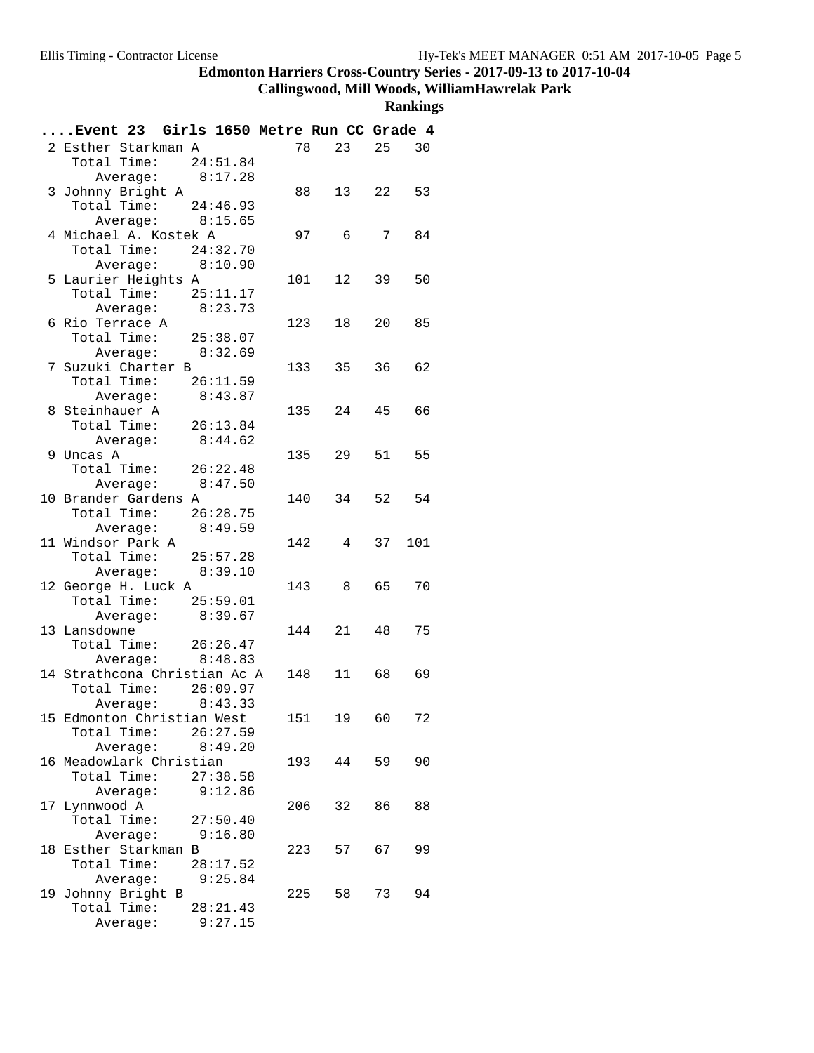## Edmonton Harriers Cross-Country Series - 2017-09-13 to 2017-10-04

### Callingwood, Mill Woods, WilliamHawrelak Park

### Rankings

**....Event 23 Girls 1650 Metre Run CC Grade 4**

| Rank | Team | Points | | | |
|---|---|---|---|---|---|
| 2 | Esther Starkman A | 78 | 23 | 25 | 30 |
| | Total Time: 24:51.84 | | | | |
| | Average: 8:17.28 | | | | |
| 3 | Johnny Bright A | 88 | 13 | 22 | 53 |
| | Total Time: 24:46.93 | | | | |
| | Average: 8:15.65 | | | | |
| 4 | Michael A. Kostek A | 97 | 6 | 7 | 84 |
| | Total Time: 24:32.70 | | | | |
| | Average: 8:10.90 | | | | |
| 5 | Laurier Heights A | 101 | 12 | 39 | 50 |
| | Total Time: 25:11.17 | | | | |
| | Average: 8:23.73 | | | | |
| 6 | Rio Terrace A | 123 | 18 | 20 | 85 |
| | Total Time: 25:38.07 | | | | |
| | Average: 8:32.69 | | | | |
| 7 | Suzuki Charter B | 133 | 35 | 36 | 62 |
| | Total Time: 26:11.59 | | | | |
| | Average: 8:43.87 | | | | |
| 8 | Steinhauer A | 135 | 24 | 45 | 66 |
| | Total Time: 26:13.84 | | | | |
| | Average: 8:44.62 | | | | |
| 9 | Uncas A | 135 | 29 | 51 | 55 |
| | Total Time: 26:22.48 | | | | |
| | Average: 8:47.50 | | | | |
| 10 | Brander Gardens A | 140 | 34 | 52 | 54 |
| | Total Time: 26:28.75 | | | | |
| | Average: 8:49.59 | | | | |
| 11 | Windsor Park A | 142 | 4 | 37 | 101 |
| | Total Time: 25:57.28 | | | | |
| | Average: 8:39.10 | | | | |
| 12 | George H. Luck A | 143 | 8 | 65 | 70 |
| | Total Time: 25:59.01 | | | | |
| | Average: 8:39.67 | | | | |
| 13 | Lansdowne | 144 | 21 | 48 | 75 |
| | Total Time: 26:26.47 | | | | |
| | Average: 8:48.83 | | | | |
| 14 | Strathcona Christian Ac A | 148 | 11 | 68 | 69 |
| | Total Time: 26:09.97 | | | | |
| | Average: 8:43.33 | | | | |
| 15 | Edmonton Christian West | 151 | 19 | 60 | 72 |
| | Total Time: 26:27.59 | | | | |
| | Average: 8:49.20 | | | | |
| 16 | Meadowlark Christian | 193 | 44 | 59 | 90 |
| | Total Time: 27:38.58 | | | | |
| | Average: 9:12.86 | | | | |
| 17 | Lynnwood A | 206 | 32 | 86 | 88 |
| | Total Time: 27:50.40 | | | | |
| | Average: 9:16.80 | | | | |
| 18 | Esther Starkman B | 223 | 57 | 67 | 99 |
| | Total Time: 28:17.52 | | | | |
| | Average: 9:25.84 | | | | |
| 19 | Johnny Bright B | 225 | 58 | 73 | 94 |
| | Total Time: 28:21.43 | | | | |
| | Average: 9:27.15 | | | | |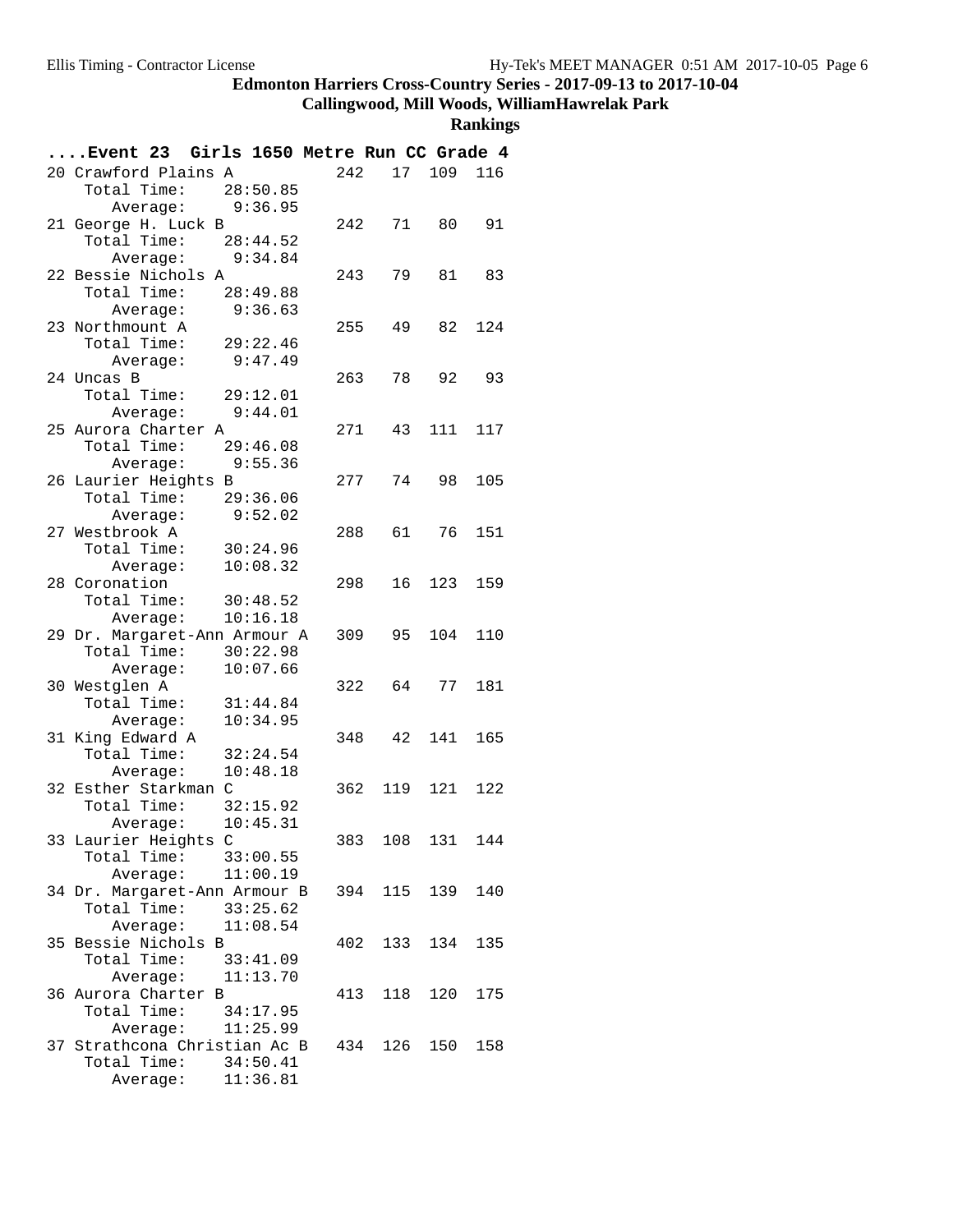# Edmonton Harriers Cross-Country Series - 2017-09-13 to 2017-10-04

## Callingwood, Mill Woods, WilliamHawrelak Park

### Rankings

**....Event 23 Girls 1650 Metre Run CC Grade 4**

```
20 Crawford Plains A           242   17  109  116
    Total Time:    28:50.85
       Average:     9:36.95
21 George H. Luck B            242   71   80   91
    Total Time:    28:44.52
       Average:     9:34.84
22 Bessie Nichols A            243   79   81   83
    Total Time:    28:49.88
       Average:     9:36.63
23 Northmount A                255   49   82  124
    Total Time:    29:22.46
       Average:     9:47.49
24 Uncas B                     263   78   92   93
    Total Time:    29:12.01
       Average:     9:44.01
25 Aurora Charter A            271   43  111  117
    Total Time:    29:46.08
       Average:     9:55.36
26 Laurier Heights B           277   74   98  105
    Total Time:    29:36.06
       Average:     9:52.02
27 Westbrook A                 288   61   76  151
    Total Time:    30:24.96
       Average:    10:08.32
28 Coronation                  298   16  123  159
    Total Time:    30:48.52
       Average:    10:16.18
29 Dr. Margaret-Ann Armour A   309   95  104  110
    Total Time:    30:22.98
       Average:    10:07.66
30 Westglen A                  322   64   77  181
    Total Time:    31:44.84
       Average:    10:34.95
31 King Edward A               348   42  141  165
    Total Time:    32:24.54
       Average:    10:48.18
32 Esther Starkman C           362  119  121  122
    Total Time:    32:15.92
       Average:    10:45.31
33 Laurier Heights C           383  108  131  144
    Total Time:    33:00.55
       Average:    11:00.19
34 Dr. Margaret-Ann Armour B   394  115  139  140
    Total Time:    33:25.62
       Average:    11:08.54
35 Bessie Nichols B            402  133  134  135
    Total Time:    33:41.09
       Average:    11:13.70
36 Aurora Charter B            413  118  120  175
    Total Time:    34:17.95
       Average:    11:25.99
37 Strathcona Christian Ac B   434  126  150  158
    Total Time:    34:50.41
       Average:    11:36.81
```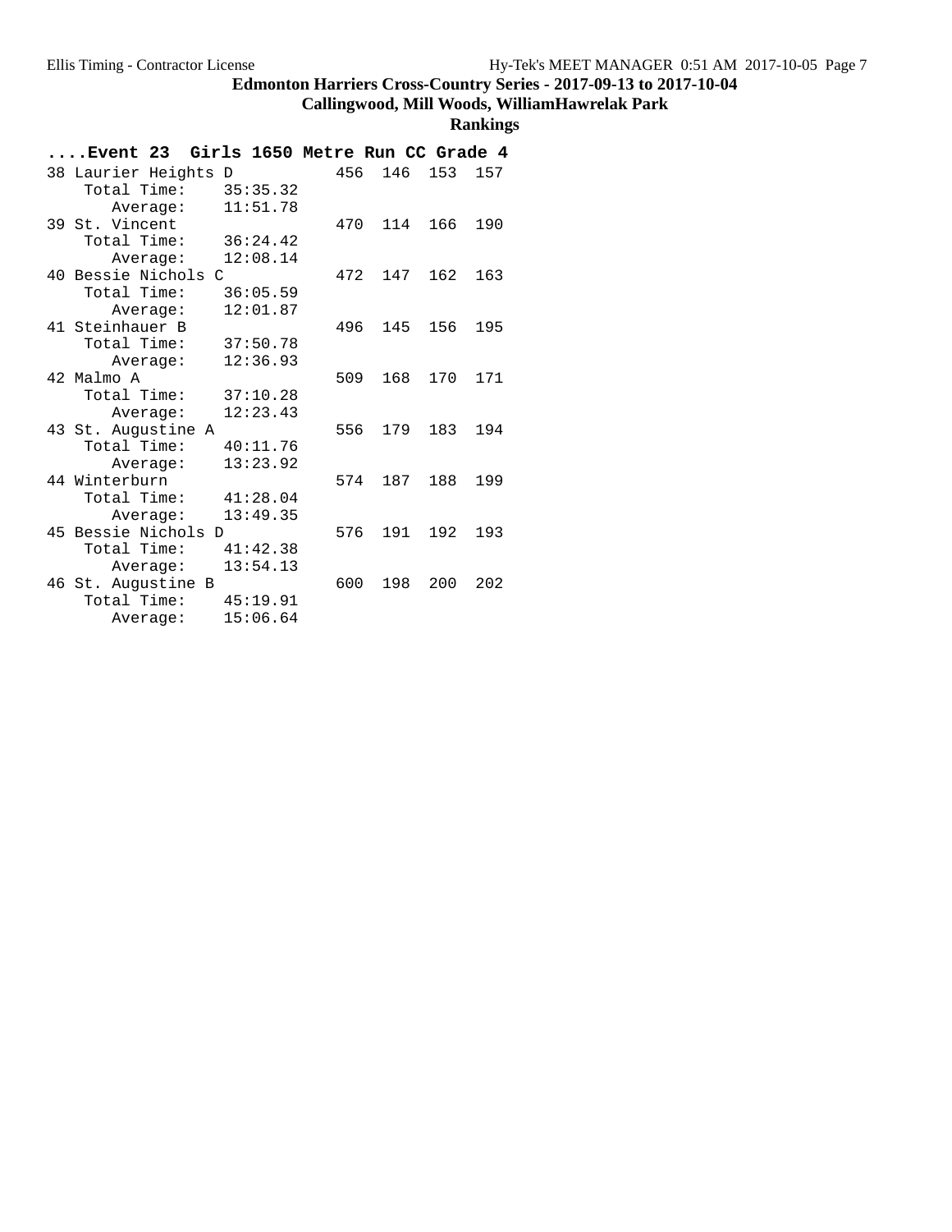# Edmonton Harriers Cross-Country Series - 2017-09-13 to 2017-10-04

## Callingwood, Mill Woods, WilliamHawrelak Park

### Rankings

**....Event 23 Girls 1650 Metre Run CC Grade 4**

```
38 Laurier Heights D          456  146  153  157
    Total Time:    35:35.32
       Average:    11:51.78
39 St. Vincent                470  114  166  190
    Total Time:    36:24.42
       Average:    12:08.14
40 Bessie Nichols C           472  147  162  163
    Total Time:    36:05.59
       Average:    12:01.87
41 Steinhauer B               496  145  156  195
    Total Time:    37:50.78
       Average:    12:36.93
42 Malmo A                    509  168  170  171
    Total Time:    37:10.28
       Average:    12:23.43
43 St. Augustine A            556  179  183  194
    Total Time:    40:11.76
       Average:    13:23.92
44 Winterburn                 574  187  188  199
    Total Time:    41:28.04
       Average:    13:49.35
45 Bessie Nichols D           576  191  192  193
    Total Time:    41:42.38
       Average:    13:54.13
46 St. Augustine B            600  198  200  202
    Total Time:    45:19.91
       Average:    15:06.64
```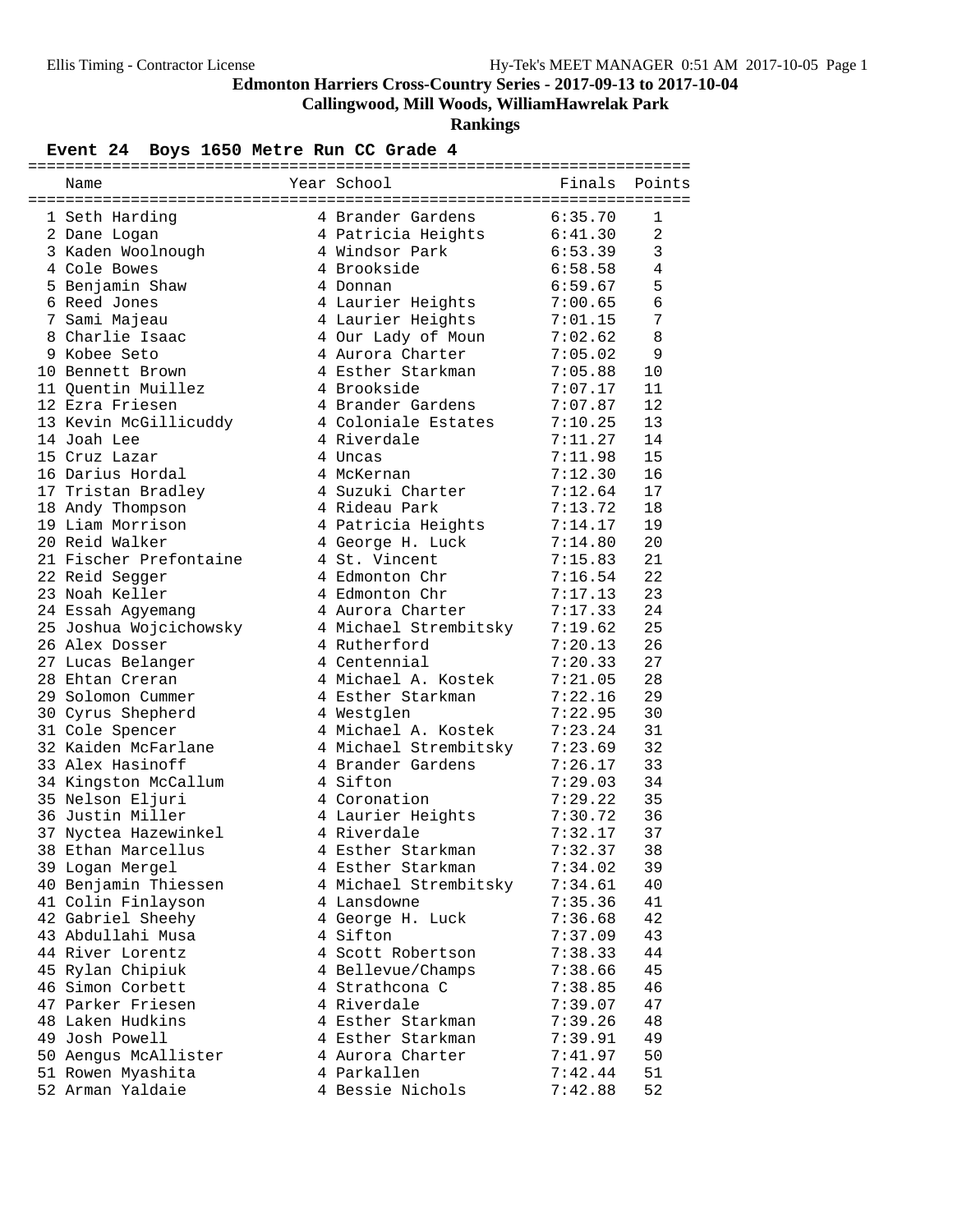# Edmonton Harriers Cross-Country Series - 2017-09-13 to 2017-10-04

## Callingwood, Mill Woods, WilliamHawrelak Park

### Rankings

**Event 24 Boys 1650 Metre Run CC Grade 4**

| | Name | Year | School | Finals | Points |
|---|---|---|---|---|---|
| 1 | Seth Harding | 4 | Brander Gardens | 6:35.70 | 1 |
| 2 | Dane Logan | 4 | Patricia Heights | 6:41.30 | 2 |
| 3 | Kaden Woolnough | 4 | Windsor Park | 6:53.39 | 3 |
| 4 | Cole Bowes | 4 | Brookside | 6:58.58 | 4 |
| 5 | Benjamin Shaw | 4 | Donnan | 6:59.67 | 5 |
| 6 | Reed Jones | 4 | Laurier Heights | 7:00.65 | 6 |
| 7 | Sami Majeau | 4 | Laurier Heights | 7:01.15 | 7 |
| 8 | Charlie Isaac | 4 | Our Lady of Moun | 7:02.62 | 8 |
| 9 | Kobee Seto | 4 | Aurora Charter | 7:05.02 | 9 |
| 10 | Bennett Brown | 4 | Esther Starkman | 7:05.88 | 10 |
| 11 | Quentin Muillez | 4 | Brookside | 7:07.17 | 11 |
| 12 | Ezra Friesen | 4 | Brander Gardens | 7:07.87 | 12 |
| 13 | Kevin McGillicuddy | 4 | Coloniale Estates | 7:10.25 | 13 |
| 14 | Joah Lee | 4 | Riverdale | 7:11.27 | 14 |
| 15 | Cruz Lazar | 4 | Uncas | 7:11.98 | 15 |
| 16 | Darius Hordal | 4 | McKernan | 7:12.30 | 16 |
| 17 | Tristan Bradley | 4 | Suzuki Charter | 7:12.64 | 17 |
| 18 | Andy Thompson | 4 | Rideau Park | 7:13.72 | 18 |
| 19 | Liam Morrison | 4 | Patricia Heights | 7:14.17 | 19 |
| 20 | Reid Walker | 4 | George H. Luck | 7:14.80 | 20 |
| 21 | Fischer Prefontaine | 4 | St. Vincent | 7:15.83 | 21 |
| 22 | Reid Segger | 4 | Edmonton Chr | 7:16.54 | 22 |
| 23 | Noah Keller | 4 | Edmonton Chr | 7:17.13 | 23 |
| 24 | Essah Agyemang | 4 | Aurora Charter | 7:17.33 | 24 |
| 25 | Joshua Wojcichowsky | 4 | Michael Strembitsky | 7:19.62 | 25 |
| 26 | Alex Dosser | 4 | Rutherford | 7:20.13 | 26 |
| 27 | Lucas Belanger | 4 | Centennial | 7:20.33 | 27 |
| 28 | Ehtan Creran | 4 | Michael A. Kostek | 7:21.05 | 28 |
| 29 | Solomon Cummer | 4 | Esther Starkman | 7:22.16 | 29 |
| 30 | Cyrus Shepherd | 4 | Westglen | 7:22.95 | 30 |
| 31 | Cole Spencer | 4 | Michael A. Kostek | 7:23.24 | 31 |
| 32 | Kaiden McFarlane | 4 | Michael Strembitsky | 7:23.69 | 32 |
| 33 | Alex Hasinoff | 4 | Brander Gardens | 7:26.17 | 33 |
| 34 | Kingston McCallum | 4 | Sifton | 7:29.03 | 34 |
| 35 | Nelson Eljuri | 4 | Coronation | 7:29.22 | 35 |
| 36 | Justin Miller | 4 | Laurier Heights | 7:30.72 | 36 |
| 37 | Nyctea Hazewinkel | 4 | Riverdale | 7:32.17 | 37 |
| 38 | Ethan Marcellus | 4 | Esther Starkman | 7:32.37 | 38 |
| 39 | Logan Mergel | 4 | Esther Starkman | 7:34.02 | 39 |
| 40 | Benjamin Thiessen | 4 | Michael Strembitsky | 7:34.61 | 40 |
| 41 | Colin Finlayson | 4 | Lansdowne | 7:35.36 | 41 |
| 42 | Gabriel Sheehy | 4 | George H. Luck | 7:36.68 | 42 |
| 43 | Abdullahi Musa | 4 | Sifton | 7:37.09 | 43 |
| 44 | River Lorentz | 4 | Scott Robertson | 7:38.33 | 44 |
| 45 | Rylan Chipiuk | 4 | Bellevue/Champs | 7:38.66 | 45 |
| 46 | Simon Corbett | 4 | Strathcona C | 7:38.85 | 46 |
| 47 | Parker Friesen | 4 | Riverdale | 7:39.07 | 47 |
| 48 | Laken Hudkins | 4 | Esther Starkman | 7:39.26 | 48 |
| 49 | Josh Powell | 4 | Esther Starkman | 7:39.91 | 49 |
| 50 | Aengus McAllister | 4 | Aurora Charter | 7:41.97 | 50 |
| 51 | Rowen Myashita | 4 | Parkallen | 7:42.44 | 51 |
| 52 | Arman Yaldaie | 4 | Bessie Nichols | 7:42.88 | 52 |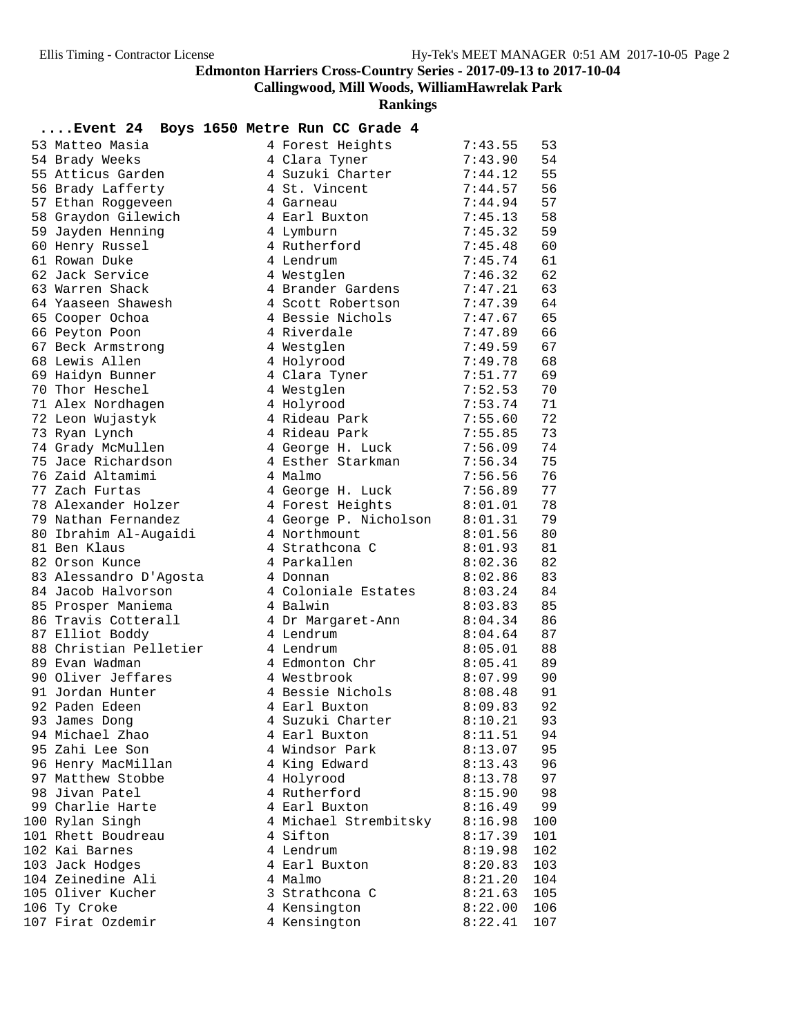# Edmonton Harriers Cross-Country Series - 2017-09-13 to 2017-10-04

## Callingwood, Mill Woods, WilliamHawrelak Park

## Rankings

### ....Event 24 Boys 1650 Metre Run CC Grade 4

| Place | Name | Gr | School | Time | Points |
|---|---|---|---|---|---|
| 53 | Matteo Masia | 4 | Forest Heights | 7:43.55 | 53 |
| 54 | Brady Weeks | 4 | Clara Tyner | 7:43.90 | 54 |
| 55 | Atticus Garden | 4 | Suzuki Charter | 7:44.12 | 55 |
| 56 | Brady Lafferty | 4 | St. Vincent | 7:44.57 | 56 |
| 57 | Ethan Roggeveen | 4 | Garneau | 7:44.94 | 57 |
| 58 | Graydon Gilewich | 4 | Earl Buxton | 7:45.13 | 58 |
| 59 | Jayden Henning | 4 | Lymburn | 7:45.32 | 59 |
| 60 | Henry Russel | 4 | Rutherford | 7:45.48 | 60 |
| 61 | Rowan Duke | 4 | Lendrum | 7:45.74 | 61 |
| 62 | Jack Service | 4 | Westglen | 7:46.32 | 62 |
| 63 | Warren Shack | 4 | Brander Gardens | 7:47.21 | 63 |
| 64 | Yaaseen Shawesh | 4 | Scott Robertson | 7:47.39 | 64 |
| 65 | Cooper Ochoa | 4 | Bessie Nichols | 7:47.67 | 65 |
| 66 | Peyton Poon | 4 | Riverdale | 7:47.89 | 66 |
| 67 | Beck Armstrong | 4 | Westglen | 7:49.59 | 67 |
| 68 | Lewis Allen | 4 | Holyrood | 7:49.78 | 68 |
| 69 | Haidyn Bunner | 4 | Clara Tyner | 7:51.77 | 69 |
| 70 | Thor Heschel | 4 | Westglen | 7:52.53 | 70 |
| 71 | Alex Nordhagen | 4 | Holyrood | 7:53.74 | 71 |
| 72 | Leon Wujastyk | 4 | Rideau Park | 7:55.60 | 72 |
| 73 | Ryan Lynch | 4 | Rideau Park | 7:55.85 | 73 |
| 74 | Grady McMullen | 4 | George H. Luck | 7:56.09 | 74 |
| 75 | Jace Richardson | 4 | Esther Starkman | 7:56.34 | 75 |
| 76 | Zaid Altamimi | 4 | Malmo | 7:56.56 | 76 |
| 77 | Zach Furtas | 4 | George H. Luck | 7:56.89 | 77 |
| 78 | Alexander Holzer | 4 | Forest Heights | 8:01.01 | 78 |
| 79 | Nathan Fernandez | 4 | George P. Nicholson | 8:01.31 | 79 |
| 80 | Ibrahim Al-Augaidi | 4 | Northmount | 8:01.56 | 80 |
| 81 | Ben Klaus | 4 | Strathcona C | 8:01.93 | 81 |
| 82 | Orson Kunce | 4 | Parkallen | 8:02.36 | 82 |
| 83 | Alessandro D'Agosta | 4 | Donnan | 8:02.86 | 83 |
| 84 | Jacob Halvorson | 4 | Coloniale Estates | 8:03.24 | 84 |
| 85 | Prosper Maniema | 4 | Balwin | 8:03.83 | 85 |
| 86 | Travis Cotterall | 4 | Dr Margaret-Ann | 8:04.34 | 86 |
| 87 | Elliot Boddy | 4 | Lendrum | 8:04.64 | 87 |
| 88 | Christian Pelletier | 4 | Lendrum | 8:05.01 | 88 |
| 89 | Evan Wadman | 4 | Edmonton Chr | 8:05.41 | 89 |
| 90 | Oliver Jeffares | 4 | Westbrook | 8:07.99 | 90 |
| 91 | Jordan Hunter | 4 | Bessie Nichols | 8:08.48 | 91 |
| 92 | Paden Edeen | 4 | Earl Buxton | 8:09.83 | 92 |
| 93 | James Dong | 4 | Suzuki Charter | 8:10.21 | 93 |
| 94 | Michael Zhao | 4 | Earl Buxton | 8:11.51 | 94 |
| 95 | Zahi Lee Son | 4 | Windsor Park | 8:13.07 | 95 |
| 96 | Henry MacMillan | 4 | King Edward | 8:13.43 | 96 |
| 97 | Matthew Stobbe | 4 | Holyrood | 8:13.78 | 97 |
| 98 | Jivan Patel | 4 | Rutherford | 8:15.90 | 98 |
| 99 | Charlie Harte | 4 | Earl Buxton | 8:16.49 | 99 |
| 100 | Rylan Singh | 4 | Michael Strembitsky | 8:16.98 | 100 |
| 101 | Rhett Boudreau | 4 | Sifton | 8:17.39 | 101 |
| 102 | Kai Barnes | 4 | Lendrum | 8:19.98 | 102 |
| 103 | Jack Hodges | 4 | Earl Buxton | 8:20.83 | 103 |
| 104 | Zeinedine Ali | 4 | Malmo | 8:21.20 | 104 |
| 105 | Oliver Kucher | 3 | Strathcona C | 8:21.63 | 105 |
| 106 | Ty Croke | 4 | Kensington | 8:22.00 | 106 |
| 107 | Firat Ozdemir | 4 | Kensington | 8:22.41 | 107 |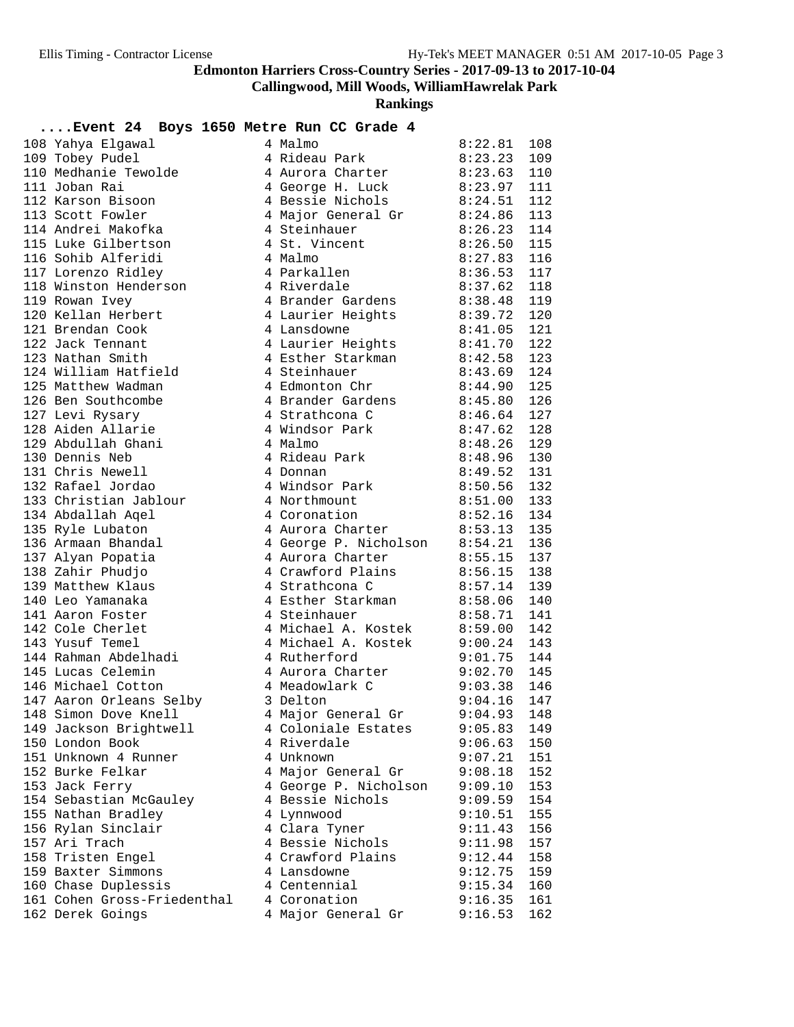# Edmonton Harriers Cross-Country Series - 2017-09-13 to 2017-10-04

## Callingwood, Mill Woods, WilliamHawrelak Park

### Rankings

**....Event 24 Boys 1650 Metre Run CC Grade 4**

| Place | Name | Grade | School | Time | Points |
|---|---|---|---|---|---|
| 108 | Yahya Elgawal | 4 | Malmo | 8:22.81 | 108 |
| 109 | Tobey Pudel | 4 | Rideau Park | 8:23.23 | 109 |
| 110 | Medhanie Tewolde | 4 | Aurora Charter | 8:23.63 | 110 |
| 111 | Joban Rai | 4 | George H. Luck | 8:23.97 | 111 |
| 112 | Karson Bisoon | 4 | Bessie Nichols | 8:24.51 | 112 |
| 113 | Scott Fowler | 4 | Major General Gr | 8:24.86 | 113 |
| 114 | Andrei Makofka | 4 | Steinhauer | 8:26.23 | 114 |
| 115 | Luke Gilbertson | 4 | St. Vincent | 8:26.50 | 115 |
| 116 | Sohib Alferidi | 4 | Malmo | 8:27.83 | 116 |
| 117 | Lorenzo Ridley | 4 | Parkallen | 8:36.53 | 117 |
| 118 | Winston Henderson | 4 | Riverdale | 8:37.62 | 118 |
| 119 | Rowan Ivey | 4 | Brander Gardens | 8:38.48 | 119 |
| 120 | Kellan Herbert | 4 | Laurier Heights | 8:39.72 | 120 |
| 121 | Brendan Cook | 4 | Lansdowne | 8:41.05 | 121 |
| 122 | Jack Tennant | 4 | Laurier Heights | 8:41.70 | 122 |
| 123 | Nathan Smith | 4 | Esther Starkman | 8:42.58 | 123 |
| 124 | William Hatfield | 4 | Steinhauer | 8:43.69 | 124 |
| 125 | Matthew Wadman | 4 | Edmonton Chr | 8:44.90 | 125 |
| 126 | Ben Southcombe | 4 | Brander Gardens | 8:45.80 | 126 |
| 127 | Levi Rysary | 4 | Strathcona C | 8:46.64 | 127 |
| 128 | Aiden Allarie | 4 | Windsor Park | 8:47.62 | 128 |
| 129 | Abdullah Ghani | 4 | Malmo | 8:48.26 | 129 |
| 130 | Dennis Neb | 4 | Rideau Park | 8:48.96 | 130 |
| 131 | Chris Newell | 4 | Donnan | 8:49.52 | 131 |
| 132 | Rafael Jordao | 4 | Windsor Park | 8:50.56 | 132 |
| 133 | Christian Jablour | 4 | Northmount | 8:51.00 | 133 |
| 134 | Abdallah Aqel | 4 | Coronation | 8:52.16 | 134 |
| 135 | Ryle Lubaton | 4 | Aurora Charter | 8:53.13 | 135 |
| 136 | Armaan Bhandal | 4 | George P. Nicholson | 8:54.21 | 136 |
| 137 | Alyan Popatia | 4 | Aurora Charter | 8:55.15 | 137 |
| 138 | Zahir Phudjo | 4 | Crawford Plains | 8:56.15 | 138 |
| 139 | Matthew Klaus | 4 | Strathcona C | 8:57.14 | 139 |
| 140 | Leo Yamanaka | 4 | Esther Starkman | 8:58.06 | 140 |
| 141 | Aaron Foster | 4 | Steinhauer | 8:58.71 | 141 |
| 142 | Cole Cherlet | 4 | Michael A. Kostek | 8:59.00 | 142 |
| 143 | Yusuf Temel | 4 | Michael A. Kostek | 9:00.24 | 143 |
| 144 | Rahman Abdelhadi | 4 | Rutherford | 9:01.75 | 144 |
| 145 | Lucas Celemin | 4 | Aurora Charter | 9:02.70 | 145 |
| 146 | Michael Cotton | 4 | Meadowlark C | 9:03.38 | 146 |
| 147 | Aaron Orleans Selby | 3 | Delton | 9:04.16 | 147 |
| 148 | Simon Dove Knell | 4 | Major General Gr | 9:04.93 | 148 |
| 149 | Jackson Brightwell | 4 | Coloniale Estates | 9:05.83 | 149 |
| 150 | London Book | 4 | Riverdale | 9:06.63 | 150 |
| 151 | Unknown 4 Runner | 4 | Unknown | 9:07.21 | 151 |
| 152 | Burke Felkar | 4 | Major General Gr | 9:08.18 | 152 |
| 153 | Jack Ferry | 4 | George P. Nicholson | 9:09.10 | 153 |
| 154 | Sebastian McGauley | 4 | Bessie Nichols | 9:09.59 | 154 |
| 155 | Nathan Bradley | 4 | Lynnwood | 9:10.51 | 155 |
| 156 | Rylan Sinclair | 4 | Clara Tyner | 9:11.43 | 156 |
| 157 | Ari Trach | 4 | Bessie Nichols | 9:11.98 | 157 |
| 158 | Tristen Engel | 4 | Crawford Plains | 9:12.44 | 158 |
| 159 | Baxter Simmons | 4 | Lansdowne | 9:12.75 | 159 |
| 160 | Chase Duplessis | 4 | Centennial | 9:15.34 | 160 |
| 161 | Cohen Gross-Friedenthal | 4 | Coronation | 9:16.35 | 161 |
| 162 | Derek Goings | 4 | Major General Gr | 9:16.53 | 162 |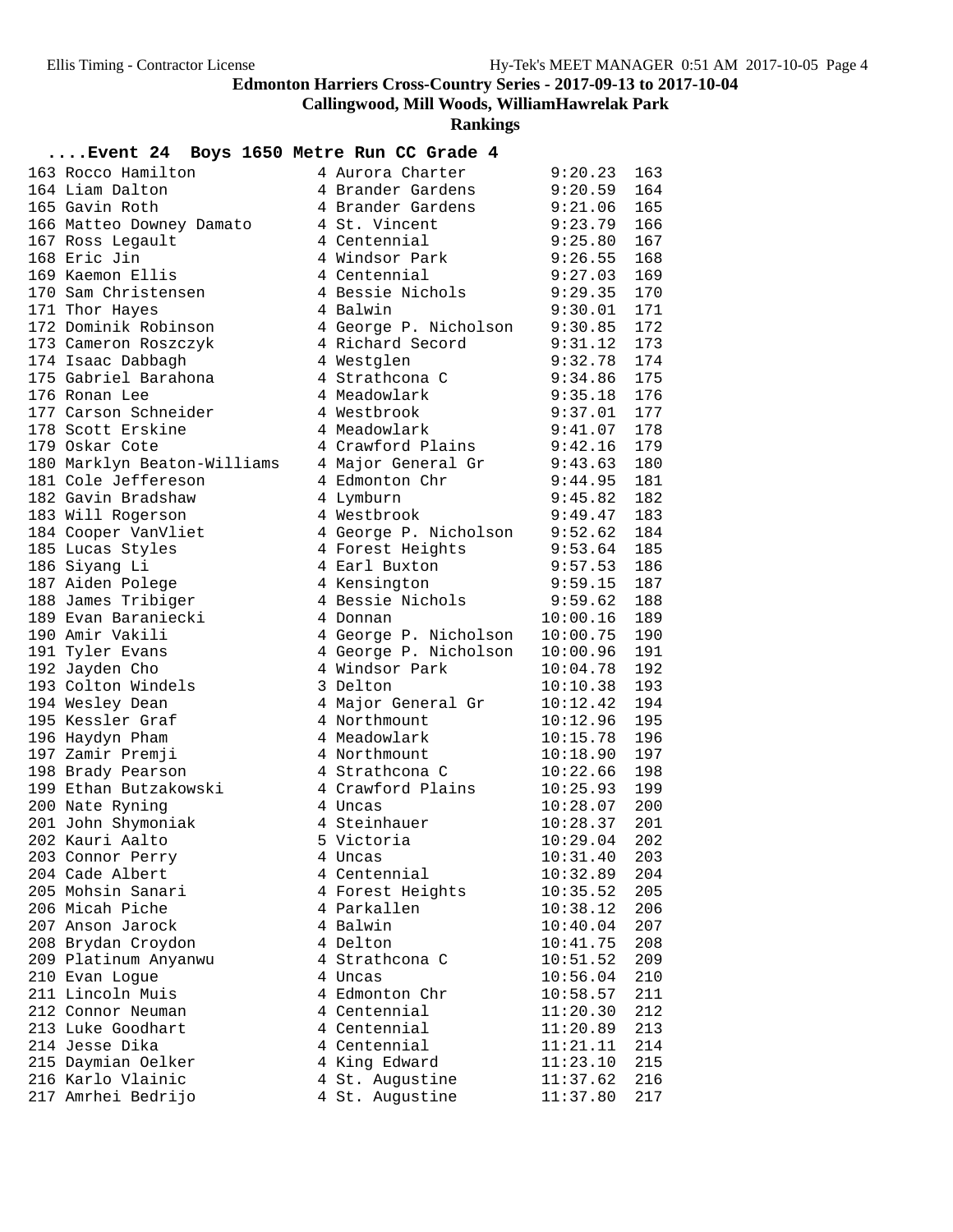# Edmonton Harriers Cross-Country Series - 2017-09-13 to 2017-10-04

## Callingwood, Mill Woods, WilliamHawrelak Park

### Rankings

#### ....Event 24 Boys 1650 Metre Run CC Grade 4

| Place | Name | Grade | School | Time | Points |
|---|---|---|---|---|---|
| 163 | Rocco Hamilton | 4 | Aurora Charter | 9:20.23 | 163 |
| 164 | Liam Dalton | 4 | Brander Gardens | 9:20.59 | 164 |
| 165 | Gavin Roth | 4 | Brander Gardens | 9:21.06 | 165 |
| 166 | Matteo Downey Damato | 4 | St. Vincent | 9:23.79 | 166 |
| 167 | Ross Legault | 4 | Centennial | 9:25.80 | 167 |
| 168 | Eric Jin | 4 | Windsor Park | 9:26.55 | 168 |
| 169 | Kaemon Ellis | 4 | Centennial | 9:27.03 | 169 |
| 170 | Sam Christensen | 4 | Bessie Nichols | 9:29.35 | 170 |
| 171 | Thor Hayes | 4 | Balwin | 9:30.01 | 171 |
| 172 | Dominik Robinson | 4 | George P. Nicholson | 9:30.85 | 172 |
| 173 | Cameron Roszczyk | 4 | Richard Secord | 9:31.12 | 173 |
| 174 | Isaac Dabbagh | 4 | Westglen | 9:32.78 | 174 |
| 175 | Gabriel Barahona | 4 | Strathcona C | 9:34.86 | 175 |
| 176 | Ronan Lee | 4 | Meadowlark | 9:35.18 | 176 |
| 177 | Carson Schneider | 4 | Westbrook | 9:37.01 | 177 |
| 178 | Scott Erskine | 4 | Meadowlark | 9:41.07 | 178 |
| 179 | Oskar Cote | 4 | Crawford Plains | 9:42.16 | 179 |
| 180 | Marklyn Beaton-Williams | 4 | Major General Gr | 9:43.63 | 180 |
| 181 | Cole Jeffereson | 4 | Edmonton Chr | 9:44.95 | 181 |
| 182 | Gavin Bradshaw | 4 | Lymburn | 9:45.82 | 182 |
| 183 | Will Rogerson | 4 | Westbrook | 9:49.47 | 183 |
| 184 | Cooper VanVliet | 4 | George P. Nicholson | 9:52.62 | 184 |
| 185 | Lucas Styles | 4 | Forest Heights | 9:53.64 | 185 |
| 186 | Siyang Li | 4 | Earl Buxton | 9:57.53 | 186 |
| 187 | Aiden Polege | 4 | Kensington | 9:59.15 | 187 |
| 188 | James Tribiger | 4 | Bessie Nichols | 9:59.62 | 188 |
| 189 | Evan Baraniecki | 4 | Donnan | 10:00.16 | 189 |
| 190 | Amir Vakili | 4 | George P. Nicholson | 10:00.75 | 190 |
| 191 | Tyler Evans | 4 | George P. Nicholson | 10:00.96 | 191 |
| 192 | Jayden Cho | 4 | Windsor Park | 10:04.78 | 192 |
| 193 | Colton Windels | 3 | Delton | 10:10.38 | 193 |
| 194 | Wesley Dean | 4 | Major General Gr | 10:12.42 | 194 |
| 195 | Kessler Graf | 4 | Northmount | 10:12.96 | 195 |
| 196 | Haydyn Pham | 4 | Meadowlark | 10:15.78 | 196 |
| 197 | Zamir Premji | 4 | Northmount | 10:18.90 | 197 |
| 198 | Brady Pearson | 4 | Strathcona C | 10:22.66 | 198 |
| 199 | Ethan Butzakowski | 4 | Crawford Plains | 10:25.93 | 199 |
| 200 | Nate Ryning | 4 | Uncas | 10:28.07 | 200 |
| 201 | John Shymoniak | 4 | Steinhauer | 10:28.37 | 201 |
| 202 | Kauri Aalto | 5 | Victoria | 10:29.04 | 202 |
| 203 | Connor Perry | 4 | Uncas | 10:31.40 | 203 |
| 204 | Cade Albert | 4 | Centennial | 10:32.89 | 204 |
| 205 | Mohsin Sanari | 4 | Forest Heights | 10:35.52 | 205 |
| 206 | Micah Piche | 4 | Parkallen | 10:38.12 | 206 |
| 207 | Anson Jarock | 4 | Balwin | 10:40.04 | 207 |
| 208 | Brydan Croydon | 4 | Delton | 10:41.75 | 208 |
| 209 | Platinum Anyanwu | 4 | Strathcona C | 10:51.52 | 209 |
| 210 | Evan Logue | 4 | Uncas | 10:56.04 | 210 |
| 211 | Lincoln Muis | 4 | Edmonton Chr | 10:58.57 | 211 |
| 212 | Connor Neuman | 4 | Centennial | 11:20.30 | 212 |
| 213 | Luke Goodhart | 4 | Centennial | 11:20.89 | 213 |
| 214 | Jesse Dika | 4 | Centennial | 11:21.11 | 214 |
| 215 | Daymian Oelker | 4 | King Edward | 11:23.10 | 215 |
| 216 | Karlo Vlainic | 4 | St. Augustine | 11:37.62 | 216 |
| 217 | Amrhei Bedrijo | 4 | St. Augustine | 11:37.80 | 217 |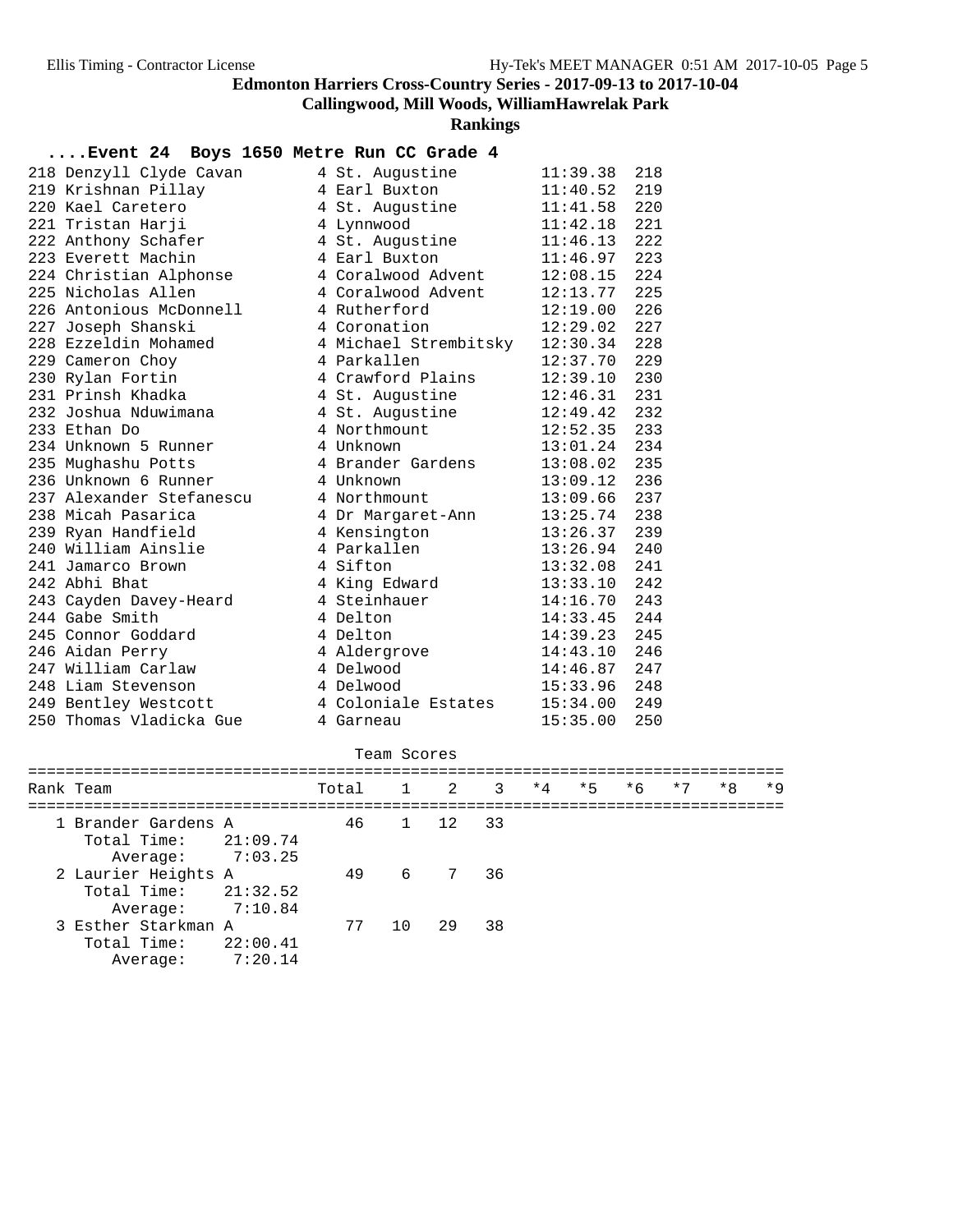## Edmonton Harriers Cross-Country Series - 2017-09-13 to 2017-10-04

### Callingwood, Mill Woods, WilliamHawrelak Park

### Rankings

#### ....Event 24 Boys 1650 Metre Run CC Grade 4

| Place | Name | Gr | School | Time | Points |
|---|---|---|---|---|---|
| 218 | Denzyll Clyde Cavan | 4 | St. Augustine | 11:39.38 | 218 |
| 219 | Krishnan Pillay | 4 | Earl Buxton | 11:40.52 | 219 |
| 220 | Kael Caretero | 4 | St. Augustine | 11:41.58 | 220 |
| 221 | Tristan Harji | 4 | Lynnwood | 11:42.18 | 221 |
| 222 | Anthony Schafer | 4 | St. Augustine | 11:46.13 | 222 |
| 223 | Everett Machin | 4 | Earl Buxton | 11:46.97 | 223 |
| 224 | Christian Alphonse | 4 | Coralwood Advent | 12:08.15 | 224 |
| 225 | Nicholas Allen | 4 | Coralwood Advent | 12:13.77 | 225 |
| 226 | Antonious McDonnell | 4 | Rutherford | 12:19.00 | 226 |
| 227 | Joseph Shanski | 4 | Coronation | 12:29.02 | 227 |
| 228 | Ezzeldin Mohamed | 4 | Michael Strembitsky | 12:30.34 | 228 |
| 229 | Cameron Choy | 4 | Parkallen | 12:37.70 | 229 |
| 230 | Rylan Fortin | 4 | Crawford Plains | 12:39.10 | 230 |
| 231 | Prinsh Khadka | 4 | St. Augustine | 12:46.31 | 231 |
| 232 | Joshua Nduwimana | 4 | St. Augustine | 12:49.42 | 232 |
| 233 | Ethan Do | 4 | Northmount | 12:52.35 | 233 |
| 234 | Unknown 5 Runner | 4 | Unknown | 13:01.24 | 234 |
| 235 | Mughashu Potts | 4 | Brander Gardens | 13:08.02 | 235 |
| 236 | Unknown 6 Runner | 4 | Unknown | 13:09.12 | 236 |
| 237 | Alexander Stefanescu | 4 | Northmount | 13:09.66 | 237 |
| 238 | Micah Pasarica | 4 | Dr Margaret-Ann | 13:25.74 | 238 |
| 239 | Ryan Handfield | 4 | Kensington | 13:26.37 | 239 |
| 240 | William Ainslie | 4 | Parkallen | 13:26.94 | 240 |
| 241 | Jamarco Brown | 4 | Sifton | 13:32.08 | 241 |
| 242 | Abhi Bhat | 4 | King Edward | 13:33.10 | 242 |
| 243 | Cayden Davey-Heard | 4 | Steinhauer | 14:16.70 | 243 |
| 244 | Gabe Smith | 4 | Delton | 14:33.45 | 244 |
| 245 | Connor Goddard | 4 | Delton | 14:39.23 | 245 |
| 246 | Aidan Perry | 4 | Aldergrove | 14:43.10 | 246 |
| 247 | William Carlaw | 4 | Delwood | 14:46.87 | 247 |
| 248 | Liam Stevenson | 4 | Delwood | 15:33.96 | 248 |
| 249 | Bentley Westcott | 4 | Coloniale Estates | 15:34.00 | 249 |
| 250 | Thomas Vladicka Gue | 4 | Garneau | 15:35.00 | 250 |

Team Scores

| Rank | Team | Total | 1 | 2 | 3 | *4 | *5 | *6 | *7 | *8 | *9 |
|---|---|---|---|---|---|---|---|---|---|---|---|
| 1 | Brander Gardens A | 46 | 1 | 12 | 33 | | | | | | |
| | Total Time: 21:09.74 | | | | | | | | | | |
| | Average: 7:03.25 | | | | | | | | | | |
| 2 | Laurier Heights A | 49 | 6 | 7 | 36 | | | | | | |
| | Total Time: 21:32.52 | | | | | | | | | | |
| | Average: 7:10.84 | | | | | | | | | | |
| 3 | Esther Starkman A | 77 | 10 | 29 | 38 | | | | | | |
| | Total Time: 22:00.41 | | | | | | | | | | |
| | Average: 7:20.14 | | | | | | | | | | |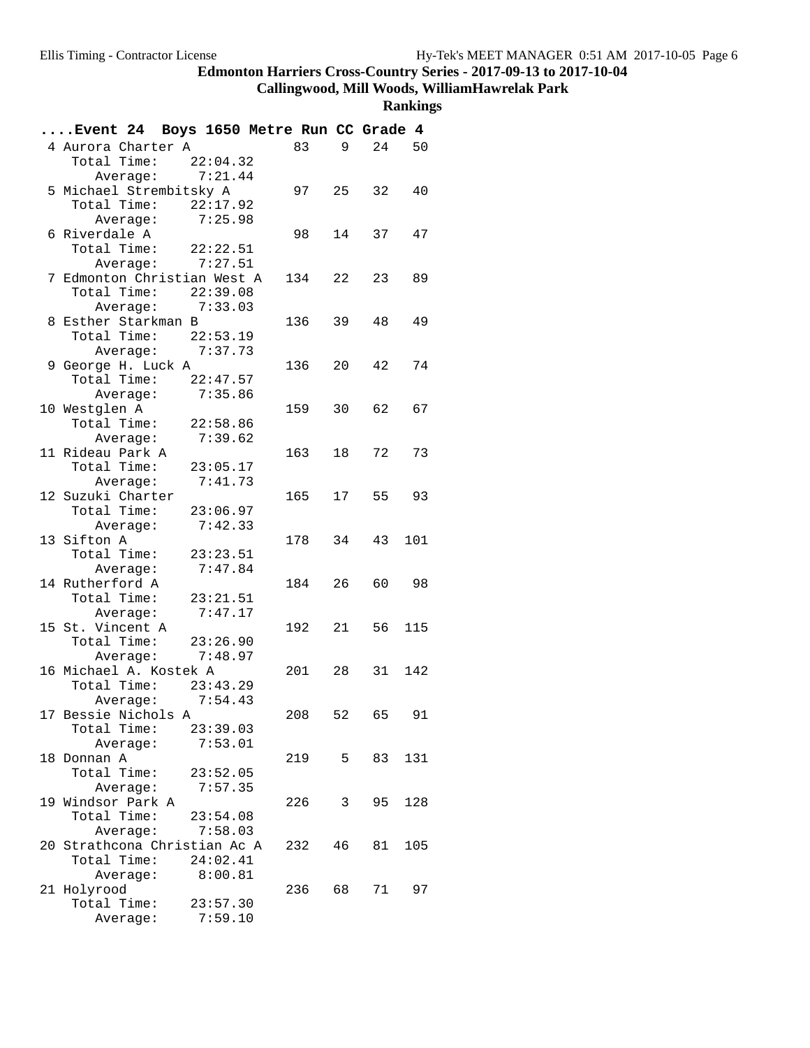# Edmonton Harriers Cross-Country Series - 2017-09-13 to 2017-10-04

## Callingwood, Mill Woods, WilliamHawrelak Park

### Rankings

**....Event 24 Boys 1650 Metre Run CC Grade 4**

| Rank | Team | Score | | | |
|---|---|---|---|---|---|
| 4 | Aurora Charter A | 83 | 9 | 24 | 50 |
| | Total Time: 22:04.32 | | | | |
| | Average: 7:21.44 | | | | |
| 5 | Michael Strembitsky A | 97 | 25 | 32 | 40 |
| | Total Time: 22:17.92 | | | | |
| | Average: 7:25.98 | | | | |
| 6 | Riverdale A | 98 | 14 | 37 | 47 |
| | Total Time: 22:22.51 | | | | |
| | Average: 7:27.51 | | | | |
| 7 | Edmonton Christian West A | 134 | 22 | 23 | 89 |
| | Total Time: 22:39.08 | | | | |
| | Average: 7:33.03 | | | | |
| 8 | Esther Starkman B | 136 | 39 | 48 | 49 |
| | Total Time: 22:53.19 | | | | |
| | Average: 7:37.73 | | | | |
| 9 | George H. Luck A | 136 | 20 | 42 | 74 |
| | Total Time: 22:47.57 | | | | |
| | Average: 7:35.86 | | | | |
| 10 | Westglen A | 159 | 30 | 62 | 67 |
| | Total Time: 22:58.86 | | | | |
| | Average: 7:39.62 | | | | |
| 11 | Rideau Park A | 163 | 18 | 72 | 73 |
| | Total Time: 23:05.17 | | | | |
| | Average: 7:41.73 | | | | |
| 12 | Suzuki Charter | 165 | 17 | 55 | 93 |
| | Total Time: 23:06.97 | | | | |
| | Average: 7:42.33 | | | | |
| 13 | Sifton A | 178 | 34 | 43 | 101 |
| | Total Time: 23:23.51 | | | | |
| | Average: 7:47.84 | | | | |
| 14 | Rutherford A | 184 | 26 | 60 | 98 |
| | Total Time: 23:21.51 | | | | |
| | Average: 7:47.17 | | | | |
| 15 | St. Vincent A | 192 | 21 | 56 | 115 |
| | Total Time: 23:26.90 | | | | |
| | Average: 7:48.97 | | | | |
| 16 | Michael A. Kostek A | 201 | 28 | 31 | 142 |
| | Total Time: 23:43.29 | | | | |
| | Average: 7:54.43 | | | | |
| 17 | Bessie Nichols A | 208 | 52 | 65 | 91 |
| | Total Time: 23:39.03 | | | | |
| | Average: 7:53.01 | | | | |
| 18 | Donnan A | 219 | 5 | 83 | 131 |
| | Total Time: 23:52.05 | | | | |
| | Average: 7:57.35 | | | | |
| 19 | Windsor Park A | 226 | 3 | 95 | 128 |
| | Total Time: 23:54.08 | | | | |
| | Average: 7:58.03 | | | | |
| 20 | Strathcona Christian Ac A | 232 | 46 | 81 | 105 |
| | Total Time: 24:02.41 | | | | |
| | Average: 8:00.81 | | | | |
| 21 | Holyrood | 236 | 68 | 71 | 97 |
| | Total Time: 23:57.30 | | | | |
| | Average: 7:59.10 | | | | |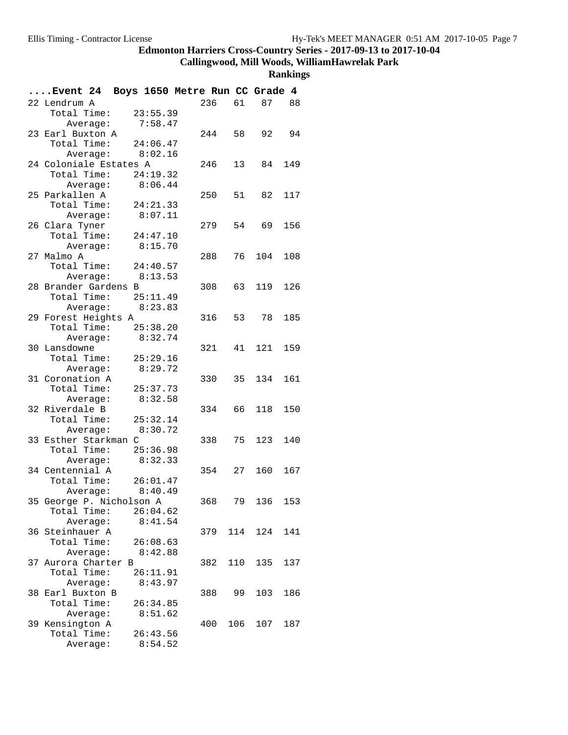# Edmonton Harriers Cross-Country Series - 2017-09-13 to 2017-10-04

## Callingwood, Mill Woods, WilliamHawrelak Park

### Rankings

**....Event 24 Boys 1650 Metre Run CC Grade 4**

| Place | Team | Total Time | Average | Score | 1 | 2 | 3 |
|---|---|---|---|---|---|---|---|
| 22 | Lendrum A | 23:55.39 | 7:58.47 | 236 | 61 | 87 | 88 |
| 23 | Earl Buxton A | 24:06.47 | 8:02.16 | 244 | 58 | 92 | 94 |
| 24 | Coloniale Estates A | 24:19.32 | 8:06.44 | 246 | 13 | 84 | 149 |
| 25 | Parkallen A | 24:21.33 | 8:07.11 | 250 | 51 | 82 | 117 |
| 26 | Clara Tyner | 24:47.10 | 8:15.70 | 279 | 54 | 69 | 156 |
| 27 | Malmo A | 24:40.57 | 8:13.53 | 288 | 76 | 104 | 108 |
| 28 | Brander Gardens B | 25:11.49 | 8:23.83 | 308 | 63 | 119 | 126 |
| 29 | Forest Heights A | 25:38.20 | 8:32.74 | 316 | 53 | 78 | 185 |
| 30 | Lansdowne | 25:29.16 | 8:29.72 | 321 | 41 | 121 | 159 |
| 31 | Coronation A | 25:37.73 | 8:32.58 | 330 | 35 | 134 | 161 |
| 32 | Riverdale B | 25:32.14 | 8:30.72 | 334 | 66 | 118 | 150 |
| 33 | Esther Starkman C | 25:36.98 | 8:32.33 | 338 | 75 | 123 | 140 |
| 34 | Centennial A | 26:01.47 | 8:40.49 | 354 | 27 | 160 | 167 |
| 35 | George P. Nicholson A | 26:04.62 | 8:41.54 | 368 | 79 | 136 | 153 |
| 36 | Steinhauer A | 26:08.63 | 8:42.88 | 379 | 114 | 124 | 141 |
| 37 | Aurora Charter B | 26:11.91 | 8:43.97 | 382 | 110 | 135 | 137 |
| 38 | Earl Buxton B | 26:34.85 | 8:51.62 | 388 | 99 | 103 | 186 |
| 39 | Kensington A | 26:43.56 | 8:54.52 | 400 | 106 | 107 | 187 |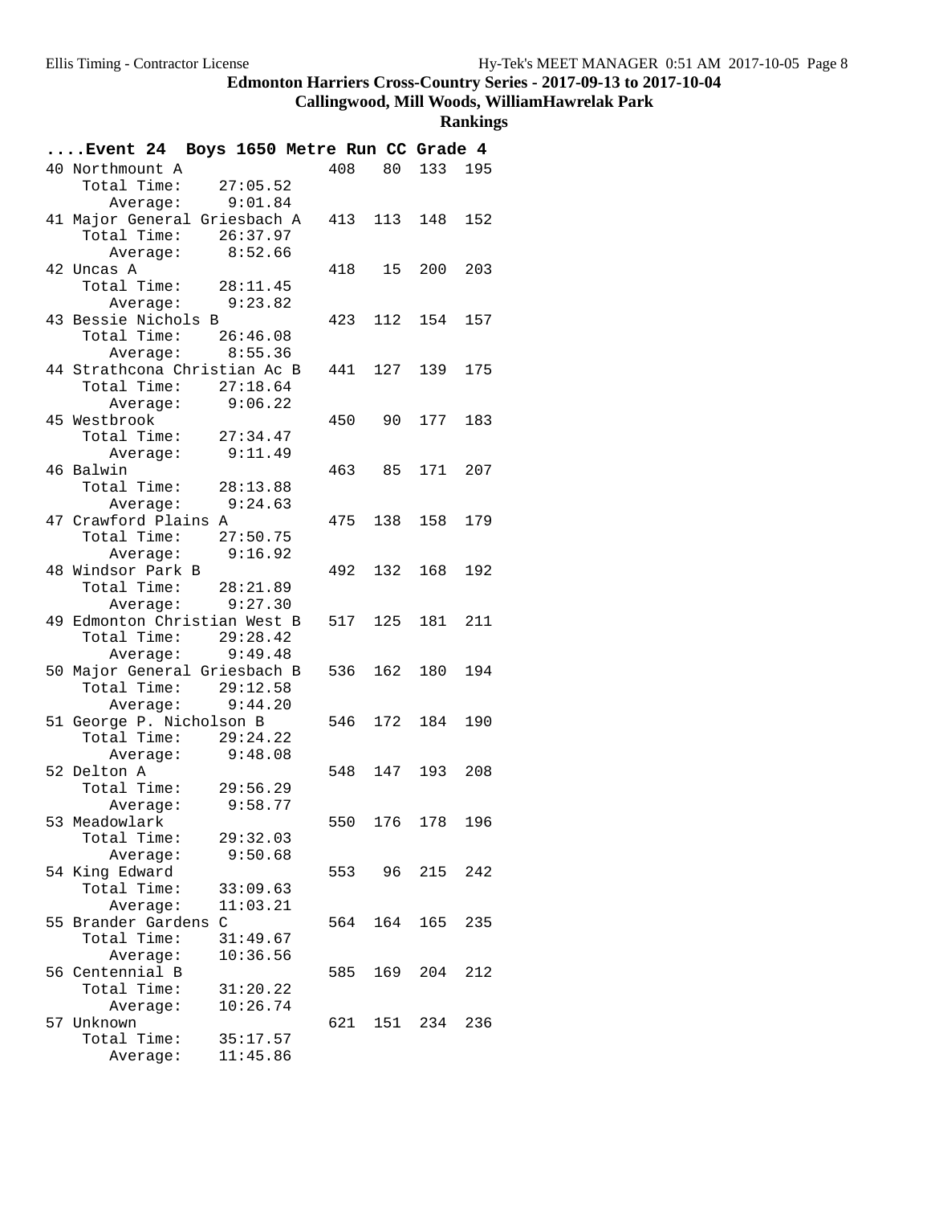## Edmonton Harriers Cross-Country Series - 2017-09-13 to 2017-10-04

### Callingwood, Mill Woods, WilliamHawrelak Park

### Rankings

**....Event 24 Boys 1650 Metre Run CC Grade 4**

| Rank | Team | Total Time | Average | Score | | | |
|---|---|---|---|---|---|---|---|
| 40 | Northmount A | 27:05.52 | 9:01.84 | 408 | 80 | 133 | 195 |
| 41 | Major General Griesbach A | 26:37.97 | 8:52.66 | 413 | 113 | 148 | 152 |
| 42 | Uncas A | 28:11.45 | 9:23.82 | 418 | 15 | 200 | 203 |
| 43 | Bessie Nichols B | 26:46.08 | 8:55.36 | 423 | 112 | 154 | 157 |
| 44 | Strathcona Christian Ac B | 27:18.64 | 9:06.22 | 441 | 127 | 139 | 175 |
| 45 | Westbrook | 27:34.47 | 9:11.49 | 450 | 90 | 177 | 183 |
| 46 | Balwin | 28:13.88 | 9:24.63 | 463 | 85 | 171 | 207 |
| 47 | Crawford Plains A | 27:50.75 | 9:16.92 | 475 | 138 | 158 | 179 |
| 48 | Windsor Park B | 28:21.89 | 9:27.30 | 492 | 132 | 168 | 192 |
| 49 | Edmonton Christian West B | 29:28.42 | 9:49.48 | 517 | 125 | 181 | 211 |
| 50 | Major General Griesbach B | 29:12.58 | 9:44.20 | 536 | 162 | 180 | 194 |
| 51 | George P. Nicholson B | 29:24.22 | 9:48.08 | 546 | 172 | 184 | 190 |
| 52 | Delton A | 29:56.29 | 9:58.77 | 548 | 147 | 193 | 208 |
| 53 | Meadowlark | 29:32.03 | 9:50.68 | 550 | 176 | 178 | 196 |
| 54 | King Edward | 33:09.63 | 11:03.21 | 553 | 96 | 215 | 242 |
| 55 | Brander Gardens C | 31:49.67 | 10:36.56 | 564 | 164 | 165 | 235 |
| 56 | Centennial B | 31:20.22 | 10:26.74 | 585 | 169 | 204 | 212 |
| 57 | Unknown | 35:17.57 | 11:45.86 | 621 | 151 | 234 | 236 |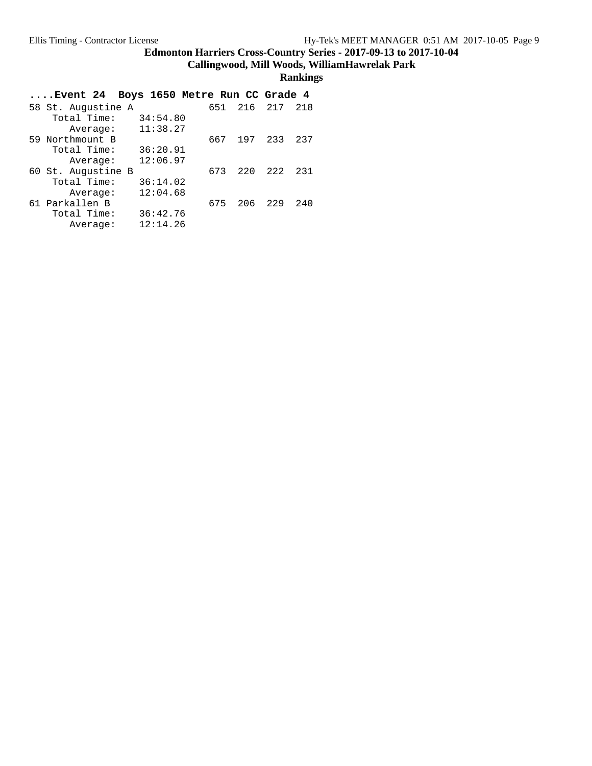# Edmonton Harriers Cross-Country Series - 2017-09-13 to 2017-10-04

## Callingwood, Mill Woods, WilliamHawrelak Park

### Rankings

```
....Event 24  Boys 1650 Metre Run CC Grade 4
58 St. Augustine A            651  216  217  218
    Total Time:    34:54.80
       Average:    11:38.27
59 Northmount B               667  197  233  237
    Total Time:    36:20.91
       Average:    12:06.97
60 St. Augustine B            673  220  222  231
    Total Time:    36:14.02
       Average:    12:04.68
61 Parkallen B                675  206  229  240
    Total Time:    36:42.76
       Average:    12:14.26
```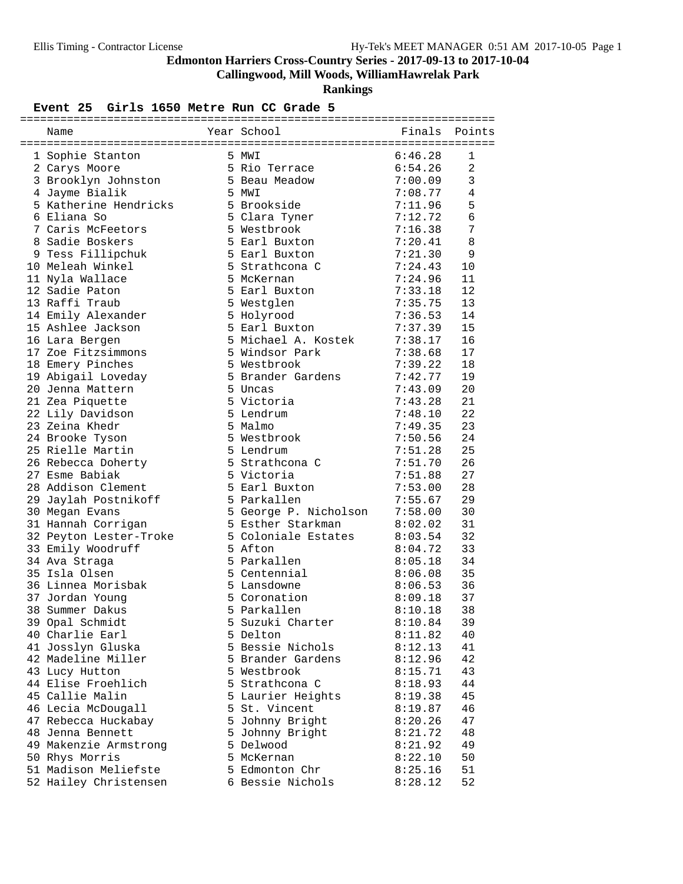# Edmonton Harriers Cross-Country Series - 2017-09-13 to 2017-10-04

## Callingwood, Mill Woods, WilliamHawrelak Park

## Rankings

### Event 25 Girls 1650 Metre Run CC Grade 5

| | Name | Year | School | Finals | Points |
|---|---|---|---|---|---|
| 1 | Sophie Stanton | 5 | MWI | 6:46.28 | 1 |
| 2 | Carys Moore | 5 | Rio Terrace | 6:54.26 | 2 |
| 3 | Brooklyn Johnston | 5 | Beau Meadow | 7:00.09 | 3 |
| 4 | Jayme Bialik | 5 | MWI | 7:08.77 | 4 |
| 5 | Katherine Hendricks | 5 | Brookside | 7:11.96 | 5 |
| 6 | Eliana So | 5 | Clara Tyner | 7:12.72 | 6 |
| 7 | Caris McFeetors | 5 | Westbrook | 7:16.38 | 7 |
| 8 | Sadie Boskers | 5 | Earl Buxton | 7:20.41 | 8 |
| 9 | Tess Fillipchuk | 5 | Earl Buxton | 7:21.30 | 9 |
| 10 | Meleah Winkel | 5 | Strathcona C | 7:24.43 | 10 |
| 11 | Nyla Wallace | 5 | McKernan | 7:24.96 | 11 |
| 12 | Sadie Paton | 5 | Earl Buxton | 7:33.18 | 12 |
| 13 | Raffi Traub | 5 | Westglen | 7:35.75 | 13 |
| 14 | Emily Alexander | 5 | Holyrood | 7:36.53 | 14 |
| 15 | Ashlee Jackson | 5 | Earl Buxton | 7:37.39 | 15 |
| 16 | Lara Bergen | 5 | Michael A. Kostek | 7:38.17 | 16 |
| 17 | Zoe Fitzsimmons | 5 | Windsor Park | 7:38.68 | 17 |
| 18 | Emery Pinches | 5 | Westbrook | 7:39.22 | 18 |
| 19 | Abigail Loveday | 5 | Brander Gardens | 7:42.77 | 19 |
| 20 | Jenna Mattern | 5 | Uncas | 7:43.09 | 20 |
| 21 | Zea Piquette | 5 | Victoria | 7:43.28 | 21 |
| 22 | Lily Davidson | 5 | Lendrum | 7:48.10 | 22 |
| 23 | Zeina Khedr | 5 | Malmo | 7:49.35 | 23 |
| 24 | Brooke Tyson | 5 | Westbrook | 7:50.56 | 24 |
| 25 | Rielle Martin | 5 | Lendrum | 7:51.28 | 25 |
| 26 | Rebecca Doherty | 5 | Strathcona C | 7:51.70 | 26 |
| 27 | Esme Babiak | 5 | Victoria | 7:51.88 | 27 |
| 28 | Addison Clement | 5 | Earl Buxton | 7:53.00 | 28 |
| 29 | Jaylah Postnikoff | 5 | Parkallen | 7:55.67 | 29 |
| 30 | Megan Evans | 5 | George P. Nicholson | 7:58.00 | 30 |
| 31 | Hannah Corrigan | 5 | Esther Starkman | 8:02.02 | 31 |
| 32 | Peyton Lester-Troke | 5 | Coloniale Estates | 8:03.54 | 32 |
| 33 | Emily Woodruff | 5 | Afton | 8:04.72 | 33 |
| 34 | Ava Straga | 5 | Parkallen | 8:05.18 | 34 |
| 35 | Isla Olsen | 5 | Centennial | 8:06.08 | 35 |
| 36 | Linnea Morisbak | 5 | Lansdowne | 8:06.53 | 36 |
| 37 | Jordan Young | 5 | Coronation | 8:09.18 | 37 |
| 38 | Summer Dakus | 5 | Parkallen | 8:10.18 | 38 |
| 39 | Opal Schmidt | 5 | Suzuki Charter | 8:10.84 | 39 |
| 40 | Charlie Earl | 5 | Delton | 8:11.82 | 40 |
| 41 | Josslyn Gluska | 5 | Bessie Nichols | 8:12.13 | 41 |
| 42 | Madeline Miller | 5 | Brander Gardens | 8:12.96 | 42 |
| 43 | Lucy Hutton | 5 | Westbrook | 8:15.71 | 43 |
| 44 | Elise Froehlich | 5 | Strathcona C | 8:18.93 | 44 |
| 45 | Callie Malin | 5 | Laurier Heights | 8:19.38 | 45 |
| 46 | Lecia McDougall | 5 | St. Vincent | 8:19.87 | 46 |
| 47 | Rebecca Huckabay | 5 | Johnny Bright | 8:20.26 | 47 |
| 48 | Jenna Bennett | 5 | Johnny Bright | 8:21.72 | 48 |
| 49 | Makenzie Armstrong | 5 | Delwood | 8:21.92 | 49 |
| 50 | Rhys Morris | 5 | McKernan | 8:22.10 | 50 |
| 51 | Madison Meliefste | 5 | Edmonton Chr | 8:25.16 | 51 |
| 52 | Hailey Christensen | 6 | Bessie Nichols | 8:28.12 | 52 |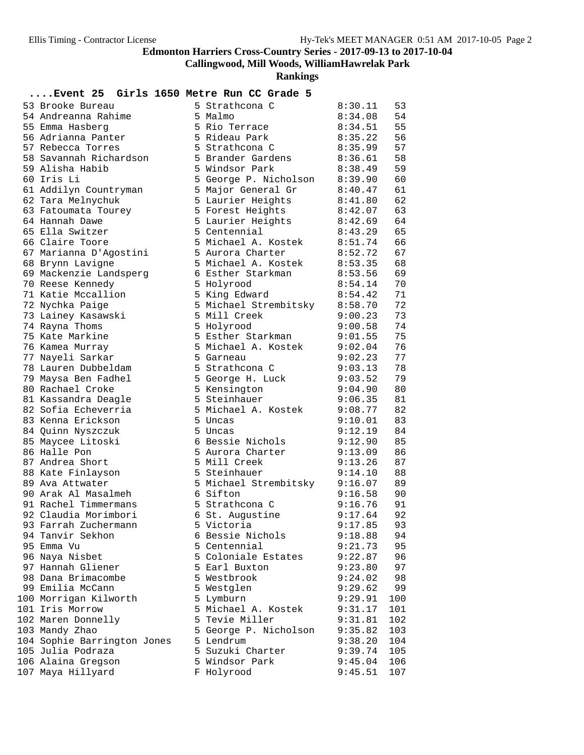**Edmonton Harriers Cross-Country Series - 2017-09-13 to 2017-10-04**

**Callingwood, Mill Woods, WilliamHawrelak Park**

**Rankings**

## ....Event 25 Girls 1650 Metre Run CC Grade 5

| Place | Name | Grade | School | Time | Points |
|---|---|---|---|---|---|
| 53 | Brooke Bureau | 5 | Strathcona C | 8:30.11 | 53 |
| 54 | Andreanna Rahime | 5 | Malmo | 8:34.08 | 54 |
| 55 | Emma Hasberg | 5 | Rio Terrace | 8:34.51 | 55 |
| 56 | Adrianna Panter | 5 | Rideau Park | 8:35.22 | 56 |
| 57 | Rebecca Torres | 5 | Strathcona C | 8:35.99 | 57 |
| 58 | Savannah Richardson | 5 | Brander Gardens | 8:36.61 | 58 |
| 59 | Alisha Habib | 5 | Windsor Park | 8:38.49 | 59 |
| 60 | Iris Li | 5 | George P. Nicholson | 8:39.90 | 60 |
| 61 | Addilyn Countryman | 5 | Major General Gr | 8:40.47 | 61 |
| 62 | Tara Melnychuk | 5 | Laurier Heights | 8:41.80 | 62 |
| 63 | Fatoumata Tourey | 5 | Forest Heights | 8:42.07 | 63 |
| 64 | Hannah Dawe | 5 | Laurier Heights | 8:42.69 | 64 |
| 65 | Ella Switzer | 5 | Centennial | 8:43.29 | 65 |
| 66 | Claire Toore | 5 | Michael A. Kostek | 8:51.74 | 66 |
| 67 | Marianna D'Agostini | 5 | Aurora Charter | 8:52.72 | 67 |
| 68 | Brynn Lavigne | 5 | Michael A. Kostek | 8:53.35 | 68 |
| 69 | Mackenzie Landsperg | 6 | Esther Starkman | 8:53.56 | 69 |
| 70 | Reese Kennedy | 5 | Holyrood | 8:54.14 | 70 |
| 71 | Katie Mccallion | 5 | King Edward | 8:54.42 | 71 |
| 72 | Nychka Paige | 5 | Michael Strembitsky | 8:58.70 | 72 |
| 73 | Lainey Kasawski | 5 | Mill Creek | 9:00.23 | 73 |
| 74 | Rayna Thoms | 5 | Holyrood | 9:00.58 | 74 |
| 75 | Kate Markine | 5 | Esther Starkman | 9:01.55 | 75 |
| 76 | Kamea Murray | 5 | Michael A. Kostek | 9:02.04 | 76 |
| 77 | Nayeli Sarkar | 5 | Garneau | 9:02.23 | 77 |
| 78 | Lauren Dubbeldam | 5 | Strathcona C | 9:03.13 | 78 |
| 79 | Maysa Ben Fadhel | 5 | George H. Luck | 9:03.52 | 79 |
| 80 | Rachael Croke | 5 | Kensington | 9:04.90 | 80 |
| 81 | Kassandra Deagle | 5 | Steinhauer | 9:06.35 | 81 |
| 82 | Sofia Echeverria | 5 | Michael A. Kostek | 9:08.77 | 82 |
| 83 | Kenna Erickson | 5 | Uncas | 9:10.01 | 83 |
| 84 | Quinn Nyszczuk | 5 | Uncas | 9:12.19 | 84 |
| 85 | Maycee Litoski | 6 | Bessie Nichols | 9:12.90 | 85 |
| 86 | Halle Pon | 5 | Aurora Charter | 9:13.09 | 86 |
| 87 | Andrea Short | 5 | Mill Creek | 9:13.26 | 87 |
| 88 | Kate Finlayson | 5 | Steinhauer | 9:14.10 | 88 |
| 89 | Ava Attwater | 5 | Michael Strembitsky | 9:16.07 | 89 |
| 90 | Arak Al Masalmeh | 6 | Sifton | 9:16.58 | 90 |
| 91 | Rachel Timmermans | 5 | Strathcona C | 9:16.76 | 91 |
| 92 | Claudia Morimbori | 6 | St. Augustine | 9:17.64 | 92 |
| 93 | Farrah Zuchermann | 5 | Victoria | 9:17.85 | 93 |
| 94 | Tanvir Sekhon | 6 | Bessie Nichols | 9:18.88 | 94 |
| 95 | Emma Vu | 5 | Centennial | 9:21.73 | 95 |
| 96 | Naya Nisbet | 5 | Coloniale Estates | 9:22.87 | 96 |
| 97 | Hannah Gliener | 5 | Earl Buxton | 9:23.80 | 97 |
| 98 | Dana Brimacombe | 5 | Westbrook | 9:24.02 | 98 |
| 99 | Emilia McCann | 5 | Westglen | 9:29.62 | 99 |
| 100 | Morrigan Kilworth | 5 | Lymburn | 9:29.91 | 100 |
| 101 | Iris Morrow | 5 | Michael A. Kostek | 9:31.17 | 101 |
| 102 | Maren Donnelly | 5 | Tevie Miller | 9:31.81 | 102 |
| 103 | Mandy Zhao | 5 | George P. Nicholson | 9:35.82 | 103 |
| 104 | Sophie Barrington Jones | 5 | Lendrum | 9:38.20 | 104 |
| 105 | Julia Podraza | 5 | Suzuki Charter | 9:39.74 | 105 |
| 106 | Alaina Gregson | 5 | Windsor Park | 9:45.04 | 106 |
| 107 | Maya Hillyard | F | Holyrood | 9:45.51 | 107 |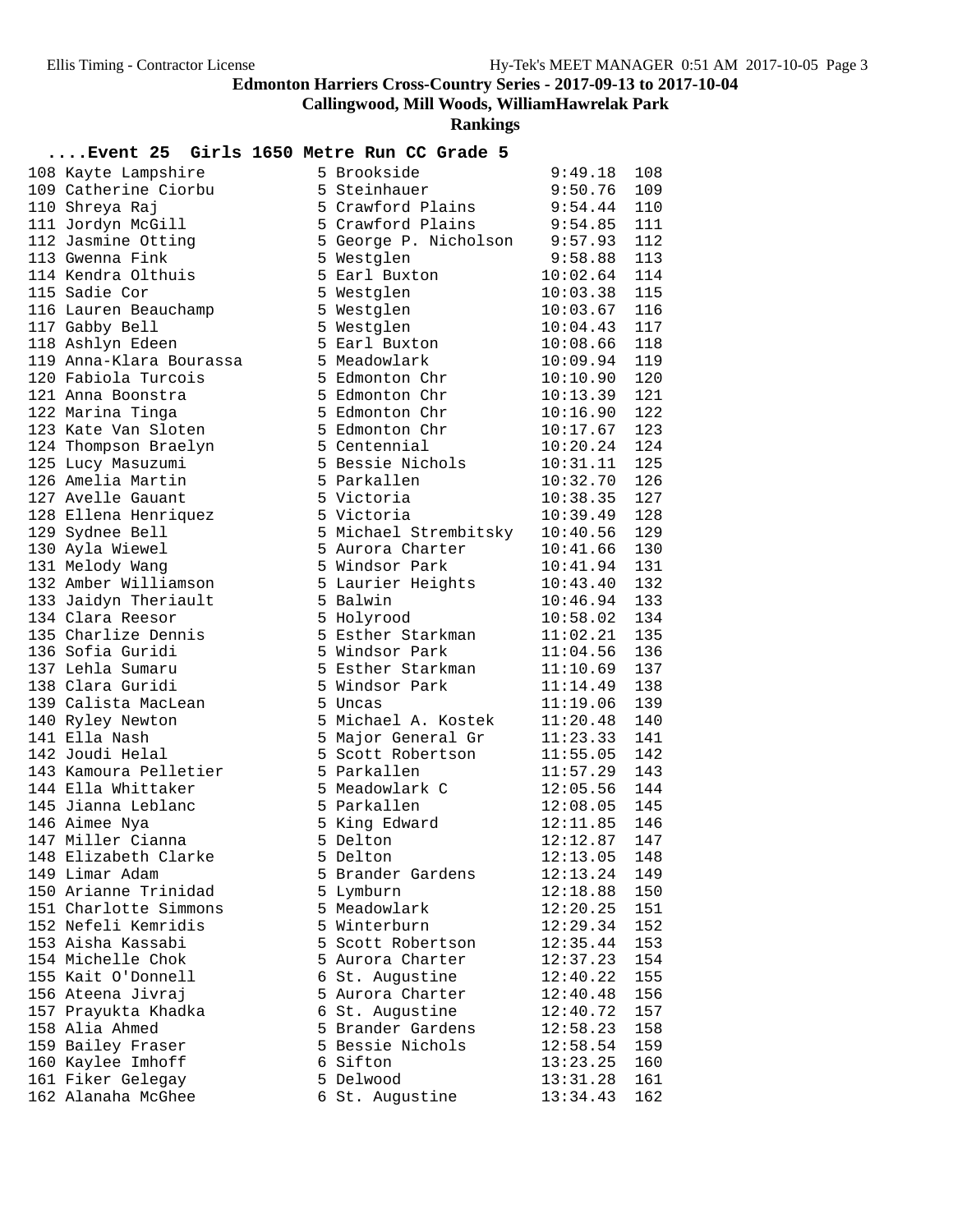**Edmonton Harriers Cross-Country Series - 2017-09-13 to 2017-10-04**

**Callingwood, Mill Woods, WilliamHawrelak Park**

**Rankings**

### ....Event 25 Girls 1650 Metre Run CC Grade 5

| Place | Name | Gr | School | Time | Pts |
|---|---|---|---|---|---|
| 108 | Kayte Lampshire | 5 | Brookside | 9:49.18 | 108 |
| 109 | Catherine Ciorbu | 5 | Steinhauer | 9:50.76 | 109 |
| 110 | Shreya Raj | 5 | Crawford Plains | 9:54.44 | 110 |
| 111 | Jordyn McGill | 5 | Crawford Plains | 9:54.85 | 111 |
| 112 | Jasmine Otting | 5 | George P. Nicholson | 9:57.93 | 112 |
| 113 | Gwenna Fink | 5 | Westglen | 9:58.88 | 113 |
| 114 | Kendra Olthuis | 5 | Earl Buxton | 10:02.64 | 114 |
| 115 | Sadie Cor | 5 | Westglen | 10:03.38 | 115 |
| 116 | Lauren Beauchamp | 5 | Westglen | 10:03.67 | 116 |
| 117 | Gabby Bell | 5 | Westglen | 10:04.43 | 117 |
| 118 | Ashlyn Edeen | 5 | Earl Buxton | 10:08.66 | 118 |
| 119 | Anna-Klara Bourassa | 5 | Meadowlark | 10:09.94 | 119 |
| 120 | Fabiola Turcois | 5 | Edmonton Chr | 10:10.90 | 120 |
| 121 | Anna Boonstra | 5 | Edmonton Chr | 10:13.39 | 121 |
| 122 | Marina Tinga | 5 | Edmonton Chr | 10:16.90 | 122 |
| 123 | Kate Van Sloten | 5 | Edmonton Chr | 10:17.67 | 123 |
| 124 | Thompson Braelyn | 5 | Centennial | 10:20.24 | 124 |
| 125 | Lucy Masuzumi | 5 | Bessie Nichols | 10:31.11 | 125 |
| 126 | Amelia Martin | 5 | Parkallen | 10:32.70 | 126 |
| 127 | Avelle Gauant | 5 | Victoria | 10:38.35 | 127 |
| 128 | Ellena Henriquez | 5 | Victoria | 10:39.49 | 128 |
| 129 | Sydnee Bell | 5 | Michael Strembitsky | 10:40.56 | 129 |
| 130 | Ayla Wiewel | 5 | Aurora Charter | 10:41.66 | 130 |
| 131 | Melody Wang | 5 | Windsor Park | 10:41.94 | 131 |
| 132 | Amber Williamson | 5 | Laurier Heights | 10:43.40 | 132 |
| 133 | Jaidyn Theriault | 5 | Balwin | 10:46.94 | 133 |
| 134 | Clara Reesor | 5 | Holyrood | 10:58.02 | 134 |
| 135 | Charlize Dennis | 5 | Esther Starkman | 11:02.21 | 135 |
| 136 | Sofia Guridi | 5 | Windsor Park | 11:04.56 | 136 |
| 137 | Lehla Sumaru | 5 | Esther Starkman | 11:10.69 | 137 |
| 138 | Clara Guridi | 5 | Windsor Park | 11:14.49 | 138 |
| 139 | Calista MacLean | 5 | Uncas | 11:19.06 | 139 |
| 140 | Ryley Newton | 5 | Michael A. Kostek | 11:20.48 | 140 |
| 141 | Ella Nash | 5 | Major General Gr | 11:23.33 | 141 |
| 142 | Joudi Helal | 5 | Scott Robertson | 11:55.05 | 142 |
| 143 | Kamoura Pelletier | 5 | Parkallen | 11:57.29 | 143 |
| 144 | Ella Whittaker | 5 | Meadowlark C | 12:05.56 | 144 |
| 145 | Jianna Leblanc | 5 | Parkallen | 12:08.05 | 145 |
| 146 | Aimee Nya | 5 | King Edward | 12:11.85 | 146 |
| 147 | Miller Cianna | 5 | Delton | 12:12.87 | 147 |
| 148 | Elizabeth Clarke | 5 | Delton | 12:13.05 | 148 |
| 149 | Limar Adam | 5 | Brander Gardens | 12:13.24 | 149 |
| 150 | Arianne Trinidad | 5 | Lymburn | 12:18.88 | 150 |
| 151 | Charlotte Simmons | 5 | Meadowlark | 12:20.25 | 151 |
| 152 | Nefeli Kemridis | 5 | Winterburn | 12:29.34 | 152 |
| 153 | Aisha Kassabi | 5 | Scott Robertson | 12:35.44 | 153 |
| 154 | Michelle Chok | 5 | Aurora Charter | 12:37.23 | 154 |
| 155 | Kait O'Donnell | 6 | St. Augustine | 12:40.22 | 155 |
| 156 | Ateena Jivraj | 5 | Aurora Charter | 12:40.48 | 156 |
| 157 | Prayukta Khadka | 6 | St. Augustine | 12:40.72 | 157 |
| 158 | Alia Ahmed | 5 | Brander Gardens | 12:58.23 | 158 |
| 159 | Bailey Fraser | 5 | Bessie Nichols | 12:58.54 | 159 |
| 160 | Kaylee Imhoff | 6 | Sifton | 13:23.25 | 160 |
| 161 | Fiker Gelegay | 5 | Delwood | 13:31.28 | 161 |
| 162 | Alanaha McGhee | 6 | St. Augustine | 13:34.43 | 162 |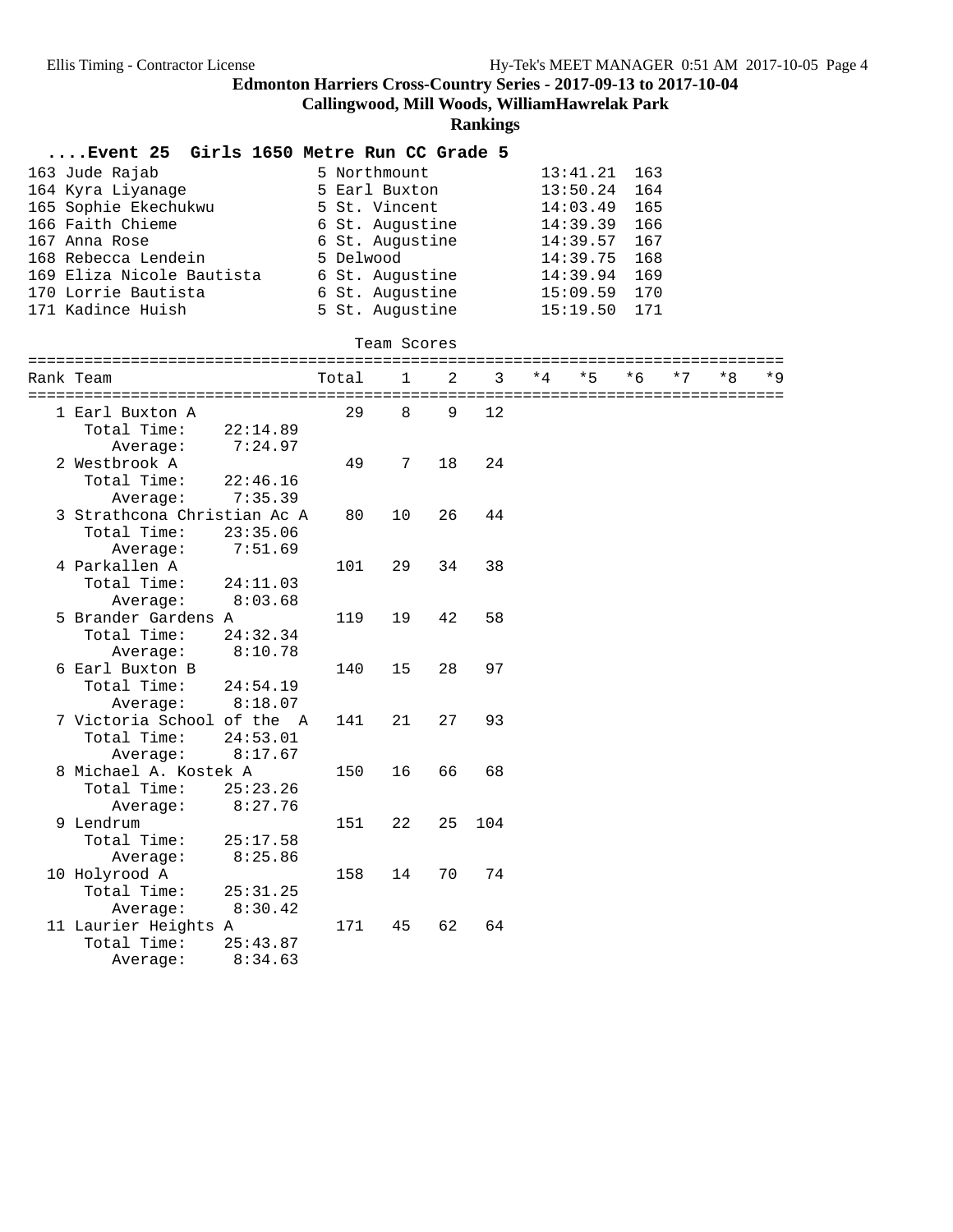**Edmonton Harriers Cross-Country Series - 2017-09-13 to 2017-10-04**

**Callingwood, Mill Woods, WilliamHawrelak Park**

**Rankings**

### ....Event 25 Girls 1650 Metre Run CC Grade 5

| Rank | Name | Grade | School | Time | Points |
|---|---|---|---|---|---|
| 163 | Jude Rajab | 5 | Northmount | 13:41.21 | 163 |
| 164 | Kyra Liyanage | 5 | Earl Buxton | 13:50.24 | 164 |
| 165 | Sophie Ekechukwu | 5 | St. Vincent | 14:03.49 | 165 |
| 166 | Faith Chieme | 6 | St. Augustine | 14:39.39 | 166 |
| 167 | Anna Rose | 6 | St. Augustine | 14:39.57 | 167 |
| 168 | Rebecca Lendein | 5 | Delwood | 14:39.75 | 168 |
| 169 | Eliza Nicole Bautista | 6 | St. Augustine | 14:39.94 | 169 |
| 170 | Lorrie Bautista | 6 | St. Augustine | 15:09.59 | 170 |
| 171 | Kadince Huish | 5 | St. Augustine | 15:19.50 | 171 |

Team Scores

| Rank | Team | Total | 1 | 2 | 3 | *4 | *5 | *6 | *7 | *8 | *9 |
|---|---|---|---|---|---|---|---|---|---|---|---|
| 1 | Earl Buxton A | 29 | 8 | 9 | 12 | | | | | | |
| | Total Time: 22:14.89 | | | | | | | | | | |
| | Average: 7:24.97 | | | | | | | | | | |
| 2 | Westbrook A | 49 | 7 | 18 | 24 | | | | | | |
| | Total Time: 22:46.16 | | | | | | | | | | |
| | Average: 7:35.39 | | | | | | | | | | |
| 3 | Strathcona Christian Ac A | 80 | 10 | 26 | 44 | | | | | | |
| | Total Time: 23:35.06 | | | | | | | | | | |
| | Average: 7:51.69 | | | | | | | | | | |
| 4 | Parkallen A | 101 | 29 | 34 | 38 | | | | | | |
| | Total Time: 24:11.03 | | | | | | | | | | |
| | Average: 8:03.68 | | | | | | | | | | |
| 5 | Brander Gardens A | 119 | 19 | 42 | 58 | | | | | | |
| | Total Time: 24:32.34 | | | | | | | | | | |
| | Average: 8:10.78 | | | | | | | | | | |
| 6 | Earl Buxton B | 140 | 15 | 28 | 97 | | | | | | |
| | Total Time: 24:54.19 | | | | | | | | | | |
| | Average: 8:18.07 | | | | | | | | | | |
| 7 | Victoria School of the A | 141 | 21 | 27 | 93 | | | | | | |
| | Total Time: 24:53.01 | | | | | | | | | | |
| | Average: 8:17.67 | | | | | | | | | | |
| 8 | Michael A. Kostek A | 150 | 16 | 66 | 68 | | | | | | |
| | Total Time: 25:23.26 | | | | | | | | | | |
| | Average: 8:27.76 | | | | | | | | | | |
| 9 | Lendrum | 151 | 22 | 25 | 104 | | | | | | |
| | Total Time: 25:17.58 | | | | | | | | | | |
| | Average: 8:25.86 | | | | | | | | | | |
| 10 | Holyrood A | 158 | 14 | 70 | 74 | | | | | | |
| | Total Time: 25:31.25 | | | | | | | | | | |
| | Average: 8:30.42 | | | | | | | | | | |
| 11 | Laurier Heights A | 171 | 45 | 62 | 64 | | | | | | |
| | Total Time: 25:43.87 | | | | | | | | | | |
| | Average: 8:34.63 | | | | | | | | | | |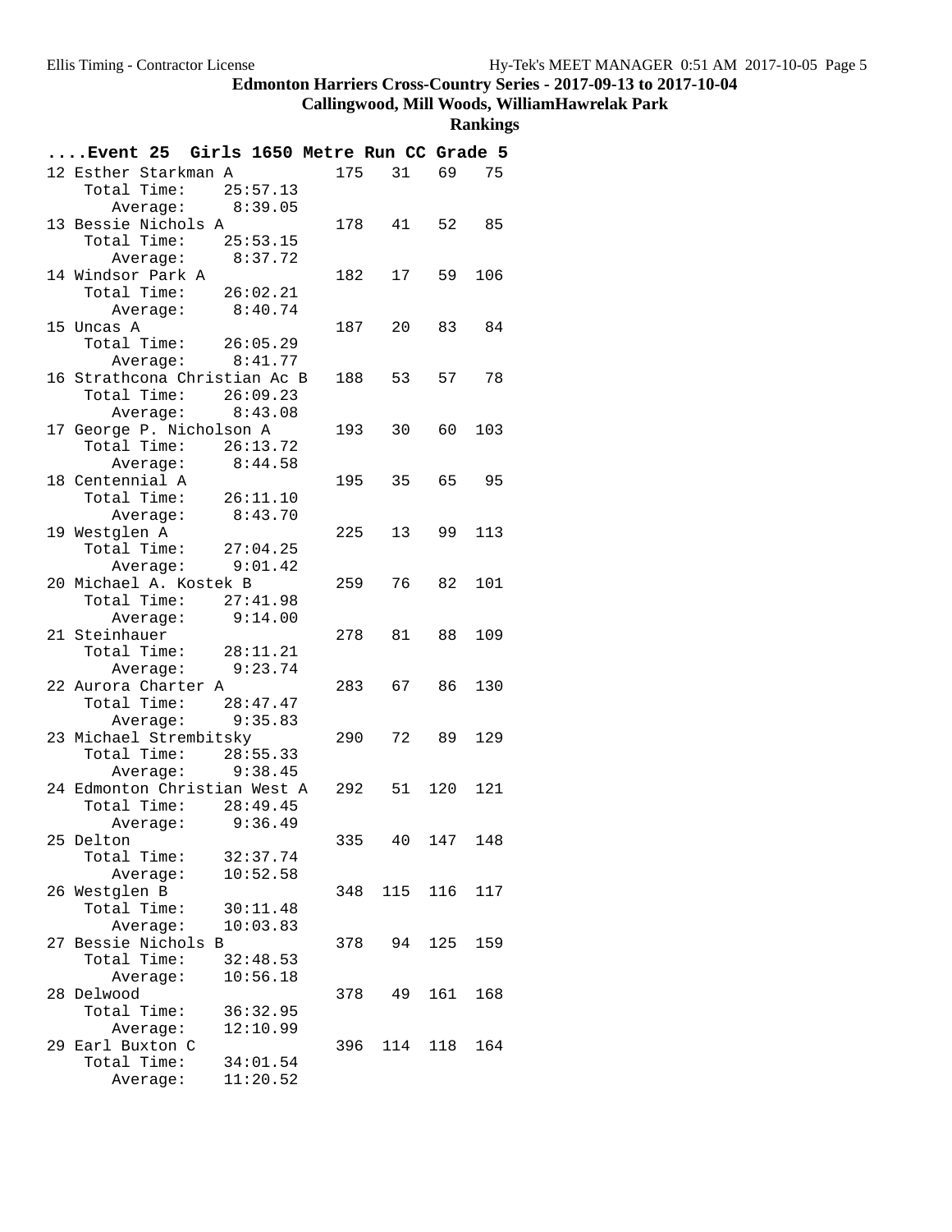**Edmonton Harriers Cross-Country Series - 2017-09-13 to 2017-10-04**

**Callingwood, Mill Woods, WilliamHawrelak Park**

**Rankings**

**....Event 25 Girls 1650 Metre Run CC Grade 5**

| Rank | Team | Total Time | Average | Points | | | |
|---|---|---|---|---|---|---|---|
| 12 | Esther Starkman A | 25:57.13 | 8:39.05 | 175 | 31 | 69 | 75 |
| 13 | Bessie Nichols A | 25:53.15 | 8:37.72 | 178 | 41 | 52 | 85 |
| 14 | Windsor Park A | 26:02.21 | 8:40.74 | 182 | 17 | 59 | 106 |
| 15 | Uncas A | 26:05.29 | 8:41.77 | 187 | 20 | 83 | 84 |
| 16 | Strathcona Christian Ac B | 26:09.23 | 8:43.08 | 188 | 53 | 57 | 78 |
| 17 | George P. Nicholson A | 26:13.72 | 8:44.58 | 193 | 30 | 60 | 103 |
| 18 | Centennial A | 26:11.10 | 8:43.70 | 195 | 35 | 65 | 95 |
| 19 | Westglen A | 27:04.25 | 9:01.42 | 225 | 13 | 99 | 113 |
| 20 | Michael A. Kostek B | 27:41.98 | 9:14.00 | 259 | 76 | 82 | 101 |
| 21 | Steinhauer | 28:11.21 | 9:23.74 | 278 | 81 | 88 | 109 |
| 22 | Aurora Charter A | 28:47.47 | 9:35.83 | 283 | 67 | 86 | 130 |
| 23 | Michael Strembitsky | 28:55.33 | 9:38.45 | 290 | 72 | 89 | 129 |
| 24 | Edmonton Christian West A | 28:49.45 | 9:36.49 | 292 | 51 | 120 | 121 |
| 25 | Delton | 32:37.74 | 10:52.58 | 335 | 40 | 147 | 148 |
| 26 | Westglen B | 30:11.48 | 10:03.83 | 348 | 115 | 116 | 117 |
| 27 | Bessie Nichols B | 32:48.53 | 10:56.18 | 378 | 94 | 125 | 159 |
| 28 | Delwood | 36:32.95 | 12:10.99 | 378 | 49 | 161 | 168 |
| 29 | Earl Buxton C | 34:01.54 | 11:20.52 | 396 | 114 | 118 | 164 |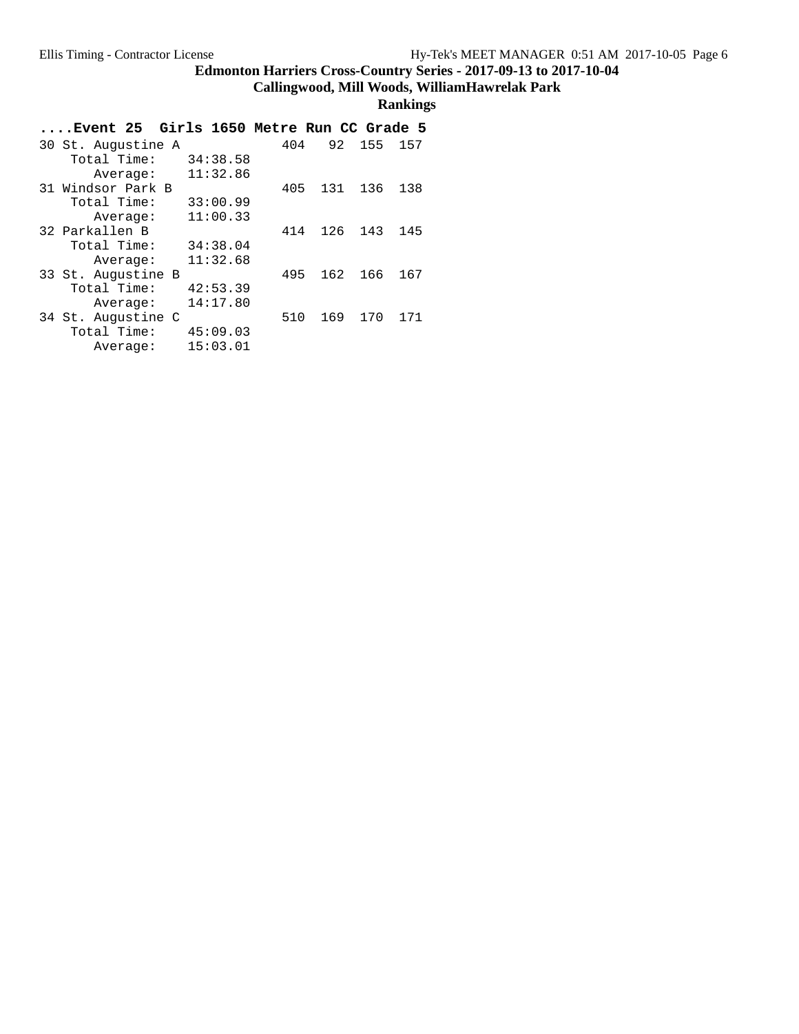## Edmonton Harriers Cross-Country Series - 2017-09-13 to 2017-10-04

### Callingwood, Mill Woods, WilliamHawrelak Park

### Rankings

**....Event 25 Girls 1650 Metre Run CC Grade 5**

```
30 St. Augustine A           404   92  155  157
    Total Time:    34:38.58
       Average:    11:32.86
31 Windsor Park B            405  131  136  138
    Total Time:    33:00.99
       Average:    11:00.33
32 Parkallen B               414  126  143  145
    Total Time:    34:38.04
       Average:    11:32.68
33 St. Augustine B           495  162  166  167
    Total Time:    42:53.39
       Average:    14:17.80
34 St. Augustine C           510  169  170  171
    Total Time:    45:09.03
       Average:    15:03.01
```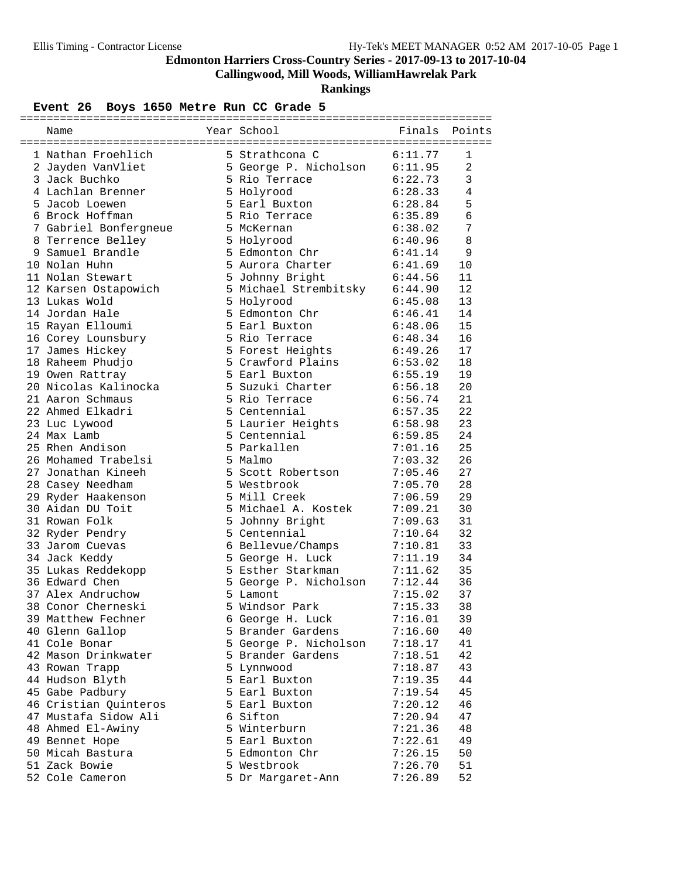Ellis Timing - Contractor License

**Edmonton Harriers Cross-Country Series - 2017-09-13 to 2017-10-04**

**Callingwood, Mill Woods, WilliamHawrelak Park**

**Rankings**

## Event 26 Boys 1650 Metre Run CC Grade 5

| | Name | Year | School | Finals | Points |
|---|---|---|---|---|---|
| 1 | Nathan Froehlich | 5 | Strathcona C | 6:11.77 | 1 |
| 2 | Jayden VanVliet | 5 | George P. Nicholson | 6:11.95 | 2 |
| 3 | Jack Buchko | 5 | Rio Terrace | 6:22.73 | 3 |
| 4 | Lachlan Brenner | 5 | Holyrood | 6:28.33 | 4 |
| 5 | Jacob Loewen | 5 | Earl Buxton | 6:28.84 | 5 |
| 6 | Brock Hoffman | 5 | Rio Terrace | 6:35.89 | 6 |
| 7 | Gabriel Bonfergneue | 5 | McKernan | 6:38.02 | 7 |
| 8 | Terrence Belley | 5 | Holyrood | 6:40.96 | 8 |
| 9 | Samuel Brandle | 5 | Edmonton Chr | 6:41.14 | 9 |
| 10 | Nolan Huhn | 5 | Aurora Charter | 6:41.69 | 10 |
| 11 | Nolan Stewart | 5 | Johnny Bright | 6:44.56 | 11 |
| 12 | Karsen Ostapowich | 5 | Michael Strembitsky | 6:44.90 | 12 |
| 13 | Lukas Wold | 5 | Holyrood | 6:45.08 | 13 |
| 14 | Jordan Hale | 5 | Edmonton Chr | 6:46.41 | 14 |
| 15 | Rayan Elloumi | 5 | Earl Buxton | 6:48.06 | 15 |
| 16 | Corey Lounsbury | 5 | Rio Terrace | 6:48.34 | 16 |
| 17 | James Hickey | 5 | Forest Heights | 6:49.26 | 17 |
| 18 | Raheem Phudjo | 5 | Crawford Plains | 6:53.02 | 18 |
| 19 | Owen Rattray | 5 | Earl Buxton | 6:55.19 | 19 |
| 20 | Nicolas Kalinocka | 5 | Suzuki Charter | 6:56.18 | 20 |
| 21 | Aaron Schmaus | 5 | Rio Terrace | 6:56.74 | 21 |
| 22 | Ahmed Elkadri | 5 | Centennial | 6:57.35 | 22 |
| 23 | Luc Lywood | 5 | Laurier Heights | 6:58.98 | 23 |
| 24 | Max Lamb | 5 | Centennial | 6:59.85 | 24 |
| 25 | Rhen Andison | 5 | Parkallen | 7:01.16 | 25 |
| 26 | Mohamed Trabelsi | 5 | Malmo | 7:03.32 | 26 |
| 27 | Jonathan Kineeh | 5 | Scott Robertson | 7:05.46 | 27 |
| 28 | Casey Needham | 5 | Westbrook | 7:05.70 | 28 |
| 29 | Ryder Haakenson | 5 | Mill Creek | 7:06.59 | 29 |
| 30 | Aidan DU Toit | 5 | Michael A. Kostek | 7:09.21 | 30 |
| 31 | Rowan Folk | 5 | Johnny Bright | 7:09.63 | 31 |
| 32 | Ryder Pendry | 5 | Centennial | 7:10.64 | 32 |
| 33 | Jarom Cuevas | 6 | Bellevue/Champs | 7:10.81 | 33 |
| 34 | Jack Keddy | 5 | George H. Luck | 7:11.19 | 34 |
| 35 | Lukas Reddekopp | 5 | Esther Starkman | 7:11.62 | 35 |
| 36 | Edward Chen | 5 | George P. Nicholson | 7:12.44 | 36 |
| 37 | Alex Andruchow | 5 | Lamont | 7:15.02 | 37 |
| 38 | Conor Cherneski | 5 | Windsor Park | 7:15.33 | 38 |
| 39 | Matthew Fechner | 6 | George H. Luck | 7:16.01 | 39 |
| 40 | Glenn Gallop | 5 | Brander Gardens | 7:16.60 | 40 |
| 41 | Cole Bonar | 5 | George P. Nicholson | 7:18.17 | 41 |
| 42 | Mason Drinkwater | 5 | Brander Gardens | 7:18.51 | 42 |
| 43 | Rowan Trapp | 5 | Lynnwood | 7:18.87 | 43 |
| 44 | Hudson Blyth | 5 | Earl Buxton | 7:19.35 | 44 |
| 45 | Gabe Padbury | 5 | Earl Buxton | 7:19.54 | 45 |
| 46 | Cristian Quinteros | 5 | Earl Buxton | 7:20.12 | 46 |
| 47 | Mustafa Sidow Ali | 6 | Sifton | 7:20.94 | 47 |
| 48 | Ahmed El-Awiny | 5 | Winterburn | 7:21.36 | 48 |
| 49 | Bennet Hope | 5 | Earl Buxton | 7:22.61 | 49 |
| 50 | Micah Bastura | 5 | Edmonton Chr | 7:26.15 | 50 |
| 51 | Zack Bowie | 5 | Westbrook | 7:26.70 | 51 |
| 52 | Cole Cameron | 5 | Dr Margaret-Ann | 7:26.89 | 52 |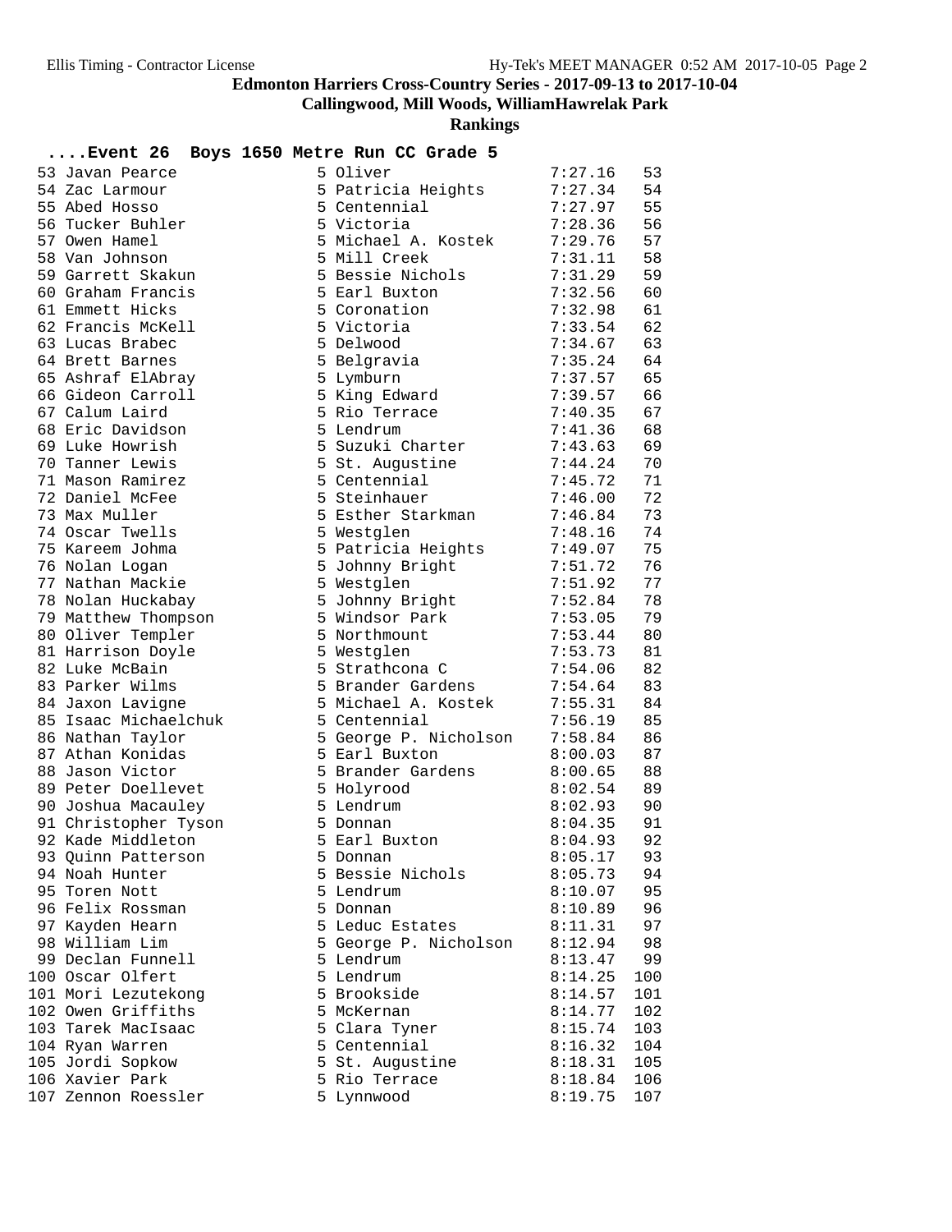# Edmonton Harriers Cross-Country Series - 2017-09-13 to 2017-10-04

## Callingwood, Mill Woods, WilliamHawrelak Park

### Rankings

**....Event 26 Boys 1650 Metre Run CC Grade 5**

| Place | Name | Grade | School | Time | Points |
|---|---|---|---|---|---|
| 53 | Javan Pearce | 5 | Oliver | 7:27.16 | 53 |
| 54 | Zac Larmour | 5 | Patricia Heights | 7:27.34 | 54 |
| 55 | Abed Hosso | 5 | Centennial | 7:27.97 | 55 |
| 56 | Tucker Buhler | 5 | Victoria | 7:28.36 | 56 |
| 57 | Owen Hamel | 5 | Michael A. Kostek | 7:29.76 | 57 |
| 58 | Van Johnson | 5 | Mill Creek | 7:31.11 | 58 |
| 59 | Garrett Skakun | 5 | Bessie Nichols | 7:31.29 | 59 |
| 60 | Graham Francis | 5 | Earl Buxton | 7:32.56 | 60 |
| 61 | Emmett Hicks | 5 | Coronation | 7:32.98 | 61 |
| 62 | Francis McKell | 5 | Victoria | 7:33.54 | 62 |
| 63 | Lucas Brabec | 5 | Delwood | 7:34.67 | 63 |
| 64 | Brett Barnes | 5 | Belgravia | 7:35.24 | 64 |
| 65 | Ashraf ElAbray | 5 | Lymburn | 7:37.57 | 65 |
| 66 | Gideon Carroll | 5 | King Edward | 7:39.57 | 66 |
| 67 | Calum Laird | 5 | Rio Terrace | 7:40.35 | 67 |
| 68 | Eric Davidson | 5 | Lendrum | 7:41.36 | 68 |
| 69 | Luke Howrish | 5 | Suzuki Charter | 7:43.63 | 69 |
| 70 | Tanner Lewis | 5 | St. Augustine | 7:44.24 | 70 |
| 71 | Mason Ramirez | 5 | Centennial | 7:45.72 | 71 |
| 72 | Daniel McFee | 5 | Steinhauer | 7:46.00 | 72 |
| 73 | Max Muller | 5 | Esther Starkman | 7:46.84 | 73 |
| 74 | Oscar Twells | 5 | Westglen | 7:48.16 | 74 |
| 75 | Kareem Johma | 5 | Patricia Heights | 7:49.07 | 75 |
| 76 | Nolan Logan | 5 | Johnny Bright | 7:51.72 | 76 |
| 77 | Nathan Mackie | 5 | Westglen | 7:51.92 | 77 |
| 78 | Nolan Huckabay | 5 | Johnny Bright | 7:52.84 | 78 |
| 79 | Matthew Thompson | 5 | Windsor Park | 7:53.05 | 79 |
| 80 | Oliver Templer | 5 | Northmount | 7:53.44 | 80 |
| 81 | Harrison Doyle | 5 | Westglen | 7:53.73 | 81 |
| 82 | Luke McBain | 5 | Strathcona C | 7:54.06 | 82 |
| 83 | Parker Wilms | 5 | Brander Gardens | 7:54.64 | 83 |
| 84 | Jaxon Lavigne | 5 | Michael A. Kostek | 7:55.31 | 84 |
| 85 | Isaac Michaelchuk | 5 | Centennial | 7:56.19 | 85 |
| 86 | Nathan Taylor | 5 | George P. Nicholson | 7:58.84 | 86 |
| 87 | Athan Konidas | 5 | Earl Buxton | 8:00.03 | 87 |
| 88 | Jason Victor | 5 | Brander Gardens | 8:00.65 | 88 |
| 89 | Peter Doellevet | 5 | Holyrood | 8:02.54 | 89 |
| 90 | Joshua Macauley | 5 | Lendrum | 8:02.93 | 90 |
| 91 | Christopher Tyson | 5 | Donnan | 8:04.35 | 91 |
| 92 | Kade Middleton | 5 | Earl Buxton | 8:04.93 | 92 |
| 93 | Quinn Patterson | 5 | Donnan | 8:05.17 | 93 |
| 94 | Noah Hunter | 5 | Bessie Nichols | 8:05.73 | 94 |
| 95 | Toren Nott | 5 | Lendrum | 8:10.07 | 95 |
| 96 | Felix Rossman | 5 | Donnan | 8:10.89 | 96 |
| 97 | Kayden Hearn | 5 | Leduc Estates | 8:11.31 | 97 |
| 98 | William Lim | 5 | George P. Nicholson | 8:12.94 | 98 |
| 99 | Declan Funnell | 5 | Lendrum | 8:13.47 | 99 |
| 100 | Oscar Olfert | 5 | Lendrum | 8:14.25 | 100 |
| 101 | Mori Lezutekong | 5 | Brookside | 8:14.57 | 101 |
| 102 | Owen Griffiths | 5 | McKernan | 8:14.77 | 102 |
| 103 | Tarek MacIsaac | 5 | Clara Tyner | 8:15.74 | 103 |
| 104 | Ryan Warren | 5 | Centennial | 8:16.32 | 104 |
| 105 | Jordi Sopkow | 5 | St. Augustine | 8:18.31 | 105 |
| 106 | Xavier Park | 5 | Rio Terrace | 8:18.84 | 106 |
| 107 | Zennon Roessler | 5 | Lynnwood | 8:19.75 | 107 |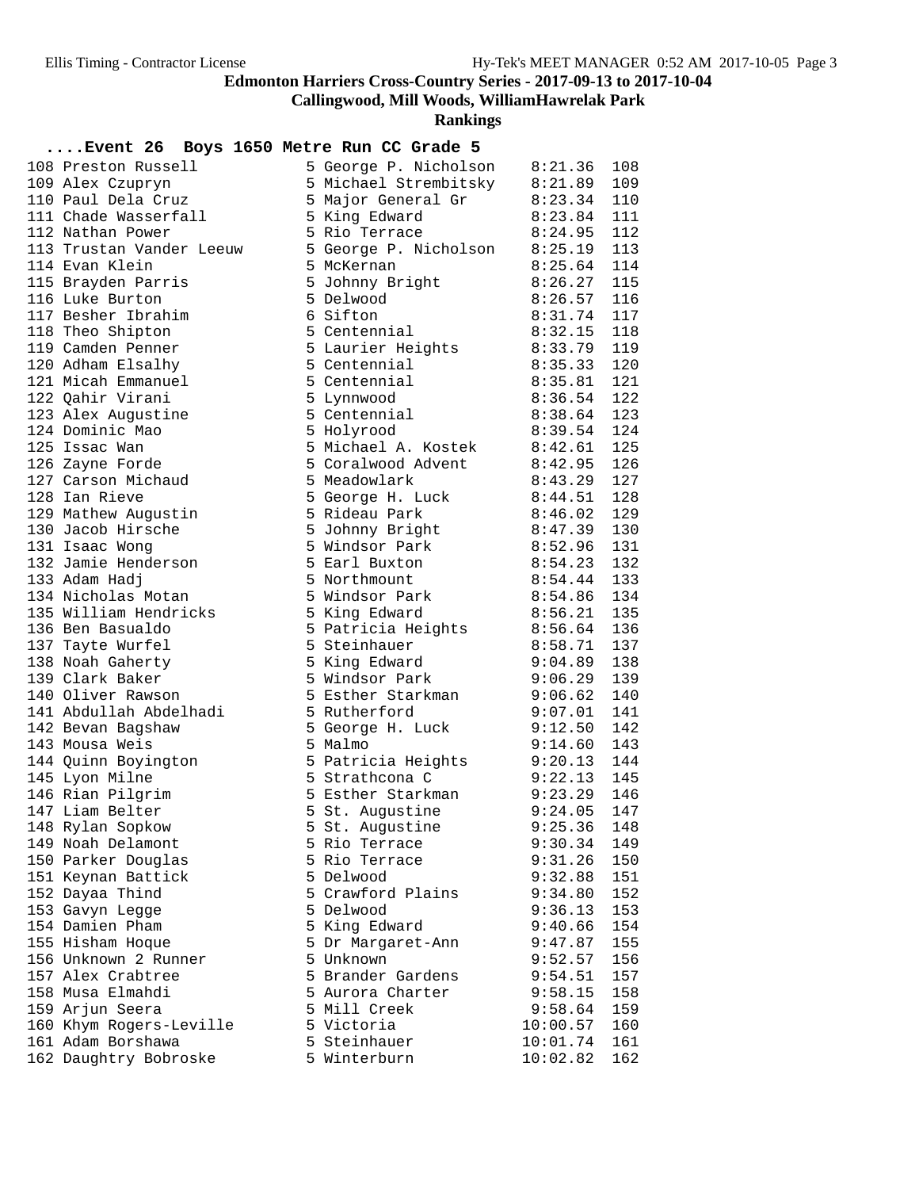# Edmonton Harriers Cross-Country Series - 2017-09-13 to 2017-10-04

## Callingwood, Mill Woods, WilliamHawrelak Park

### Rankings

#### ....Event 26 Boys 1650 Metre Run CC Grade 5

| Place | Name | Grade | School | Time | Points |
|---|---|---|---|---|---|
| 108 | Preston Russell | 5 | George P. Nicholson | 8:21.36 | 108 |
| 109 | Alex Czupryn | 5 | Michael Strembitsky | 8:21.89 | 109 |
| 110 | Paul Dela Cruz | 5 | Major General Gr | 8:23.34 | 110 |
| 111 | Chade Wasserfall | 5 | King Edward | 8:23.84 | 111 |
| 112 | Nathan Power | 5 | Rio Terrace | 8:24.95 | 112 |
| 113 | Trustan Vander Leeuw | 5 | George P. Nicholson | 8:25.19 | 113 |
| 114 | Evan Klein | 5 | McKernan | 8:25.64 | 114 |
| 115 | Brayden Parris | 5 | Johnny Bright | 8:26.27 | 115 |
| 116 | Luke Burton | 5 | Delwood | 8:26.57 | 116 |
| 117 | Besher Ibrahim | 6 | Sifton | 8:31.74 | 117 |
| 118 | Theo Shipton | 5 | Centennial | 8:32.15 | 118 |
| 119 | Camden Penner | 5 | Laurier Heights | 8:33.79 | 119 |
| 120 | Adham Elsalhy | 5 | Centennial | 8:35.33 | 120 |
| 121 | Micah Emmanuel | 5 | Centennial | 8:35.81 | 121 |
| 122 | Qahir Virani | 5 | Lynnwood | 8:36.54 | 122 |
| 123 | Alex Augustine | 5 | Centennial | 8:38.64 | 123 |
| 124 | Dominic Mao | 5 | Holyrood | 8:39.54 | 124 |
| 125 | Issac Wan | 5 | Michael A. Kostek | 8:42.61 | 125 |
| 126 | Zayne Forde | 5 | Coralwood Advent | 8:42.95 | 126 |
| 127 | Carson Michaud | 5 | Meadowlark | 8:43.29 | 127 |
| 128 | Ian Rieve | 5 | George H. Luck | 8:44.51 | 128 |
| 129 | Mathew Augustin | 5 | Rideau Park | 8:46.02 | 129 |
| 130 | Jacob Hirsche | 5 | Johnny Bright | 8:47.39 | 130 |
| 131 | Isaac Wong | 5 | Windsor Park | 8:52.96 | 131 |
| 132 | Jamie Henderson | 5 | Earl Buxton | 8:54.23 | 132 |
| 133 | Adam Hadj | 5 | Northmount | 8:54.44 | 133 |
| 134 | Nicholas Motan | 5 | Windsor Park | 8:54.86 | 134 |
| 135 | William Hendricks | 5 | King Edward | 8:56.21 | 135 |
| 136 | Ben Basualdo | 5 | Patricia Heights | 8:56.64 | 136 |
| 137 | Tayte Wurfel | 5 | Steinhauer | 8:58.71 | 137 |
| 138 | Noah Gaherty | 5 | King Edward | 9:04.89 | 138 |
| 139 | Clark Baker | 5 | Windsor Park | 9:06.29 | 139 |
| 140 | Oliver Rawson | 5 | Esther Starkman | 9:06.62 | 140 |
| 141 | Abdullah Abdelhadi | 5 | Rutherford | 9:07.01 | 141 |
| 142 | Bevan Bagshaw | 5 | George H. Luck | 9:12.50 | 142 |
| 143 | Mousa Weis | 5 | Malmo | 9:14.60 | 143 |
| 144 | Quinn Boyington | 5 | Patricia Heights | 9:20.13 | 144 |
| 145 | Lyon Milne | 5 | Strathcona C | 9:22.13 | 145 |
| 146 | Rian Pilgrim | 5 | Esther Starkman | 9:23.29 | 146 |
| 147 | Liam Belter | 5 | St. Augustine | 9:24.05 | 147 |
| 148 | Rylan Sopkow | 5 | St. Augustine | 9:25.36 | 148 |
| 149 | Noah Delamont | 5 | Rio Terrace | 9:30.34 | 149 |
| 150 | Parker Douglas | 5 | Rio Terrace | 9:31.26 | 150 |
| 151 | Keynan Battick | 5 | Delwood | 9:32.88 | 151 |
| 152 | Dayaa Thind | 5 | Crawford Plains | 9:34.80 | 152 |
| 153 | Gavyn Legge | 5 | Delwood | 9:36.13 | 153 |
| 154 | Damien Pham | 5 | King Edward | 9:40.66 | 154 |
| 155 | Hisham Hoque | 5 | Dr Margaret-Ann | 9:47.87 | 155 |
| 156 | Unknown 2 Runner | 5 | Unknown | 9:52.57 | 156 |
| 157 | Alex Crabtree | 5 | Brander Gardens | 9:54.51 | 157 |
| 158 | Musa Elmahdi | 5 | Aurora Charter | 9:58.15 | 158 |
| 159 | Arjun Seera | 5 | Mill Creek | 9:58.64 | 159 |
| 160 | Khym Rogers-Leville | 5 | Victoria | 10:00.57 | 160 |
| 161 | Adam Borshawa | 5 | Steinhauer | 10:01.74 | 161 |
| 162 | Daughtry Bobroske | 5 | Winterburn | 10:02.82 | 162 |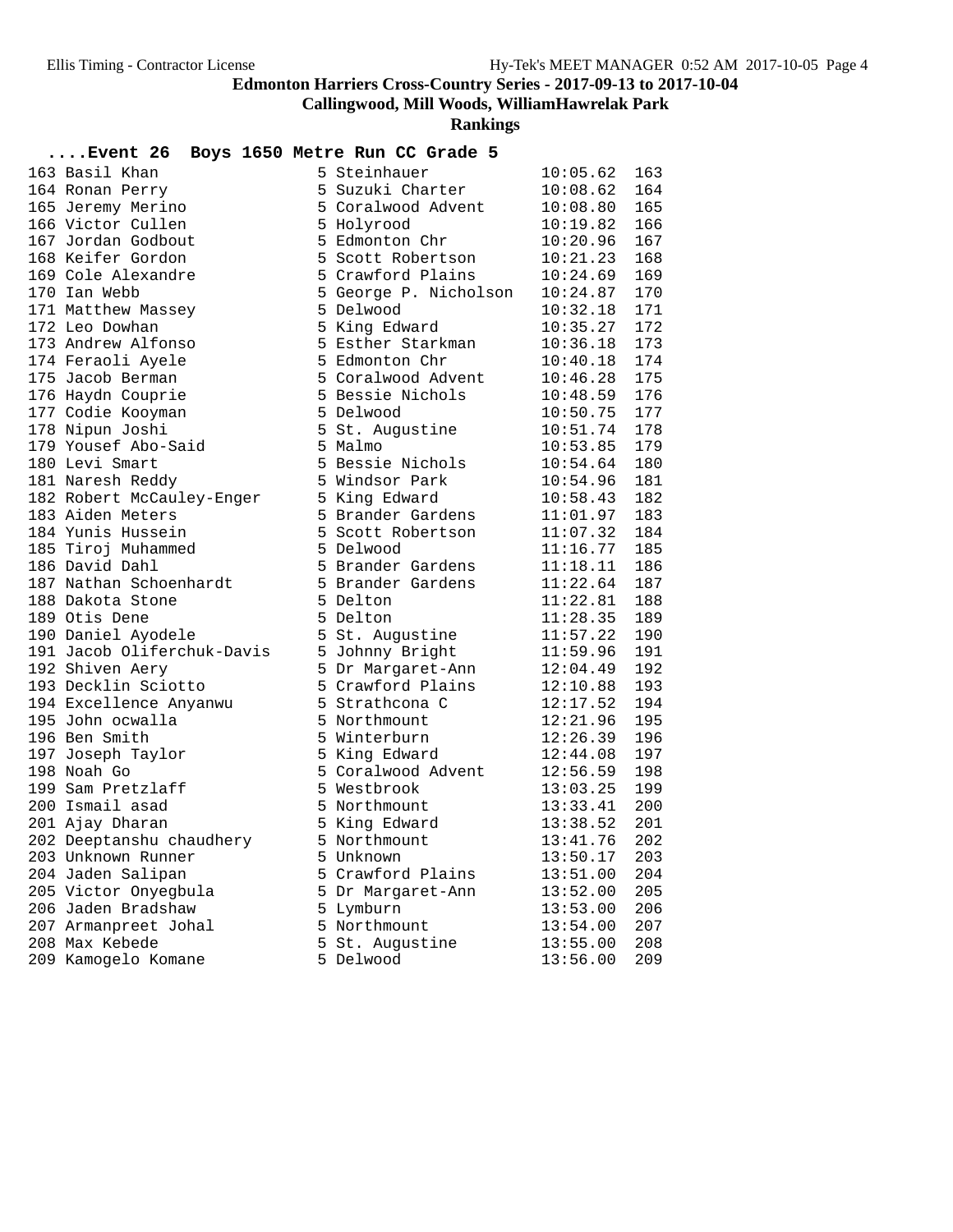# Edmonton Harriers Cross-Country Series - 2017-09-13 to 2017-10-04

## Callingwood, Mill Woods, WilliamHawrelak Park

### Rankings

**....Event 26 Boys 1650 Metre Run CC Grade 5**

| Place | Name | Gr | School | Time | Pts |
|---|---|---|---|---|---|
| 163 | Basil Khan | 5 | Steinhauer | 10:05.62 | 163 |
| 164 | Ronan Perry | 5 | Suzuki Charter | 10:08.62 | 164 |
| 165 | Jeremy Merino | 5 | Coralwood Advent | 10:08.80 | 165 |
| 166 | Victor Cullen | 5 | Holyrood | 10:19.82 | 166 |
| 167 | Jordan Godbout | 5 | Edmonton Chr | 10:20.96 | 167 |
| 168 | Keifer Gordon | 5 | Scott Robertson | 10:21.23 | 168 |
| 169 | Cole Alexandre | 5 | Crawford Plains | 10:24.69 | 169 |
| 170 | Ian Webb | 5 | George P. Nicholson | 10:24.87 | 170 |
| 171 | Matthew Massey | 5 | Delwood | 10:32.18 | 171 |
| 172 | Leo Dowhan | 5 | King Edward | 10:35.27 | 172 |
| 173 | Andrew Alfonso | 5 | Esther Starkman | 10:36.18 | 173 |
| 174 | Feraoli Ayele | 5 | Edmonton Chr | 10:40.18 | 174 |
| 175 | Jacob Berman | 5 | Coralwood Advent | 10:46.28 | 175 |
| 176 | Haydn Couprie | 5 | Bessie Nichols | 10:48.59 | 176 |
| 177 | Codie Kooyman | 5 | Delwood | 10:50.75 | 177 |
| 178 | Nipun Joshi | 5 | St. Augustine | 10:51.74 | 178 |
| 179 | Yousef Abo-Said | 5 | Malmo | 10:53.85 | 179 |
| 180 | Levi Smart | 5 | Bessie Nichols | 10:54.64 | 180 |
| 181 | Naresh Reddy | 5 | Windsor Park | 10:54.96 | 181 |
| 182 | Robert McCauley-Enger | 5 | King Edward | 10:58.43 | 182 |
| 183 | Aiden Meters | 5 | Brander Gardens | 11:01.97 | 183 |
| 184 | Yunis Hussein | 5 | Scott Robertson | 11:07.32 | 184 |
| 185 | Tiroj Muhammed | 5 | Delwood | 11:16.77 | 185 |
| 186 | David Dahl | 5 | Brander Gardens | 11:18.11 | 186 |
| 187 | Nathan Schoenhardt | 5 | Brander Gardens | 11:22.64 | 187 |
| 188 | Dakota Stone | 5 | Delton | 11:22.81 | 188 |
| 189 | Otis Dene | 5 | Delton | 11:28.35 | 189 |
| 190 | Daniel Ayodele | 5 | St. Augustine | 11:57.22 | 190 |
| 191 | Jacob Oliferchuk-Davis | 5 | Johnny Bright | 11:59.96 | 191 |
| 192 | Shiven Aery | 5 | Dr Margaret-Ann | 12:04.49 | 192 |
| 193 | Decklin Sciotto | 5 | Crawford Plains | 12:10.88 | 193 |
| 194 | Excellence Anyanwu | 5 | Strathcona C | 12:17.52 | 194 |
| 195 | John ocwalla | 5 | Northmount | 12:21.96 | 195 |
| 196 | Ben Smith | 5 | Winterburn | 12:26.39 | 196 |
| 197 | Joseph Taylor | 5 | King Edward | 12:44.08 | 197 |
| 198 | Noah Go | 5 | Coralwood Advent | 12:56.59 | 198 |
| 199 | Sam Pretzlaff | 5 | Westbrook | 13:03.25 | 199 |
| 200 | Ismail asad | 5 | Northmount | 13:33.41 | 200 |
| 201 | Ajay Dharan | 5 | King Edward | 13:38.52 | 201 |
| 202 | Deeptanshu chaudhery | 5 | Northmount | 13:41.76 | 202 |
| 203 | Unknown Runner | 5 | Unknown | 13:50.17 | 203 |
| 204 | Jaden Salipan | 5 | Crawford Plains | 13:51.00 | 204 |
| 205 | Victor Onyegbula | 5 | Dr Margaret-Ann | 13:52.00 | 205 |
| 206 | Jaden Bradshaw | 5 | Lymburn | 13:53.00 | 206 |
| 207 | Armanpreet Johal | 5 | Northmount | 13:54.00 | 207 |
| 208 | Max Kebede | 5 | St. Augustine | 13:55.00 | 208 |
| 209 | Kamogelo Komane | 5 | Delwood | 13:56.00 | 209 |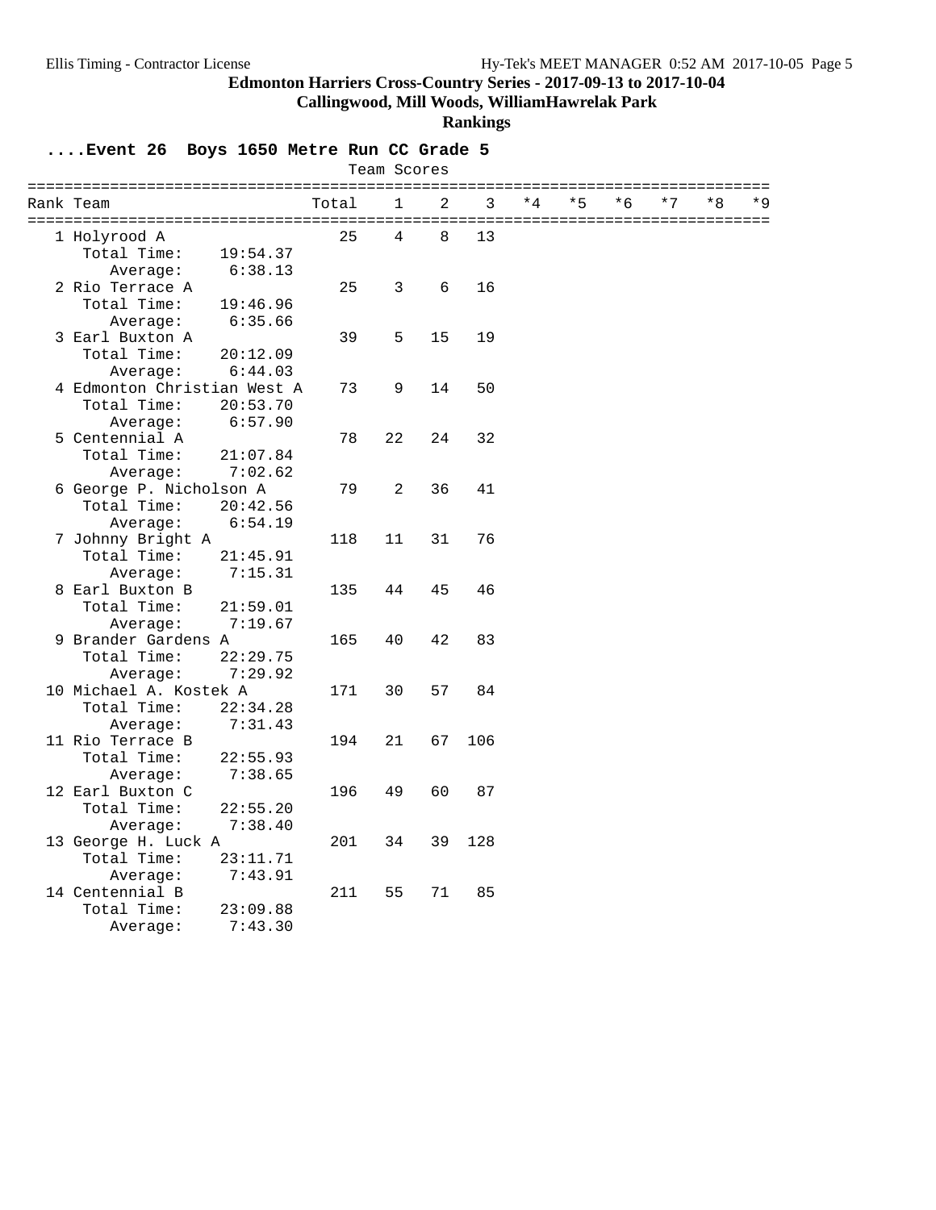## Edmonton Harriers Cross-Country Series - 2017-09-13 to 2017-10-04

**Callingwood, Mill Woods, WilliamHawrelak Park**

**Rankings**

### ....Event 26 Boys 1650 Metre Run CC Grade 5

Team Scores

| Rank | Team | Total | 1 | 2 | 3 | *4 | *5 | *6 | *7 | *8 | *9 |
|---|---|---|---|---|---|---|---|---|---|---|---|
| 1 | Holyrood A | 25 | 4 | 8 | 13 | | | | | | |
| | Total Time: 19:54.37 | | | | | | | | | | |
| | Average: 6:38.13 | | | | | | | | | | |
| 2 | Rio Terrace A | 25 | 3 | 6 | 16 | | | | | | |
| | Total Time: 19:46.96 | | | | | | | | | | |
| | Average: 6:35.66 | | | | | | | | | | |
| 3 | Earl Buxton A | 39 | 5 | 15 | 19 | | | | | | |
| | Total Time: 20:12.09 | | | | | | | | | | |
| | Average: 6:44.03 | | | | | | | | | | |
| 4 | Edmonton Christian West A | 73 | 9 | 14 | 50 | | | | | | |
| | Total Time: 20:53.70 | | | | | | | | | | |
| | Average: 6:57.90 | | | | | | | | | | |
| 5 | Centennial A | 78 | 22 | 24 | 32 | | | | | | |
| | Total Time: 21:07.84 | | | | | | | | | | |
| | Average: 7:02.62 | | | | | | | | | | |
| 6 | George P. Nicholson A | 79 | 2 | 36 | 41 | | | | | | |
| | Total Time: 20:42.56 | | | | | | | | | | |
| | Average: 6:54.19 | | | | | | | | | | |
| 7 | Johnny Bright A | 118 | 11 | 31 | 76 | | | | | | |
| | Total Time: 21:45.91 | | | | | | | | | | |
| | Average: 7:15.31 | | | | | | | | | | |
| 8 | Earl Buxton B | 135 | 44 | 45 | 46 | | | | | | |
| | Total Time: 21:59.01 | | | | | | | | | | |
| | Average: 7:19.67 | | | | | | | | | | |
| 9 | Brander Gardens A | 165 | 40 | 42 | 83 | | | | | | |
| | Total Time: 22:29.75 | | | | | | | | | | |
| | Average: 7:29.92 | | | | | | | | | | |
| 10 | Michael A. Kostek A | 171 | 30 | 57 | 84 | | | | | | |
| | Total Time: 22:34.28 | | | | | | | | | | |
| | Average: 7:31.43 | | | | | | | | | | |
| 11 | Rio Terrace B | 194 | 21 | 67 | 106 | | | | | | |
| | Total Time: 22:55.93 | | | | | | | | | | |
| | Average: 7:38.65 | | | | | | | | | | |
| 12 | Earl Buxton C | 196 | 49 | 60 | 87 | | | | | | |
| | Total Time: 22:55.20 | | | | | | | | | | |
| | Average: 7:38.40 | | | | | | | | | | |
| 13 | George H. Luck A | 201 | 34 | 39 | 128 | | | | | | |
| | Total Time: 23:11.71 | | | | | | | | | | |
| | Average: 7:43.91 | | | | | | | | | | |
| 14 | Centennial B | 211 | 55 | 71 | 85 | | | | | | |
| | Total Time: 23:09.88 | | | | | | | | | | |
| | Average: 7:43.30 | | | | | | | | | | |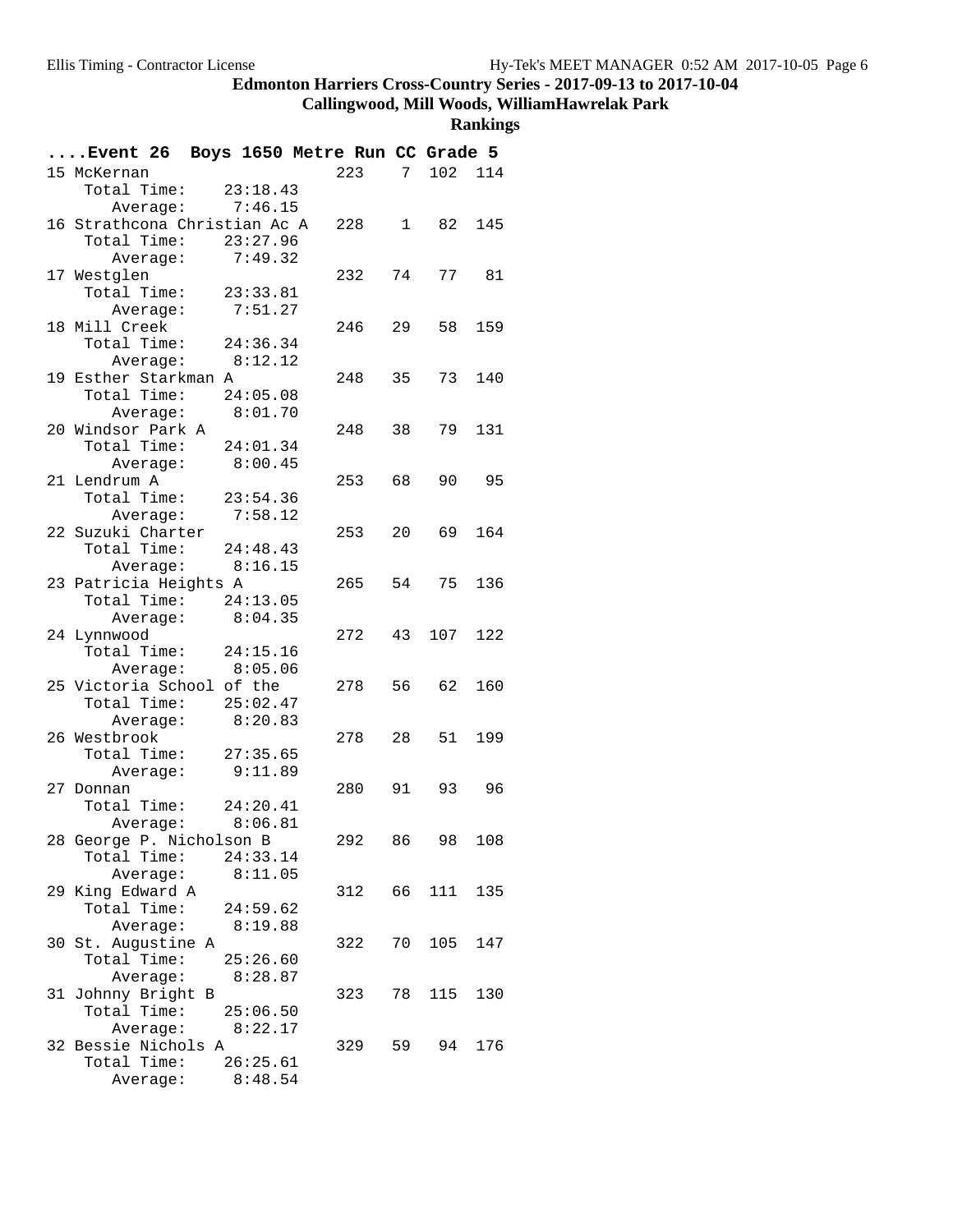**Edmonton Harriers Cross-Country Series - 2017-09-13 to 2017-10-04**

**Callingwood, Mill Woods, WilliamHawrelak Park**

**Rankings**

**....Event 26 Boys 1650 Metre Run CC Grade 5**

| Rank | Team | Total Time | Average | Score | | | |
|---|---|---|---|---|---|---|---|
| 15 | McKernan | 23:18.43 | 7:46.15 | 223 | 7 | 102 | 114 |
| 16 | Strathcona Christian Ac A | 23:27.96 | 7:49.32 | 228 | 1 | 82 | 145 |
| 17 | Westglen | 23:33.81 | 7:51.27 | 232 | 74 | 77 | 81 |
| 18 | Mill Creek | 24:36.34 | 8:12.12 | 246 | 29 | 58 | 159 |
| 19 | Esther Starkman A | 24:05.08 | 8:01.70 | 248 | 35 | 73 | 140 |
| 20 | Windsor Park A | 24:01.34 | 8:00.45 | 248 | 38 | 79 | 131 |
| 21 | Lendrum A | 23:54.36 | 7:58.12 | 253 | 68 | 90 | 95 |
| 22 | Suzuki Charter | 24:48.43 | 8:16.15 | 253 | 20 | 69 | 164 |
| 23 | Patricia Heights A | 24:13.05 | 8:04.35 | 265 | 54 | 75 | 136 |
| 24 | Lynnwood | 24:15.16 | 8:05.06 | 272 | 43 | 107 | 122 |
| 25 | Victoria School of the | 25:02.47 | 8:20.83 | 278 | 56 | 62 | 160 |
| 26 | Westbrook | 27:35.65 | 9:11.89 | 278 | 28 | 51 | 199 |
| 27 | Donnan | 24:20.41 | 8:06.81 | 280 | 91 | 93 | 96 |
| 28 | George P. Nicholson B | 24:33.14 | 8:11.05 | 292 | 86 | 98 | 108 |
| 29 | King Edward A | 24:59.62 | 8:19.88 | 312 | 66 | 111 | 135 |
| 30 | St. Augustine A | 25:26.60 | 8:28.87 | 322 | 70 | 105 | 147 |
| 31 | Johnny Bright B | 25:06.50 | 8:22.17 | 323 | 78 | 115 | 130 |
| 32 | Bessie Nichols A | 26:25.61 | 8:48.54 | 329 | 59 | 94 | 176 |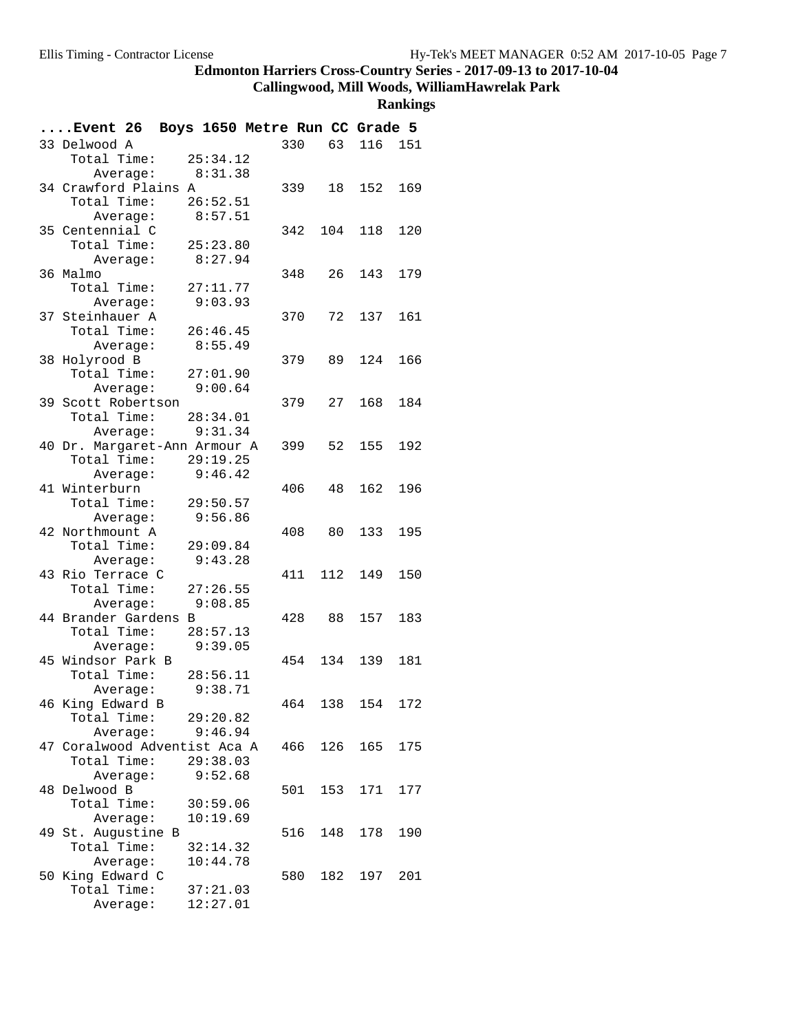# Edmonton Harriers Cross-Country Series - 2017-09-13 to 2017-10-04

## Callingwood, Mill Woods, WilliamHawrelak Park

### Rankings

**....Event 26 Boys 1650 Metre Run CC Grade 5**

| Rank | Team | Total Time | Average | Points | 1 | 2 | 3 |
|---|---|---|---|---|---|---|---|
| 33 | Delwood A | 25:34.12 | 8:31.38 | 330 | 63 | 116 | 151 |
| 34 | Crawford Plains A | 26:52.51 | 8:57.51 | 339 | 18 | 152 | 169 |
| 35 | Centennial C | 25:23.80 | 8:27.94 | 342 | 104 | 118 | 120 |
| 36 | Malmo | 27:11.77 | 9:03.93 | 348 | 26 | 143 | 179 |
| 37 | Steinhauer A | 26:46.45 | 8:55.49 | 370 | 72 | 137 | 161 |
| 38 | Holyrood B | 27:01.90 | 9:00.64 | 379 | 89 | 124 | 166 |
| 39 | Scott Robertson | 28:34.01 | 9:31.34 | 379 | 27 | 168 | 184 |
| 40 | Dr. Margaret-Ann Armour A | 29:19.25 | 9:46.42 | 399 | 52 | 155 | 192 |
| 41 | Winterburn | 29:50.57 | 9:56.86 | 406 | 48 | 162 | 196 |
| 42 | Northmount A | 29:09.84 | 9:43.28 | 408 | 80 | 133 | 195 |
| 43 | Rio Terrace C | 27:26.55 | 9:08.85 | 411 | 112 | 149 | 150 |
| 44 | Brander Gardens B | 28:57.13 | 9:39.05 | 428 | 88 | 157 | 183 |
| 45 | Windsor Park B | 28:56.11 | 9:38.71 | 454 | 134 | 139 | 181 |
| 46 | King Edward B | 29:20.82 | 9:46.94 | 464 | 138 | 154 | 172 |
| 47 | Coralwood Adventist Aca A | 29:38.03 | 9:52.68 | 466 | 126 | 165 | 175 |
| 48 | Delwood B | 30:59.06 | 10:19.69 | 501 | 153 | 171 | 177 |
| 49 | St. Augustine B | 32:14.32 | 10:44.78 | 516 | 148 | 178 | 190 |
| 50 | King Edward C | 37:21.03 | 12:27.01 | 580 | 182 | 197 | 201 |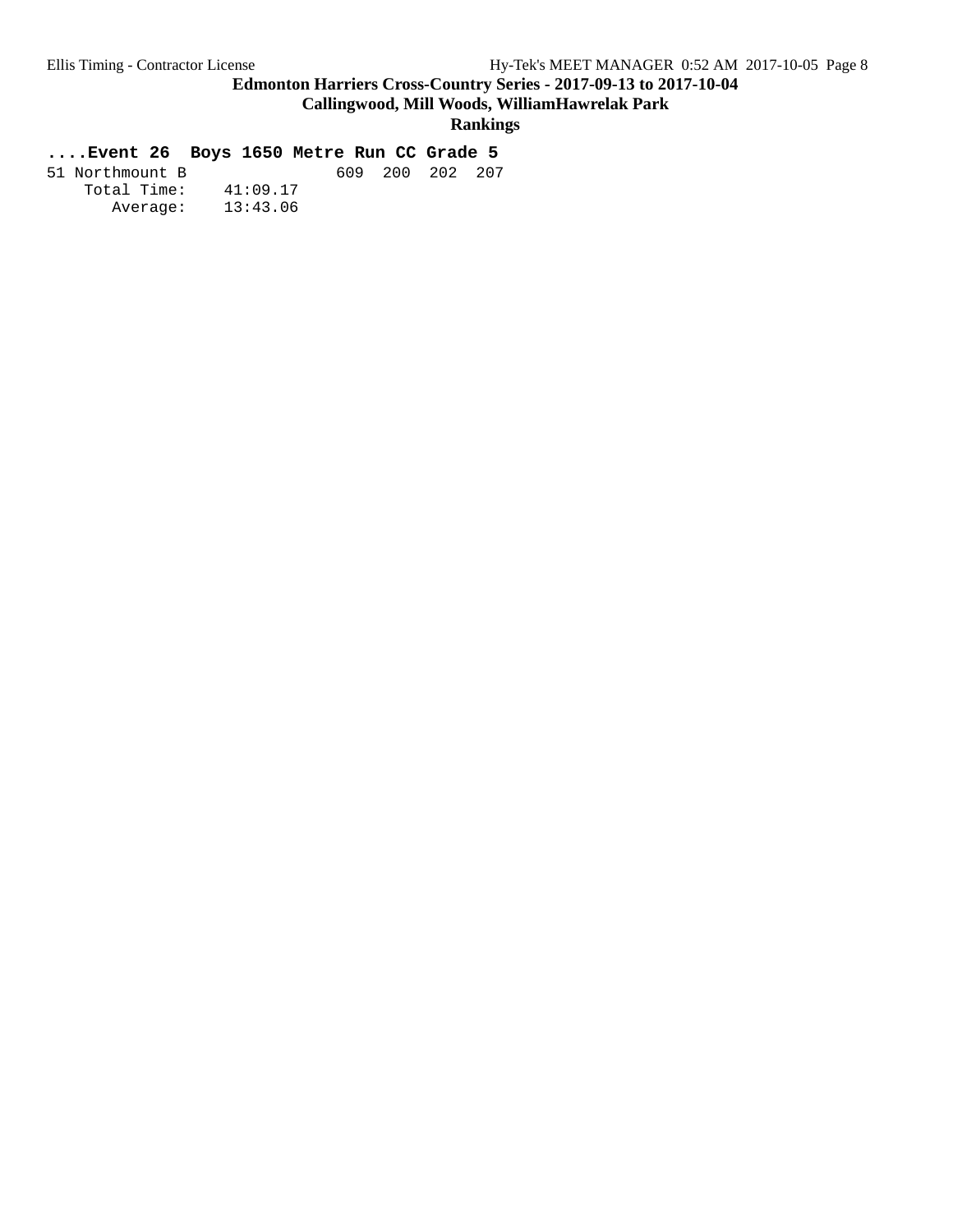**....Event 26 Boys 1650 Metre Run CC Grade 5**

```
51 Northmount B                609  200  202  207
    Total Time:    41:09.17
       Average:    13:43.06
```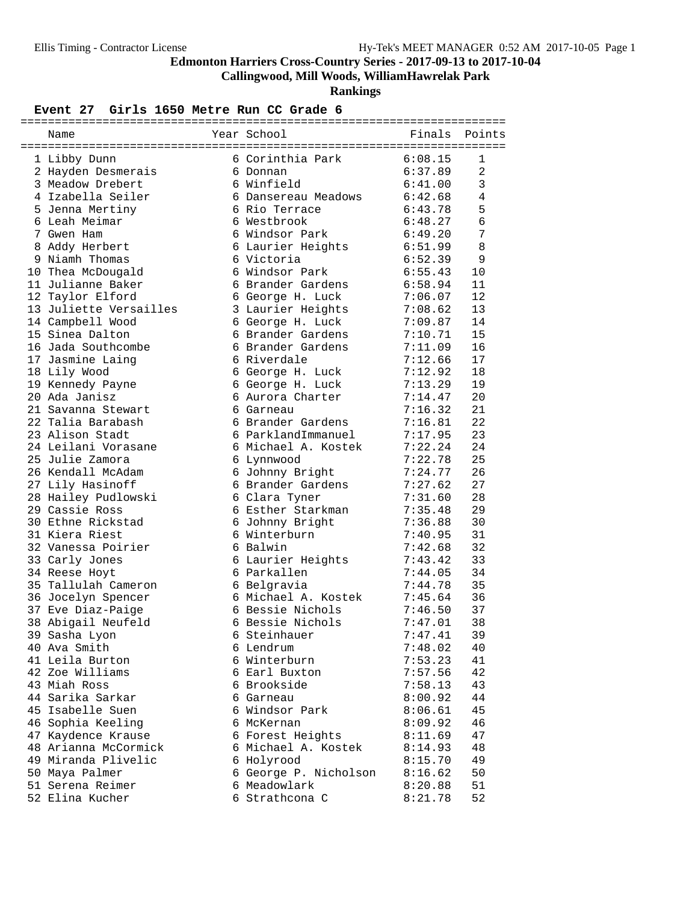Edmonton Harriers Cross-Country Series - 2017-09-13 to 2017-10-04

Callingwood, Mill Woods, WilliamHawrelak Park

## Rankings

### Event 27 Girls 1650 Metre Run CC Grade 6

| | Name | Year | School | Finals | Points |
|---|---|---|---|---|---|
| 1 | Libby Dunn | 6 | Corinthia Park | 6:08.15 | 1 |
| 2 | Hayden Desmerais | 6 | Donnan | 6:37.89 | 2 |
| 3 | Meadow Drebert | 6 | Winfield | 6:41.00 | 3 |
| 4 | Izabella Seiler | 6 | Dansereau Meadows | 6:42.68 | 4 |
| 5 | Jenna Mertiny | 6 | Rio Terrace | 6:43.78 | 5 |
| 6 | Leah Meimar | 6 | Westbrook | 6:48.27 | 6 |
| 7 | Gwen Ham | 6 | Windsor Park | 6:49.20 | 7 |
| 8 | Addy Herbert | 6 | Laurier Heights | 6:51.99 | 8 |
| 9 | Niamh Thomas | 6 | Victoria | 6:52.39 | 9 |
| 10 | Thea McDougald | 6 | Windsor Park | 6:55.43 | 10 |
| 11 | Julianne Baker | 6 | Brander Gardens | 6:58.94 | 11 |
| 12 | Taylor Elford | 6 | George H. Luck | 7:06.07 | 12 |
| 13 | Juliette Versailles | 3 | Laurier Heights | 7:08.62 | 13 |
| 14 | Campbell Wood | 6 | George H. Luck | 7:09.87 | 14 |
| 15 | Sinea Dalton | 6 | Brander Gardens | 7:10.71 | 15 |
| 16 | Jada Southcombe | 6 | Brander Gardens | 7:11.09 | 16 |
| 17 | Jasmine Laing | 6 | Riverdale | 7:12.66 | 17 |
| 18 | Lily Wood | 6 | George H. Luck | 7:12.92 | 18 |
| 19 | Kennedy Payne | 6 | George H. Luck | 7:13.29 | 19 |
| 20 | Ada Janisz | 6 | Aurora Charter | 7:14.47 | 20 |
| 21 | Savanna Stewart | 6 | Garneau | 7:16.32 | 21 |
| 22 | Talia Barabash | 6 | Brander Gardens | 7:16.81 | 22 |
| 23 | Alison Stadt | 6 | ParklandImmanuel | 7:17.95 | 23 |
| 24 | Leilani Vorasane | 6 | Michael A. Kostek | 7:22.24 | 24 |
| 25 | Julie Zamora | 6 | Lynnwood | 7:22.78 | 25 |
| 26 | Kendall McAdam | 6 | Johnny Bright | 7:24.77 | 26 |
| 27 | Lily Hasinoff | 6 | Brander Gardens | 7:27.62 | 27 |
| 28 | Hailey Pudlowski | 6 | Clara Tyner | 7:31.60 | 28 |
| 29 | Cassie Ross | 6 | Esther Starkman | 7:35.48 | 29 |
| 30 | Ethne Rickstad | 6 | Johnny Bright | 7:36.88 | 30 |
| 31 | Kiera Riest | 6 | Winterburn | 7:40.95 | 31 |
| 32 | Vanessa Poirier | 6 | Balwin | 7:42.68 | 32 |
| 33 | Carly Jones | 6 | Laurier Heights | 7:43.42 | 33 |
| 34 | Reese Hoyt | 6 | Parkallen | 7:44.05 | 34 |
| 35 | Tallulah Cameron | 6 | Belgravia | 7:44.78 | 35 |
| 36 | Jocelyn Spencer | 6 | Michael A. Kostek | 7:45.64 | 36 |
| 37 | Eve Diaz-Paige | 6 | Bessie Nichols | 7:46.50 | 37 |
| 38 | Abigail Neufeld | 6 | Bessie Nichols | 7:47.01 | 38 |
| 39 | Sasha Lyon | 6 | Steinhauer | 7:47.41 | 39 |
| 40 | Ava Smith | 6 | Lendrum | 7:48.02 | 40 |
| 41 | Leila Burton | 6 | Winterburn | 7:53.23 | 41 |
| 42 | Zoe Williams | 6 | Earl Buxton | 7:57.56 | 42 |
| 43 | Miah Ross | 6 | Brookside | 7:58.13 | 43 |
| 44 | Sarika Sarkar | 6 | Garneau | 8:00.92 | 44 |
| 45 | Isabelle Suen | 6 | Windsor Park | 8:06.61 | 45 |
| 46 | Sophia Keeling | 6 | McKernan | 8:09.92 | 46 |
| 47 | Kaydence Krause | 6 | Forest Heights | 8:11.69 | 47 |
| 48 | Arianna McCormick | 6 | Michael A. Kostek | 8:14.93 | 48 |
| 49 | Miranda Plivelic | 6 | Holyrood | 8:15.70 | 49 |
| 50 | Maya Palmer | 6 | George P. Nicholson | 8:16.62 | 50 |
| 51 | Serena Reimer | 6 | Meadowlark | 8:20.88 | 51 |
| 52 | Elina Kucher | 6 | Strathcona C | 8:21.78 | 52 |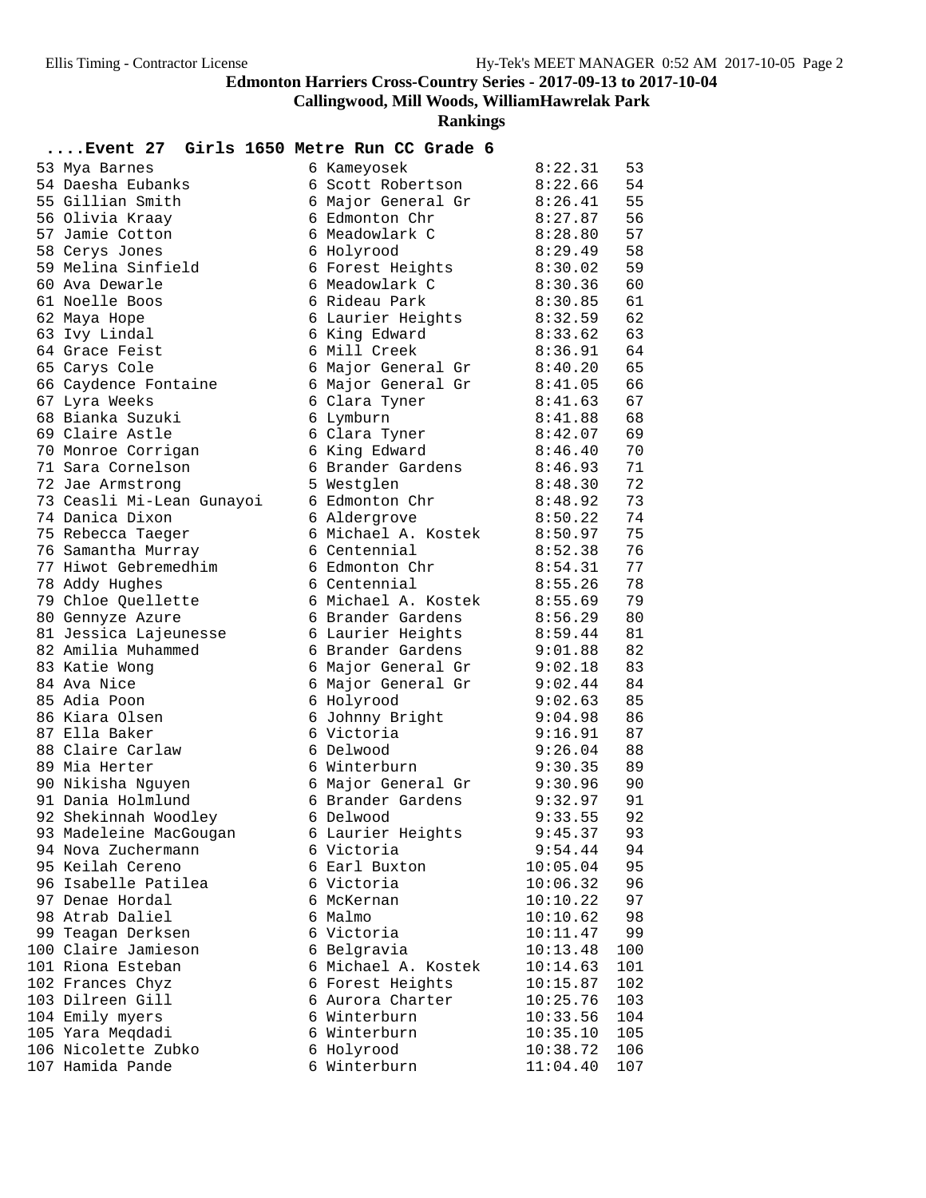# Edmonton Harriers Cross-Country Series - 2017-09-13 to 2017-10-04

## Callingwood, Mill Woods, WilliamHawrelak Park

### Rankings

**....Event 27 Girls 1650 Metre Run CC Grade 6**

| Place | Name | Grade | School | Time | Points |
|---|---|---|---|---|---|
| 53 | Mya Barnes | 6 | Kameyosek | 8:22.31 | 53 |
| 54 | Daesha Eubanks | 6 | Scott Robertson | 8:22.66 | 54 |
| 55 | Gillian Smith | 6 | Major General Gr | 8:26.41 | 55 |
| 56 | Olivia Kraay | 6 | Edmonton Chr | 8:27.87 | 56 |
| 57 | Jamie Cotton | 6 | Meadowlark C | 8:28.80 | 57 |
| 58 | Cerys Jones | 6 | Holyrood | 8:29.49 | 58 |
| 59 | Melina Sinfield | 6 | Forest Heights | 8:30.02 | 59 |
| 60 | Ava Dewarle | 6 | Meadowlark C | 8:30.36 | 60 |
| 61 | Noelle Boos | 6 | Rideau Park | 8:30.85 | 61 |
| 62 | Maya Hope | 6 | Laurier Heights | 8:32.59 | 62 |
| 63 | Ivy Lindal | 6 | King Edward | 8:33.62 | 63 |
| 64 | Grace Feist | 6 | Mill Creek | 8:36.91 | 64 |
| 65 | Carys Cole | 6 | Major General Gr | 8:40.20 | 65 |
| 66 | Caydence Fontaine | 6 | Major General Gr | 8:41.05 | 66 |
| 67 | Lyra Weeks | 6 | Clara Tyner | 8:41.63 | 67 |
| 68 | Bianka Suzuki | 6 | Lymburn | 8:41.88 | 68 |
| 69 | Claire Astle | 6 | Clara Tyner | 8:42.07 | 69 |
| 70 | Monroe Corrigan | 6 | King Edward | 8:46.40 | 70 |
| 71 | Sara Cornelson | 6 | Brander Gardens | 8:46.93 | 71 |
| 72 | Jae Armstrong | 5 | Westglen | 8:48.30 | 72 |
| 73 | Ceasli Mi-Lean Gunayoi | 6 | Edmonton Chr | 8:48.92 | 73 |
| 74 | Danica Dixon | 6 | Aldergrove | 8:50.22 | 74 |
| 75 | Rebecca Taeger | 6 | Michael A. Kostek | 8:50.97 | 75 |
| 76 | Samantha Murray | 6 | Centennial | 8:52.38 | 76 |
| 77 | Hiwot Gebremedhim | 6 | Edmonton Chr | 8:54.31 | 77 |
| 78 | Addy Hughes | 6 | Centennial | 8:55.26 | 78 |
| 79 | Chloe Quellette | 6 | Michael A. Kostek | 8:55.69 | 79 |
| 80 | Gennyze Azure | 6 | Brander Gardens | 8:56.29 | 80 |
| 81 | Jessica Lajeunesse | 6 | Laurier Heights | 8:59.44 | 81 |
| 82 | Amilia Muhammed | 6 | Brander Gardens | 9:01.88 | 82 |
| 83 | Katie Wong | 6 | Major General Gr | 9:02.18 | 83 |
| 84 | Ava Nice | 6 | Major General Gr | 9:02.44 | 84 |
| 85 | Adia Poon | 6 | Holyrood | 9:02.63 | 85 |
| 86 | Kiara Olsen | 6 | Johnny Bright | 9:04.98 | 86 |
| 87 | Ella Baker | 6 | Victoria | 9:16.91 | 87 |
| 88 | Claire Carlaw | 6 | Delwood | 9:26.04 | 88 |
| 89 | Mia Herter | 6 | Winterburn | 9:30.35 | 89 |
| 90 | Nikisha Nguyen | 6 | Major General Gr | 9:30.96 | 90 |
| 91 | Dania Holmlund | 6 | Brander Gardens | 9:32.97 | 91 |
| 92 | Shekinnah Woodley | 6 | Delwood | 9:33.55 | 92 |
| 93 | Madeleine MacGougan | 6 | Laurier Heights | 9:45.37 | 93 |
| 94 | Nova Zuchermann | 6 | Victoria | 9:54.44 | 94 |
| 95 | Keilah Cereno | 6 | Earl Buxton | 10:05.04 | 95 |
| 96 | Isabelle Patilea | 6 | Victoria | 10:06.32 | 96 |
| 97 | Denae Hordal | 6 | McKernan | 10:10.22 | 97 |
| 98 | Atrab Daliel | 6 | Malmo | 10:10.62 | 98 |
| 99 | Teagan Derksen | 6 | Victoria | 10:11.47 | 99 |
| 100 | Claire Jamieson | 6 | Belgravia | 10:13.48 | 100 |
| 101 | Riona Esteban | 6 | Michael A. Kostek | 10:14.63 | 101 |
| 102 | Frances Chyz | 6 | Forest Heights | 10:15.87 | 102 |
| 103 | Dilreen Gill | 6 | Aurora Charter | 10:25.76 | 103 |
| 104 | Emily myers | 6 | Winterburn | 10:33.56 | 104 |
| 105 | Yara Meqdadi | 6 | Winterburn | 10:35.10 | 105 |
| 106 | Nicolette Zubko | 6 | Holyrood | 10:38.72 | 106 |
| 107 | Hamida Pande | 6 | Winterburn | 11:04.40 | 107 |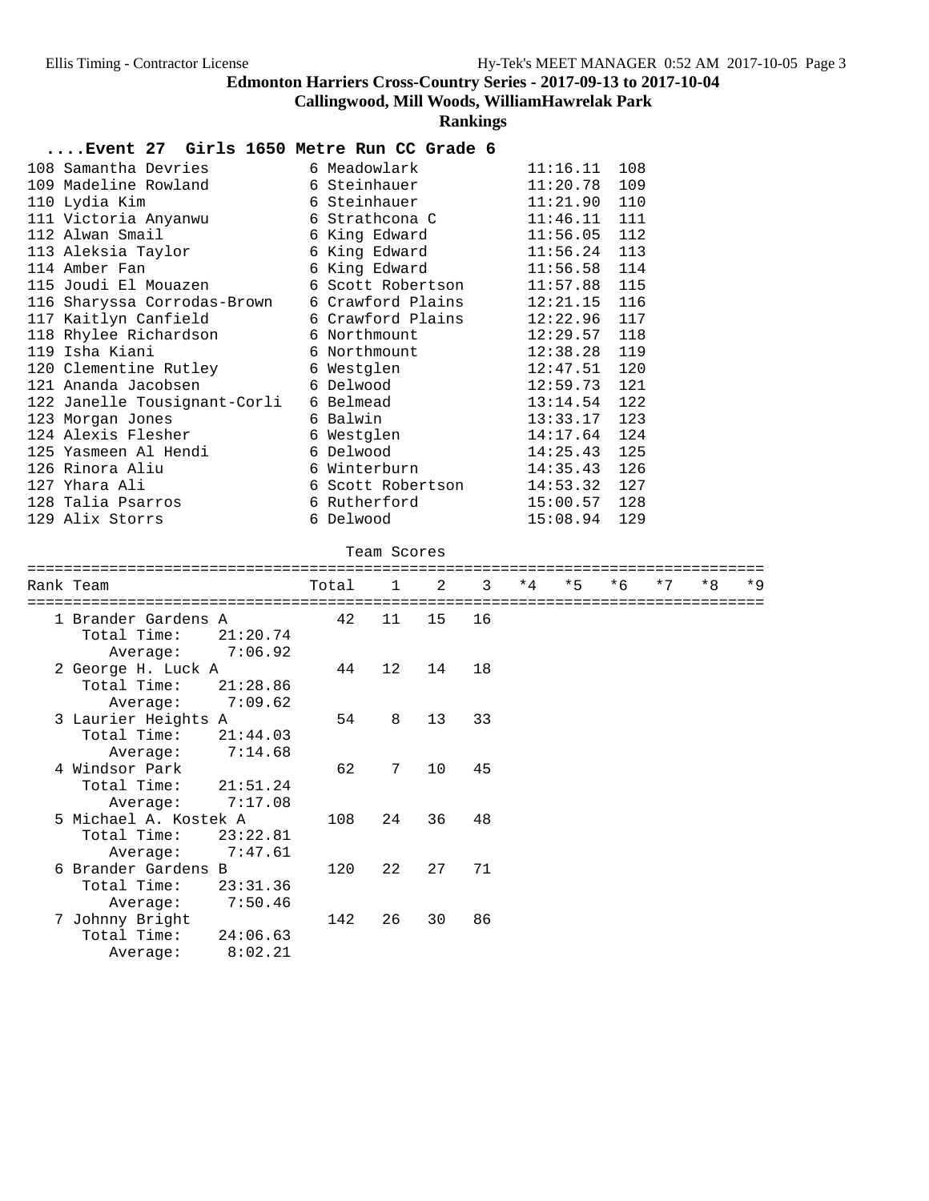# Edmonton Harriers Cross-Country Series - 2017-09-13 to 2017-10-04

## Callingwood, Mill Woods, WilliamHawrelak Park

### Rankings

#### ....Event 27 Girls 1650 Metre Run CC Grade 6

| Place | Name | Grade | School | Time | Points |
|---|---|---|---|---|---|
| 108 | Samantha Devries | 6 | Meadowlark | 11:16.11 | 108 |
| 109 | Madeline Rowland | 6 | Steinhauer | 11:20.78 | 109 |
| 110 | Lydia Kim | 6 | Steinhauer | 11:21.90 | 110 |
| 111 | Victoria Anyanwu | 6 | Strathcona C | 11:46.11 | 111 |
| 112 | Alwan Smail | 6 | King Edward | 11:56.05 | 112 |
| 113 | Aleksia Taylor | 6 | King Edward | 11:56.24 | 113 |
| 114 | Amber Fan | 6 | King Edward | 11:56.58 | 114 |
| 115 | Joudi El Mouazen | 6 | Scott Robertson | 11:57.88 | 115 |
| 116 | Sharyssa Corrodas-Brown | 6 | Crawford Plains | 12:21.15 | 116 |
| 117 | Kaitlyn Canfield | 6 | Crawford Plains | 12:22.96 | 117 |
| 118 | Rhylee Richardson | 6 | Northmount | 12:29.57 | 118 |
| 119 | Isha Kiani | 6 | Northmount | 12:38.28 | 119 |
| 120 | Clementine Rutley | 6 | Westglen | 12:47.51 | 120 |
| 121 | Ananda Jacobsen | 6 | Delwood | 12:59.73 | 121 |
| 122 | Janelle Tousignant-Corli | 6 | Belmead | 13:14.54 | 122 |
| 123 | Morgan Jones | 6 | Balwin | 13:33.17 | 123 |
| 124 | Alexis Flesher | 6 | Westglen | 14:17.64 | 124 |
| 125 | Yasmeen Al Hendi | 6 | Delwood | 14:25.43 | 125 |
| 126 | Rinora Aliu | 6 | Winterburn | 14:35.43 | 126 |
| 127 | Yhara Ali | 6 | Scott Robertson | 14:53.32 | 127 |
| 128 | Talia Psarros | 6 | Rutherford | 15:00.57 | 128 |
| 129 | Alix Storrs | 6 | Delwood | 15:08.94 | 129 |

Team Scores

| Rank | Team | Total | 1 | 2 | 3 | *4 | *5 | *6 | *7 | *8 | *9 |
|---|---|---|---|---|---|---|---|---|---|---|---|
| 1 | Brander Gardens A | 42 | 11 | 15 | 16 | | | | | | |
| | Total Time: 21:20.74 | | | | | | | | | | |
| | Average: 7:06.92 | | | | | | | | | | |
| 2 | George H. Luck A | 44 | 12 | 14 | 18 | | | | | | |
| | Total Time: 21:28.86 | | | | | | | | | | |
| | Average: 7:09.62 | | | | | | | | | | |
| 3 | Laurier Heights A | 54 | 8 | 13 | 33 | | | | | | |
| | Total Time: 21:44.03 | | | | | | | | | | |
| | Average: 7:14.68 | | | | | | | | | | |
| 4 | Windsor Park | 62 | 7 | 10 | 45 | | | | | | |
| | Total Time: 21:51.24 | | | | | | | | | | |
| | Average: 7:17.08 | | | | | | | | | | |
| 5 | Michael A. Kostek A | 108 | 24 | 36 | 48 | | | | | | |
| | Total Time: 23:22.81 | | | | | | | | | | |
| | Average: 7:47.61 | | | | | | | | | | |
| 6 | Brander Gardens B | 120 | 22 | 27 | 71 | | | | | | |
| | Total Time: 23:31.36 | | | | | | | | | | |
| | Average: 7:50.46 | | | | | | | | | | |
| 7 | Johnny Bright | 142 | 26 | 30 | 86 | | | | | | |
| | Total Time: 24:06.63 | | | | | | | | | | |
| | Average: 8:02.21 | | | | | | | | | | |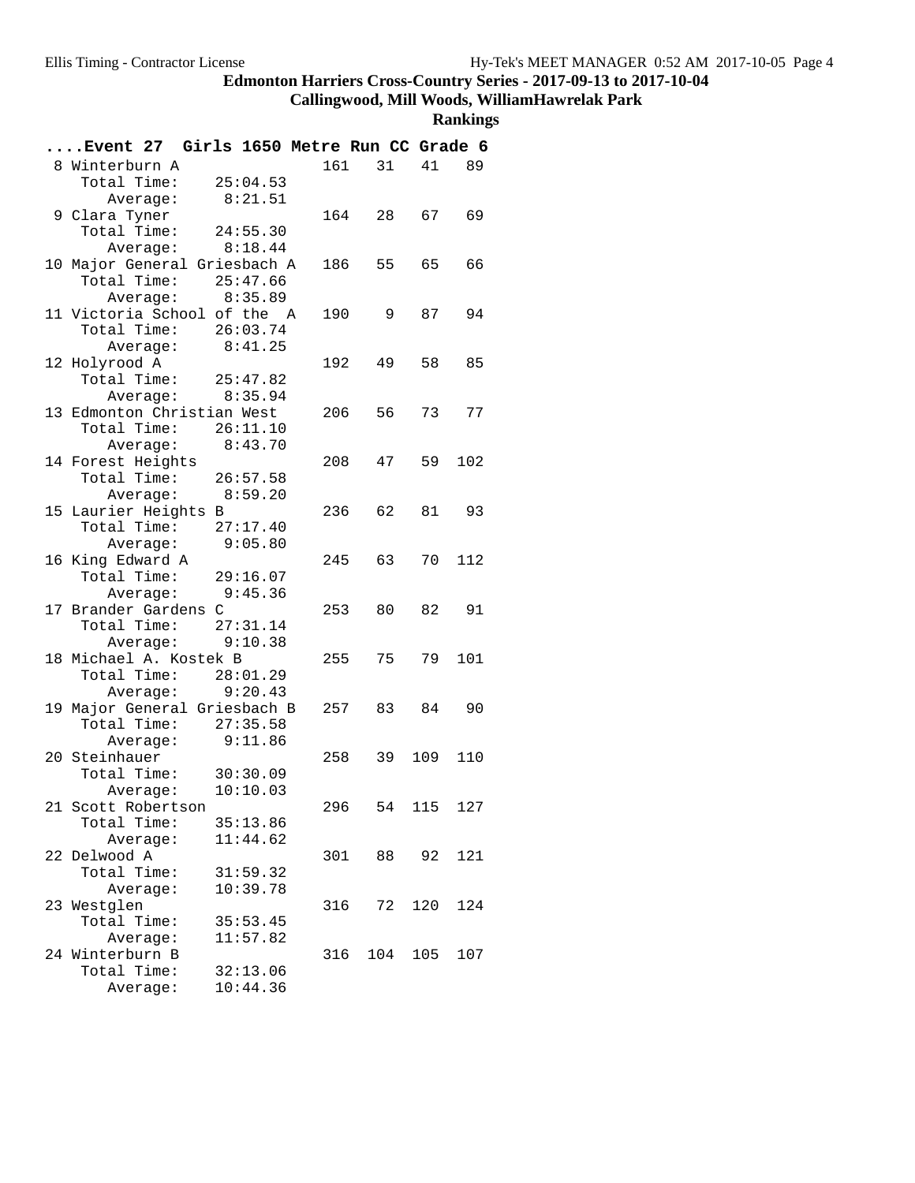# Edmonton Harriers Cross-Country Series - 2017-09-13 to 2017-10-04

## Callingwood, Mill Woods, WilliamHawrelak Park

### Rankings

**....Event 27 Girls 1650 Metre Run CC Grade 6**

```
 8 Winterburn A                 161   31   41   89
    Total Time:    25:04.53
       Average:     8:21.51
 9 Clara Tyner                  164   28   67   69
    Total Time:    24:55.30
       Average:     8:18.44
10 Major General Griesbach A    186   55   65   66
    Total Time:    25:47.66
       Average:     8:35.89
11 Victoria School of the  A    190    9   87   94
    Total Time:    26:03.74
       Average:     8:41.25
12 Holyrood A                   192   49   58   85
    Total Time:    25:47.82
       Average:     8:35.94
13 Edmonton Christian West      206   56   73   77
    Total Time:    26:11.10
       Average:     8:43.70
14 Forest Heights               208   47   59  102
    Total Time:    26:57.58
       Average:     8:59.20
15 Laurier Heights B            236   62   81   93
    Total Time:    27:17.40
       Average:     9:05.80
16 King Edward A                245   63   70  112
    Total Time:    29:16.07
       Average:     9:45.36
17 Brander Gardens C            253   80   82   91
    Total Time:    27:31.14
       Average:     9:10.38
18 Michael A. Kostek B          255   75   79  101
    Total Time:    28:01.29
       Average:     9:20.43
19 Major General Griesbach B    257   83   84   90
    Total Time:    27:35.58
       Average:     9:11.86
20 Steinhauer                   258   39  109  110
    Total Time:    30:30.09
       Average:    10:10.03
21 Scott Robertson              296   54  115  127
    Total Time:    35:13.86
       Average:    11:44.62
22 Delwood A                    301   88   92  121
    Total Time:    31:59.32
       Average:    10:39.78
23 Westglen                     316   72  120  124
    Total Time:    35:53.45
       Average:    11:57.82
24 Winterburn B                 316  104  105  107
    Total Time:    32:13.06
       Average:    10:44.36
```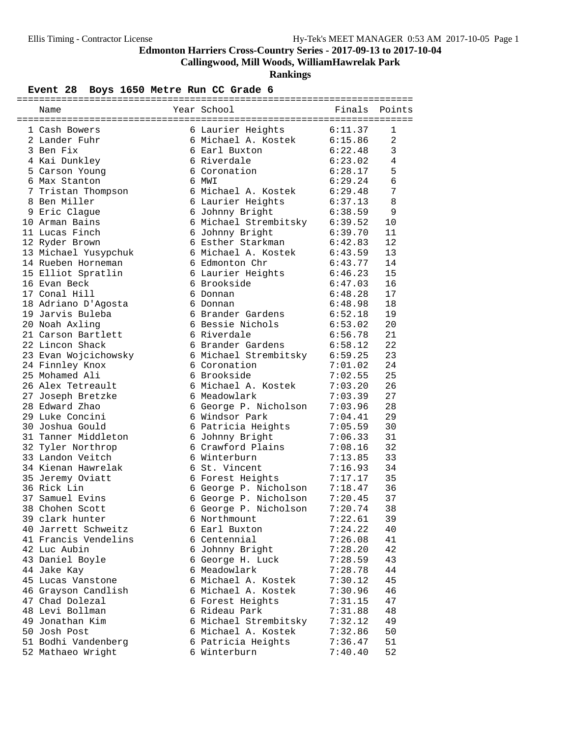Ellis Timing - Contractor License    Hy-Tek's MEET MANAGER 0:53 AM 2017-10-05 Page 1

# Edmonton Harriers Cross-Country Series - 2017-09-13 to 2017-10-04

## Callingwood, Mill Woods, WilliamHawrelak Park

## Rankings

### Event 28 Boys 1650 Metre Run CC Grade 6

| | Name | Year | School | Finals | Points |
|---|---|---|---|---|---|
| 1 | Cash Bowers | 6 | Laurier Heights | 6:11.37 | 1 |
| 2 | Lander Fuhr | 6 | Michael A. Kostek | 6:15.86 | 2 |
| 3 | Ben Fix | 6 | Earl Buxton | 6:22.48 | 3 |
| 4 | Kai Dunkley | 6 | Riverdale | 6:23.02 | 4 |
| 5 | Carson Young | 6 | Coronation | 6:28.17 | 5 |
| 6 | Max Stanton | 6 | MWI | 6:29.24 | 6 |
| 7 | Tristan Thompson | 6 | Michael A. Kostek | 6:29.48 | 7 |
| 8 | Ben Miller | 6 | Laurier Heights | 6:37.13 | 8 |
| 9 | Eric Clague | 6 | Johnny Bright | 6:38.59 | 9 |
| 10 | Arman Bains | 6 | Michael Strembitsky | 6:39.52 | 10 |
| 11 | Lucas Finch | 6 | Johnny Bright | 6:39.70 | 11 |
| 12 | Ryder Brown | 6 | Esther Starkman | 6:42.83 | 12 |
| 13 | Michael Yusypchuk | 6 | Michael A. Kostek | 6:43.59 | 13 |
| 14 | Rueben Horneman | 6 | Edmonton Chr | 6:43.77 | 14 |
| 15 | Elliot Spratlin | 6 | Laurier Heights | 6:46.23 | 15 |
| 16 | Evan Beck | 6 | Brookside | 6:47.03 | 16 |
| 17 | Conal Hill | 6 | Donnan | 6:48.28 | 17 |
| 18 | Adriano D'Agosta | 6 | Donnan | 6:48.98 | 18 |
| 19 | Jarvis Buleba | 6 | Brander Gardens | 6:52.18 | 19 |
| 20 | Noah Axling | 6 | Bessie Nichols | 6:53.02 | 20 |
| 21 | Carson Bartlett | 6 | Riverdale | 6:56.78 | 21 |
| 22 | Lincon Shack | 6 | Brander Gardens | 6:58.12 | 22 |
| 23 | Evan Wojcichowsky | 6 | Michael Strembitsky | 6:59.25 | 23 |
| 24 | Finnley Knox | 6 | Coronation | 7:01.02 | 24 |
| 25 | Mohamed Ali | 6 | Brookside | 7:02.55 | 25 |
| 26 | Alex Tetreault | 6 | Michael A. Kostek | 7:03.20 | 26 |
| 27 | Joseph Bretzke | 6 | Meadowlark | 7:03.39 | 27 |
| 28 | Edward Zhao | 6 | George P. Nicholson | 7:03.96 | 28 |
| 29 | Luke Concini | 6 | Windsor Park | 7:04.41 | 29 |
| 30 | Joshua Gould | 6 | Patricia Heights | 7:05.59 | 30 |
| 31 | Tanner Middleton | 6 | Johnny Bright | 7:06.33 | 31 |
| 32 | Tyler Northrop | 6 | Crawford Plains | 7:08.16 | 32 |
| 33 | Landon Veitch | 6 | Winterburn | 7:13.85 | 33 |
| 34 | Kienan Hawrelak | 6 | St. Vincent | 7:16.93 | 34 |
| 35 | Jeremy Oviatt | 6 | Forest Heights | 7:17.17 | 35 |
| 36 | Rick Lin | 6 | George P. Nicholson | 7:18.47 | 36 |
| 37 | Samuel Evins | 6 | George P. Nicholson | 7:20.45 | 37 |
| 38 | Chohen Scott | 6 | George P. Nicholson | 7:20.74 | 38 |
| 39 | clark hunter | 6 | Northmount | 7:22.61 | 39 |
| 40 | Jarrett Schweitz | 6 | Earl Buxton | 7:24.22 | 40 |
| 41 | Francis Vendelins | 6 | Centennial | 7:26.08 | 41 |
| 42 | Luc Aubin | 6 | Johnny Bright | 7:28.20 | 42 |
| 43 | Daniel Boyle | 6 | George H. Luck | 7:28.59 | 43 |
| 44 | Jake Kay | 6 | Meadowlark | 7:28.78 | 44 |
| 45 | Lucas Vanstone | 6 | Michael A. Kostek | 7:30.12 | 45 |
| 46 | Grayson Candlish | 6 | Michael A. Kostek | 7:30.96 | 46 |
| 47 | Chad Dolezal | 6 | Forest Heights | 7:31.15 | 47 |
| 48 | Levi Bollman | 6 | Rideau Park | 7:31.88 | 48 |
| 49 | Jonathan Kim | 6 | Michael Strembitsky | 7:32.12 | 49 |
| 50 | Josh Post | 6 | Michael A. Kostek | 7:32.86 | 50 |
| 51 | Bodhi Vandenberg | 6 | Patricia Heights | 7:36.47 | 51 |
| 52 | Mathaeo Wright | 6 | Winterburn | 7:40.40 | 52 |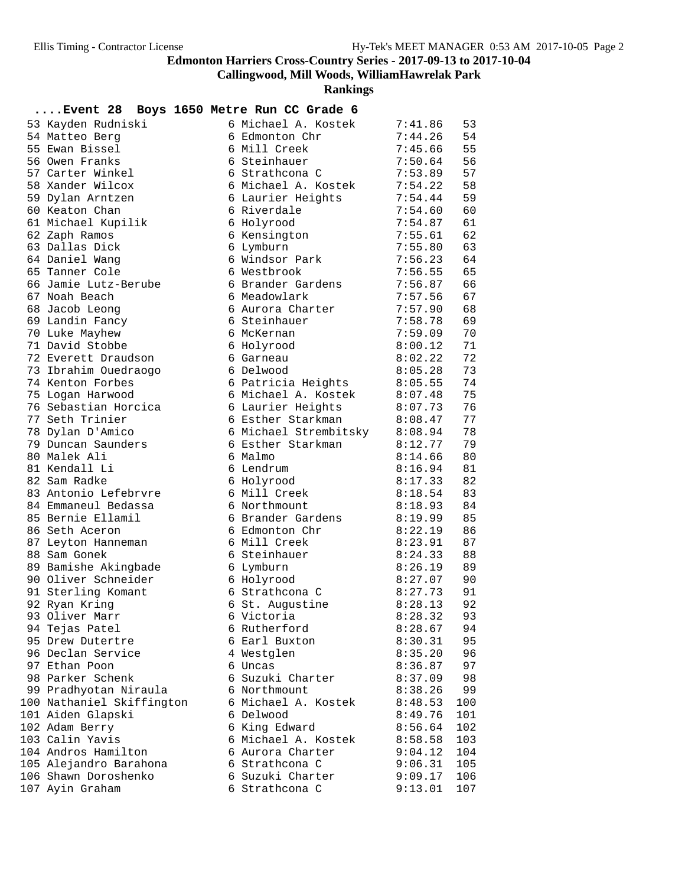**Edmonton Harriers Cross-Country Series - 2017-09-13 to 2017-10-04**

**Callingwood, Mill Woods, WilliamHawrelak Park**

**Rankings**

**....Event 28 Boys 1650 Metre Run CC Grade 6**

| Place | Name | Grade | School | Time | Points |
|---|---|---|---|---|---|
| 53 | Kayden Rudniski | 6 | Michael A. Kostek | 7:41.86 | 53 |
| 54 | Matteo Berg | 6 | Edmonton Chr | 7:44.26 | 54 |
| 55 | Ewan Bissel | 6 | Mill Creek | 7:45.66 | 55 |
| 56 | Owen Franks | 6 | Steinhauer | 7:50.64 | 56 |
| 57 | Carter Winkel | 6 | Strathcona C | 7:53.89 | 57 |
| 58 | Xander Wilcox | 6 | Michael A. Kostek | 7:54.22 | 58 |
| 59 | Dylan Arntzen | 6 | Laurier Heights | 7:54.44 | 59 |
| 60 | Keaton Chan | 6 | Riverdale | 7:54.60 | 60 |
| 61 | Michael Kupilik | 6 | Holyrood | 7:54.87 | 61 |
| 62 | Zaph Ramos | 6 | Kensington | 7:55.61 | 62 |
| 63 | Dallas Dick | 6 | Lymburn | 7:55.80 | 63 |
| 64 | Daniel Wang | 6 | Windsor Park | 7:56.23 | 64 |
| 65 | Tanner Cole | 6 | Westbrook | 7:56.55 | 65 |
| 66 | Jamie Lutz-Berube | 6 | Brander Gardens | 7:56.87 | 66 |
| 67 | Noah Beach | 6 | Meadowlark | 7:57.56 | 67 |
| 68 | Jacob Leong | 6 | Aurora Charter | 7:57.90 | 68 |
| 69 | Landin Fancy | 6 | Steinhauer | 7:58.78 | 69 |
| 70 | Luke Mayhew | 6 | McKernan | 7:59.09 | 70 |
| 71 | David Stobbe | 6 | Holyrood | 8:00.12 | 71 |
| 72 | Everett Draudson | 6 | Garneau | 8:02.22 | 72 |
| 73 | Ibrahim Ouedraogo | 6 | Delwood | 8:05.28 | 73 |
| 74 | Kenton Forbes | 6 | Patricia Heights | 8:05.55 | 74 |
| 75 | Logan Harwood | 6 | Michael A. Kostek | 8:07.48 | 75 |
| 76 | Sebastian Horcica | 6 | Laurier Heights | 8:07.73 | 76 |
| 77 | Seth Trinier | 6 | Esther Starkman | 8:08.47 | 77 |
| 78 | Dylan D'Amico | 6 | Michael Strembitsky | 8:08.94 | 78 |
| 79 | Duncan Saunders | 6 | Esther Starkman | 8:12.77 | 79 |
| 80 | Malek Ali | 6 | Malmo | 8:14.66 | 80 |
| 81 | Kendall Li | 6 | Lendrum | 8:16.94 | 81 |
| 82 | Sam Radke | 6 | Holyrood | 8:17.33 | 82 |
| 83 | Antonio Lefebrvre | 6 | Mill Creek | 8:18.54 | 83 |
| 84 | Emmaneul Bedassa | 6 | Northmount | 8:18.93 | 84 |
| 85 | Bernie Ellamil | 6 | Brander Gardens | 8:19.99 | 85 |
| 86 | Seth Aceron | 6 | Edmonton Chr | 8:22.19 | 86 |
| 87 | Leyton Hanneman | 6 | Mill Creek | 8:23.91 | 87 |
| 88 | Sam Gonek | 6 | Steinhauer | 8:24.33 | 88 |
| 89 | Bamishe Akingbade | 6 | Lymburn | 8:26.19 | 89 |
| 90 | Oliver Schneider | 6 | Holyrood | 8:27.07 | 90 |
| 91 | Sterling Komant | 6 | Strathcona C | 8:27.73 | 91 |
| 92 | Ryan Kring | 6 | St. Augustine | 8:28.13 | 92 |
| 93 | Oliver Marr | 6 | Victoria | 8:28.32 | 93 |
| 94 | Tejas Patel | 6 | Rutherford | 8:28.67 | 94 |
| 95 | Drew Dutertre | 6 | Earl Buxton | 8:30.31 | 95 |
| 96 | Declan Service | 4 | Westglen | 8:35.20 | 96 |
| 97 | Ethan Poon | 6 | Uncas | 8:36.87 | 97 |
| 98 | Parker Schenk | 6 | Suzuki Charter | 8:37.09 | 98 |
| 99 | Pradhyotan Niraula | 6 | Northmount | 8:38.26 | 99 |
| 100 | Nathaniel Skiffington | 6 | Michael A. Kostek | 8:48.53 | 100 |
| 101 | Aiden Glapski | 6 | Delwood | 8:49.76 | 101 |
| 102 | Adam Berry | 6 | King Edward | 8:56.64 | 102 |
| 103 | Calin Yavis | 6 | Michael A. Kostek | 8:58.58 | 103 |
| 104 | Andros Hamilton | 6 | Aurora Charter | 9:04.12 | 104 |
| 105 | Alejandro Barahona | 6 | Strathcona C | 9:06.31 | 105 |
| 106 | Shawn Doroshenko | 6 | Suzuki Charter | 9:09.17 | 106 |
| 107 | Ayin Graham | 6 | Strathcona C | 9:13.01 | 107 |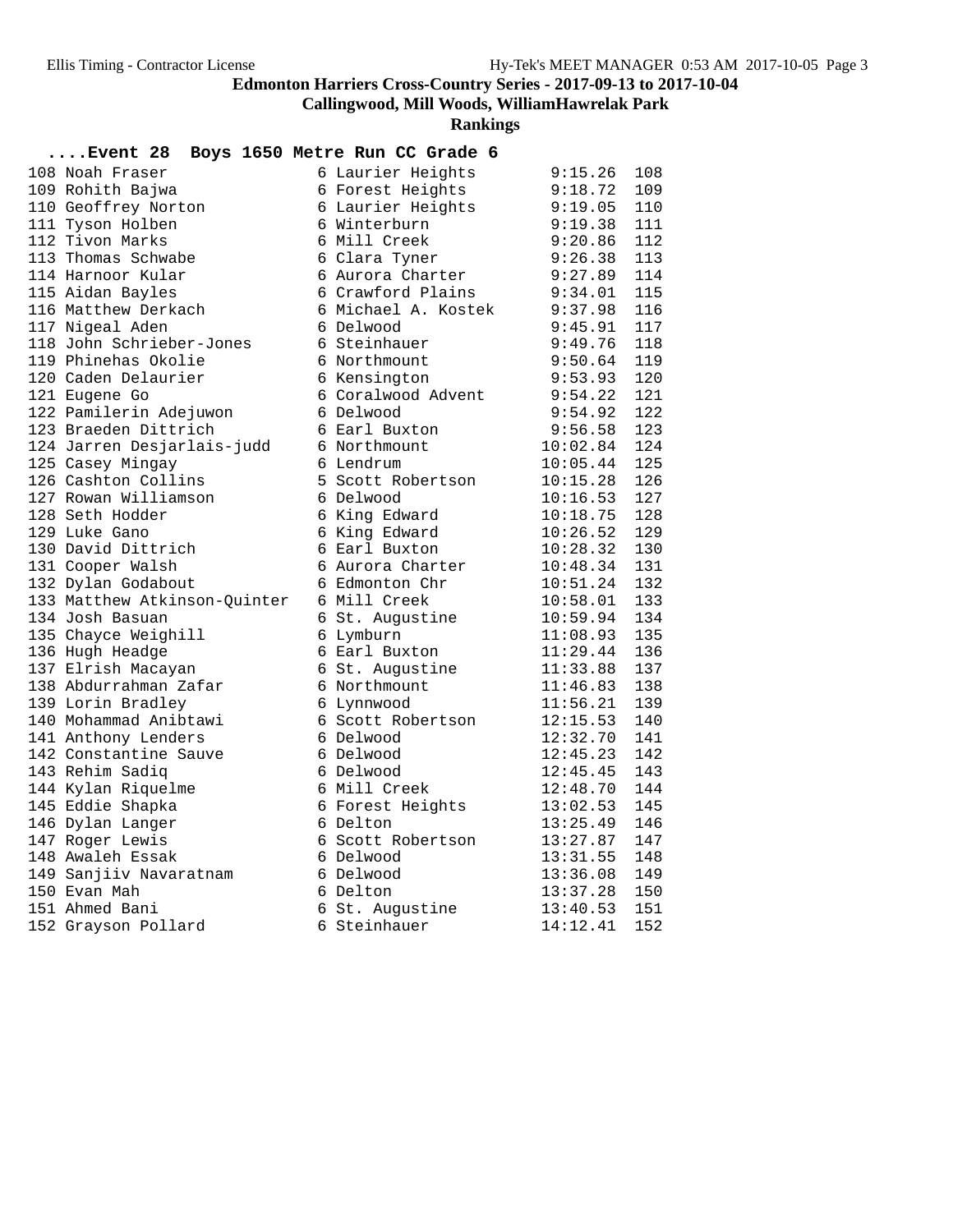**Edmonton Harriers Cross-Country Series - 2017-09-13 to 2017-10-04**

**Callingwood, Mill Woods, WilliamHawrelak Park**

**Rankings**

**....Event 28 Boys 1650 Metre Run CC Grade 6**

| Place | Name | Grade | School | Time | Points |
|---|---|---|---|---|---|
| 108 | Noah Fraser | 6 | Laurier Heights | 9:15.26 | 108 |
| 109 | Rohith Bajwa | 6 | Forest Heights | 9:18.72 | 109 |
| 110 | Geoffrey Norton | 6 | Laurier Heights | 9:19.05 | 110 |
| 111 | Tyson Holben | 6 | Winterburn | 9:19.38 | 111 |
| 112 | Tivon Marks | 6 | Mill Creek | 9:20.86 | 112 |
| 113 | Thomas Schwabe | 6 | Clara Tyner | 9:26.38 | 113 |
| 114 | Harnoor Kular | 6 | Aurora Charter | 9:27.89 | 114 |
| 115 | Aidan Bayles | 6 | Crawford Plains | 9:34.01 | 115 |
| 116 | Matthew Derkach | 6 | Michael A. Kostek | 9:37.98 | 116 |
| 117 | Nigeal Aden | 6 | Delwood | 9:45.91 | 117 |
| 118 | John Schrieber-Jones | 6 | Steinhauer | 9:49.76 | 118 |
| 119 | Phinehas Okolie | 6 | Northmount | 9:50.64 | 119 |
| 120 | Caden Delaurier | 6 | Kensington | 9:53.93 | 120 |
| 121 | Eugene Go | 6 | Coralwood Advent | 9:54.22 | 121 |
| 122 | Pamilerin Adejuwon | 6 | Delwood | 9:54.92 | 122 |
| 123 | Braeden Dittrich | 6 | Earl Buxton | 9:56.58 | 123 |
| 124 | Jarren Desjarlais-judd | 6 | Northmount | 10:02.84 | 124 |
| 125 | Casey Mingay | 6 | Lendrum | 10:05.44 | 125 |
| 126 | Cashton Collins | 5 | Scott Robertson | 10:15.28 | 126 |
| 127 | Rowan Williamson | 6 | Delwood | 10:16.53 | 127 |
| 128 | Seth Hodder | 6 | King Edward | 10:18.75 | 128 |
| 129 | Luke Gano | 6 | King Edward | 10:26.52 | 129 |
| 130 | David Dittrich | 6 | Earl Buxton | 10:28.32 | 130 |
| 131 | Cooper Walsh | 6 | Aurora Charter | 10:48.34 | 131 |
| 132 | Dylan Godabout | 6 | Edmonton Chr | 10:51.24 | 132 |
| 133 | Matthew Atkinson-Quinter | 6 | Mill Creek | 10:58.01 | 133 |
| 134 | Josh Basuan | 6 | St. Augustine | 10:59.94 | 134 |
| 135 | Chayce Weighill | 6 | Lymburn | 11:08.93 | 135 |
| 136 | Hugh Headge | 6 | Earl Buxton | 11:29.44 | 136 |
| 137 | Elrish Macayan | 6 | St. Augustine | 11:33.88 | 137 |
| 138 | Abdurrahman Zafar | 6 | Northmount | 11:46.83 | 138 |
| 139 | Lorin Bradley | 6 | Lynnwood | 11:56.21 | 139 |
| 140 | Mohammad Anibtawi | 6 | Scott Robertson | 12:15.53 | 140 |
| 141 | Anthony Lenders | 6 | Delwood | 12:32.70 | 141 |
| 142 | Constantine Sauve | 6 | Delwood | 12:45.23 | 142 |
| 143 | Rehim Sadiq | 6 | Delwood | 12:45.45 | 143 |
| 144 | Kylan Riquelme | 6 | Mill Creek | 12:48.70 | 144 |
| 145 | Eddie Shapka | 6 | Forest Heights | 13:02.53 | 145 |
| 146 | Dylan Langer | 6 | Delton | 13:25.49 | 146 |
| 147 | Roger Lewis | 6 | Scott Robertson | 13:27.87 | 147 |
| 148 | Awaleh Essak | 6 | Delwood | 13:31.55 | 148 |
| 149 | Sanjiiv Navaratnam | 6 | Delwood | 13:36.08 | 149 |
| 150 | Evan Mah | 6 | Delton | 13:37.28 | 150 |
| 151 | Ahmed Bani | 6 | St. Augustine | 13:40.53 | 151 |
| 152 | Grayson Pollard | 6 | Steinhauer | 14:12.41 | 152 |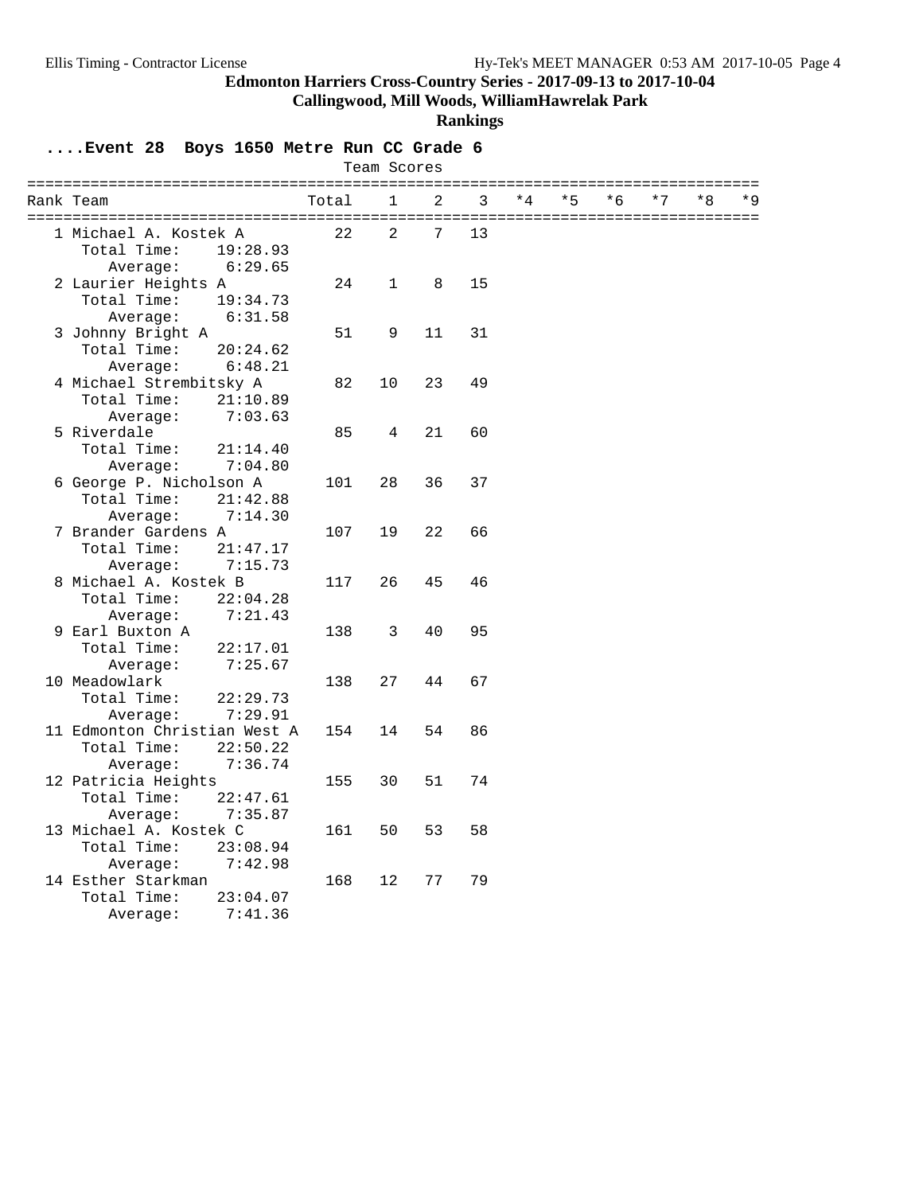**Edmonton Harriers Cross-Country Series - 2017-09-13 to 2017-10-04**

**Callingwood, Mill Woods, WilliamHawrelak Park**

**Rankings**

## ....Event 28 Boys 1650 Metre Run CC Grade 6

Team Scores

| Rank | Team | Total | 1 | 2 | 3 | *4 | *5 | *6 | *7 | *8 | *9 |
|---|---|---|---|---|---|---|---|---|---|---|---|
| 1 | Michael A. Kostek A | 22 | 2 | 7 | 13 | | | | | | |
| | Total Time: 19:28.93 | | | | | | | | | | |
| | Average: 6:29.65 | | | | | | | | | | |
| 2 | Laurier Heights A | 24 | 1 | 8 | 15 | | | | | | |
| | Total Time: 19:34.73 | | | | | | | | | | |
| | Average: 6:31.58 | | | | | | | | | | |
| 3 | Johnny Bright A | 51 | 9 | 11 | 31 | | | | | | |
| | Total Time: 20:24.62 | | | | | | | | | | |
| | Average: 6:48.21 | | | | | | | | | | |
| 4 | Michael Strembitsky A | 82 | 10 | 23 | 49 | | | | | | |
| | Total Time: 21:10.89 | | | | | | | | | | |
| | Average: 7:03.63 | | | | | | | | | | |
| 5 | Riverdale | 85 | 4 | 21 | 60 | | | | | | |
| | Total Time: 21:14.40 | | | | | | | | | | |
| | Average: 7:04.80 | | | | | | | | | | |
| 6 | George P. Nicholson A | 101 | 28 | 36 | 37 | | | | | | |
| | Total Time: 21:42.88 | | | | | | | | | | |
| | Average: 7:14.30 | | | | | | | | | | |
| 7 | Brander Gardens A | 107 | 19 | 22 | 66 | | | | | | |
| | Total Time: 21:47.17 | | | | | | | | | | |
| | Average: 7:15.73 | | | | | | | | | | |
| 8 | Michael A. Kostek B | 117 | 26 | 45 | 46 | | | | | | |
| | Total Time: 22:04.28 | | | | | | | | | | |
| | Average: 7:21.43 | | | | | | | | | | |
| 9 | Earl Buxton A | 138 | 3 | 40 | 95 | | | | | | |
| | Total Time: 22:17.01 | | | | | | | | | | |
| | Average: 7:25.67 | | | | | | | | | | |
| 10 | Meadowlark | 138 | 27 | 44 | 67 | | | | | | |
| | Total Time: 22:29.73 | | | | | | | | | | |
| | Average: 7:29.91 | | | | | | | | | | |
| 11 | Edmonton Christian West A | 154 | 14 | 54 | 86 | | | | | | |
| | Total Time: 22:50.22 | | | | | | | | | | |
| | Average: 7:36.74 | | | | | | | | | | |
| 12 | Patricia Heights | 155 | 30 | 51 | 74 | | | | | | |
| | Total Time: 22:47.61 | | | | | | | | | | |
| | Average: 7:35.87 | | | | | | | | | | |
| 13 | Michael A. Kostek C | 161 | 50 | 53 | 58 | | | | | | |
| | Total Time: 23:08.94 | | | | | | | | | | |
| | Average: 7:42.98 | | | | | | | | | | |
| 14 | Esther Starkman | 168 | 12 | 77 | 79 | | | | | | |
| | Total Time: 23:04.07 | | | | | | | | | | |
| | Average: 7:41.36 | | | | | | | | | | |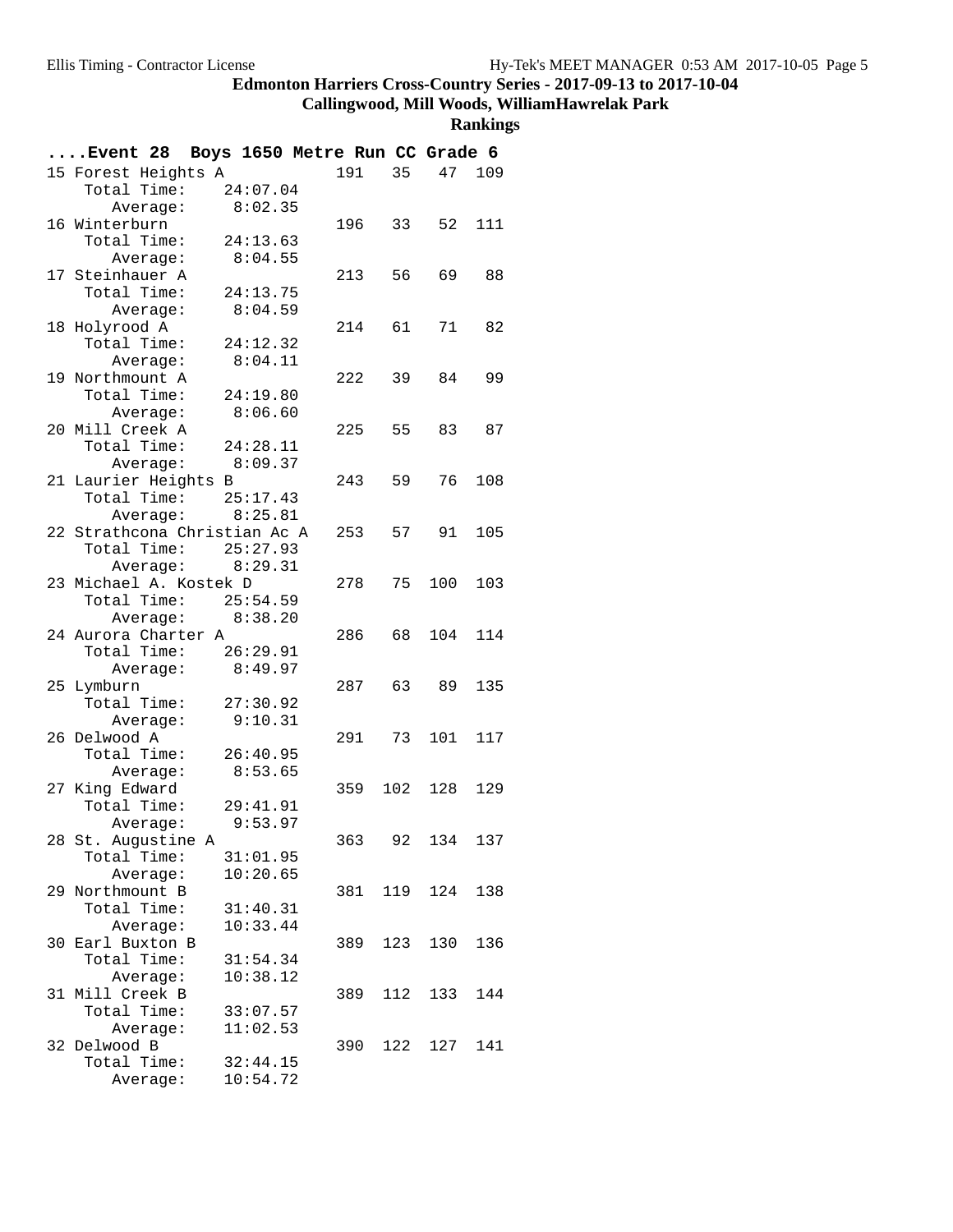**Edmonton Harriers Cross-Country Series - 2017-09-13 to 2017-10-04**

**Callingwood, Mill Woods, WilliamHawrelak Park**

**Rankings**

```
....Event 28  Boys 1650 Metre Run CC Grade 6
15 Forest Heights A            191   35   47  109
    Total Time:    24:07.04
       Average:     8:02.35
16 Winterburn                  196   33   52  111
    Total Time:    24:13.63
       Average:     8:04.55
17 Steinhauer A                213   56   69   88
    Total Time:    24:13.75
       Average:     8:04.59
18 Holyrood A                  214   61   71   82
    Total Time:    24:12.32
       Average:     8:04.11
19 Northmount A                222   39   84   99
    Total Time:    24:19.80
       Average:     8:06.60
20 Mill Creek A                225   55   83   87
    Total Time:    24:28.11
       Average:     8:09.37
21 Laurier Heights B           243   59   76  108
    Total Time:    25:17.43
       Average:     8:25.81
22 Strathcona Christian Ac A   253   57   91  105
    Total Time:    25:27.93
       Average:     8:29.31
23 Michael A. Kostek D         278   75  100  103
    Total Time:    25:54.59
       Average:     8:38.20
24 Aurora Charter A            286   68  104  114
    Total Time:    26:29.91
       Average:     8:49.97
25 Lymburn                     287   63   89  135
    Total Time:    27:30.92
       Average:     9:10.31
26 Delwood A                   291   73  101  117
    Total Time:    26:40.95
       Average:     8:53.65
27 King Edward                 359  102  128  129
    Total Time:    29:41.91
       Average:     9:53.97
28 St. Augustine A             363   92  134  137
    Total Time:    31:01.95
       Average:    10:20.65
29 Northmount B                381  119  124  138
    Total Time:    31:40.31
       Average:    10:33.44
30 Earl Buxton B               389  123  130  136
    Total Time:    31:54.34
       Average:    10:38.12
31 Mill Creek B                389  112  133  144
    Total Time:    33:07.57
       Average:    11:02.53
32 Delwood B                   390  122  127  141
    Total Time:    32:44.15
       Average:    10:54.72
```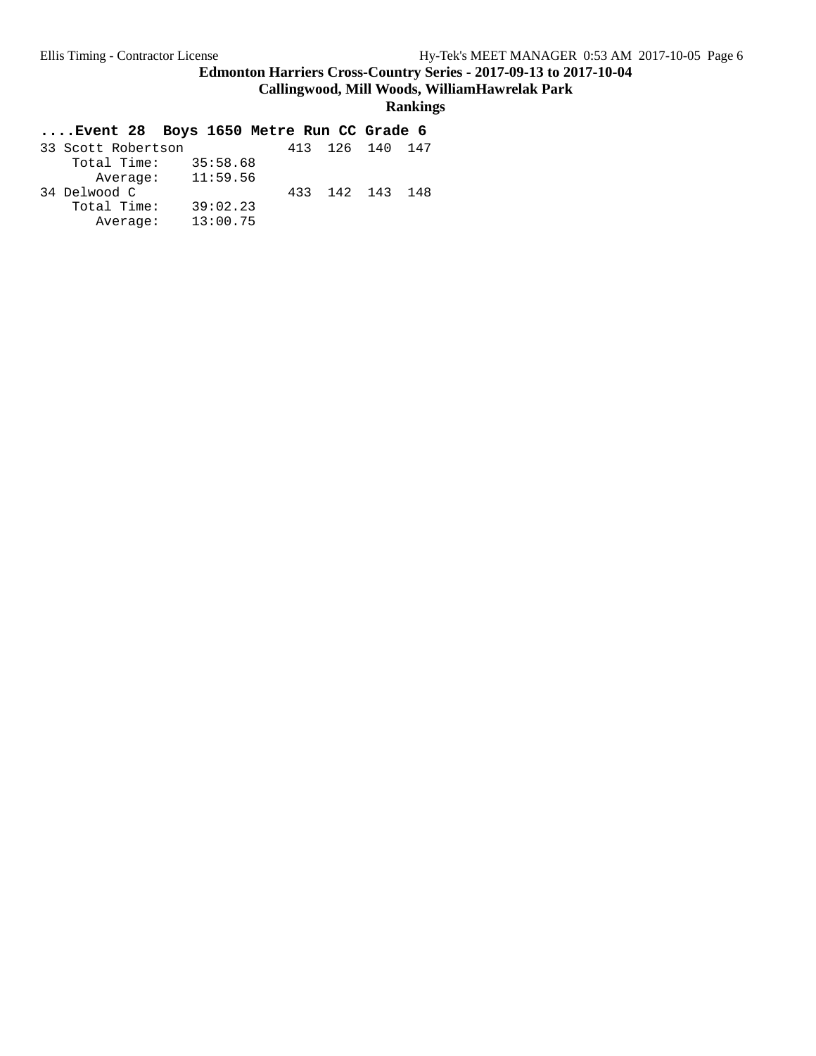**Edmonton Harriers Cross-Country Series - 2017-09-13 to 2017-10-04**

**Callingwood, Mill Woods, WilliamHawrelak Park**

**Rankings**

**....Event 28  Boys 1650 Metre Run CC Grade 6**

```
33 Scott Robertson             413  126  140  147
    Total Time:    35:58.68
       Average:    11:59.56
34 Delwood C                   433  142  143  148
    Total Time:    39:02.23
       Average:    13:00.75
```